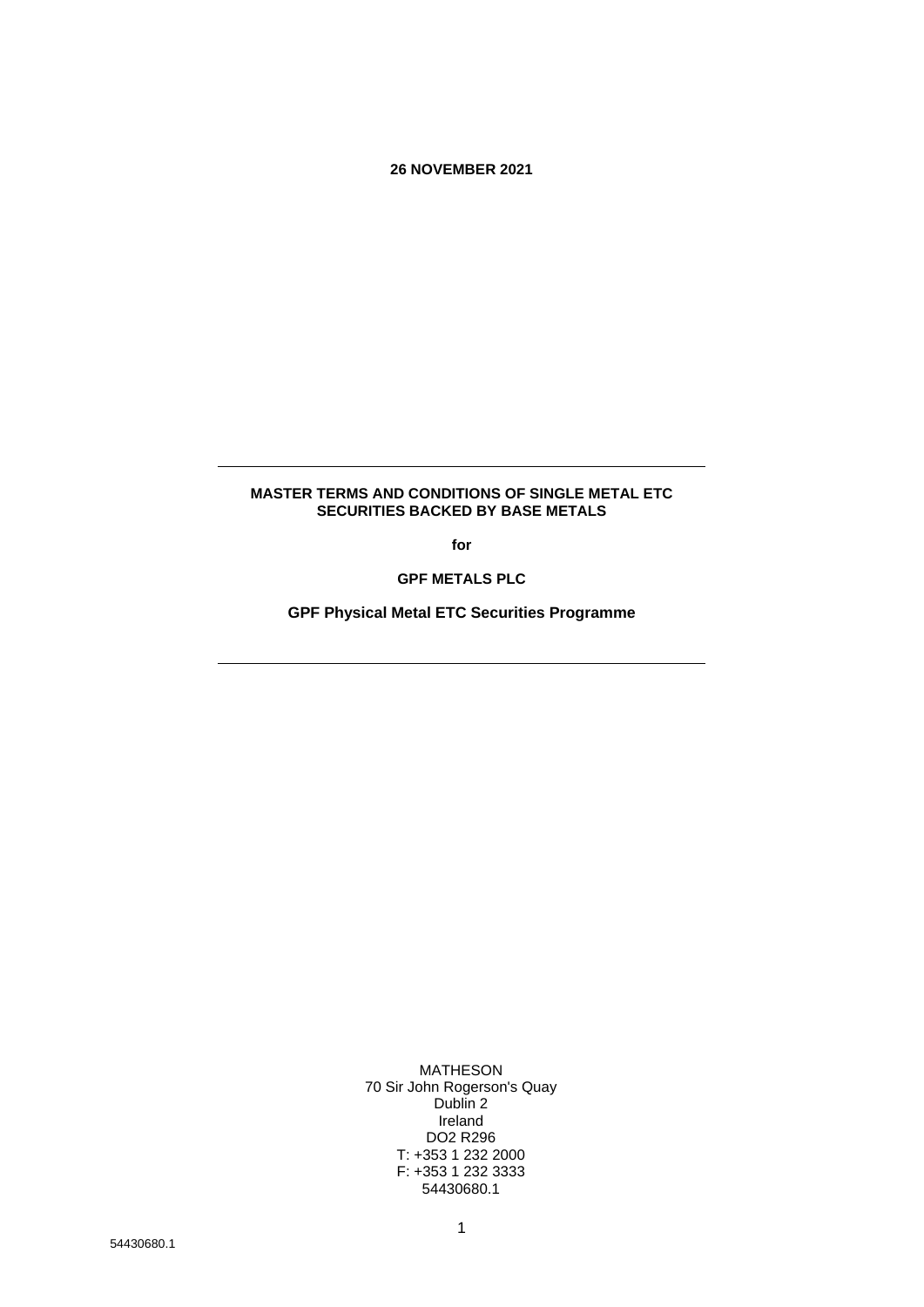**26 NOVEMBER 2021**

---

**MASTER TERMS AND CONDITIONS OF SINGLE METAL ETC SECURITIES BACKED BY BASE METALS**

**for**

**GPF METALS PLC**

**GPF Physical Metal ETC Securities Programme**

---

MATHESON
70 Sir John Rogerson's Quay
Dublin 2
Ireland
DO2 R296
T: +353 1 232 2000
F: +353 1 232 3333
54430680.1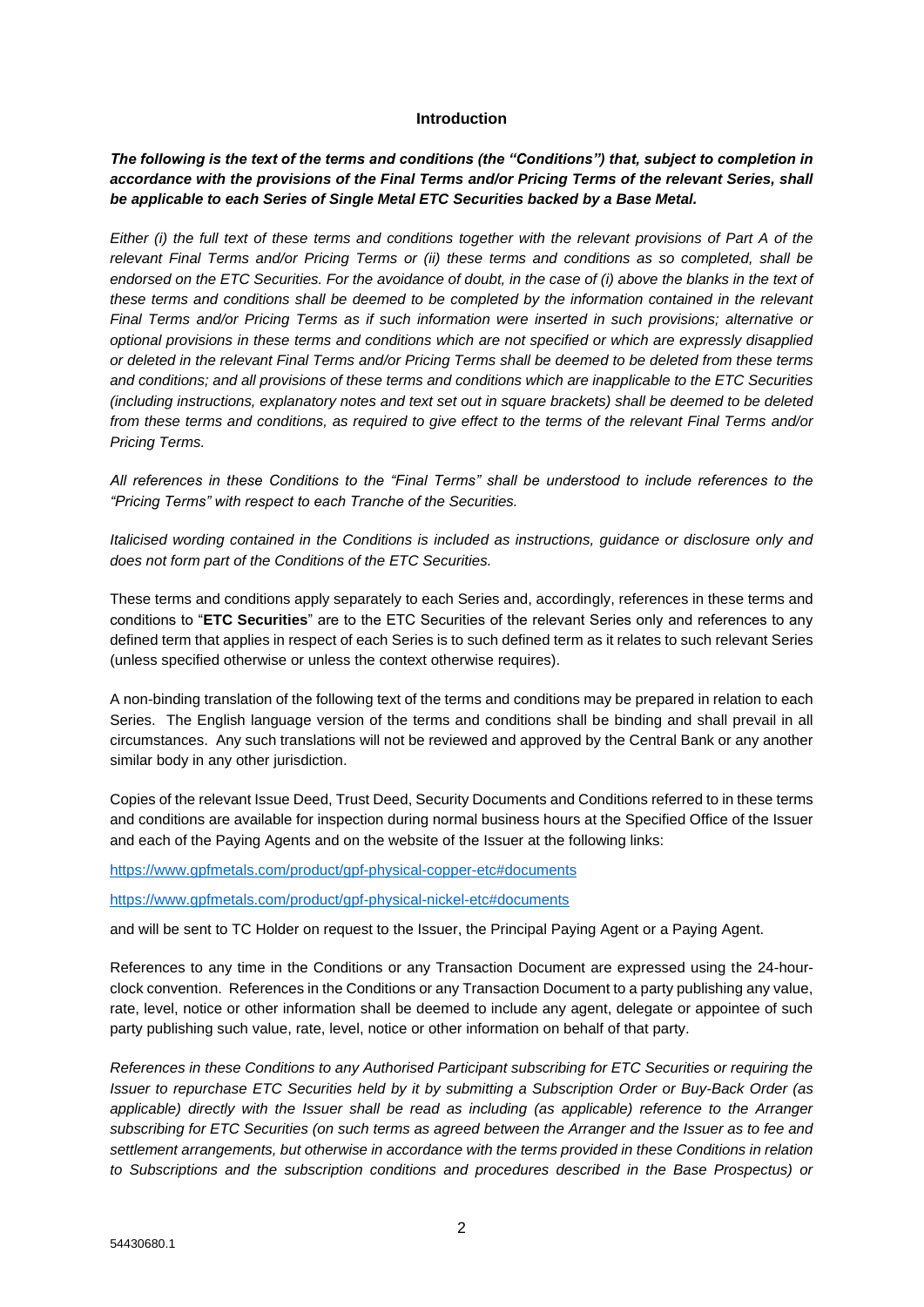## Introduction

***The following is the text of the terms and conditions (the "Conditions") that, subject to completion in accordance with the provisions of the Final Terms and/or Pricing Terms of the relevant Series, shall be applicable to each Series of Single Metal ETC Securities backed by a Base Metal.***

*Either (i) the full text of these terms and conditions together with the relevant provisions of Part A of the relevant Final Terms and/or Pricing Terms or (ii) these terms and conditions as so completed, shall be endorsed on the ETC Securities. For the avoidance of doubt, in the case of (i) above the blanks in the text of these terms and conditions shall be deemed to be completed by the information contained in the relevant Final Terms and/or Pricing Terms as if such information were inserted in such provisions; alternative or optional provisions in these terms and conditions which are not specified or which are expressly disapplied or deleted in the relevant Final Terms and/or Pricing Terms shall be deemed to be deleted from these terms and conditions; and all provisions of these terms and conditions which are inapplicable to the ETC Securities (including instructions, explanatory notes and text set out in square brackets) shall be deemed to be deleted from these terms and conditions, as required to give effect to the terms of the relevant Final Terms and/or Pricing Terms.*

*All references in these Conditions to the "Final Terms" shall be understood to include references to the "Pricing Terms" with respect to each Tranche of the Securities.*

*Italicised wording contained in the Conditions is included as instructions, guidance or disclosure only and does not form part of the Conditions of the ETC Securities.*

These terms and conditions apply separately to each Series and, accordingly, references in these terms and conditions to "**ETC Securities**" are to the ETC Securities of the relevant Series only and references to any defined term that applies in respect of each Series is to such defined term as it relates to such relevant Series (unless specified otherwise or unless the context otherwise requires).

A non-binding translation of the following text of the terms and conditions may be prepared in relation to each Series. The English language version of the terms and conditions shall be binding and shall prevail in all circumstances. Any such translations will not be reviewed and approved by the Central Bank or any another similar body in any other jurisdiction.

Copies of the relevant Issue Deed, Trust Deed, Security Documents and Conditions referred to in these terms and conditions are available for inspection during normal business hours at the Specified Office of the Issuer and each of the Paying Agents and on the website of the Issuer at the following links:

https://www.gpfmetals.com/product/gpf-physical-copper-etc#documents

https://www.gpfmetals.com/product/gpf-physical-nickel-etc#documents

and will be sent to TC Holder on request to the Issuer, the Principal Paying Agent or a Paying Agent.

References to any time in the Conditions or any Transaction Document are expressed using the 24-hour-clock convention. References in the Conditions or any Transaction Document to a party publishing any value, rate, level, notice or other information shall be deemed to include any agent, delegate or appointee of such party publishing such value, rate, level, notice or other information on behalf of that party.

*References in these Conditions to any Authorised Participant subscribing for ETC Securities or requiring the Issuer to repurchase ETC Securities held by it by submitting a Subscription Order or Buy-Back Order (as applicable) directly with the Issuer shall be read as including (as applicable) reference to the Arranger subscribing for ETC Securities (on such terms as agreed between the Arranger and the Issuer as to fee and settlement arrangements, but otherwise in accordance with the terms provided in these Conditions in relation to Subscriptions and the subscription conditions and procedures described in the Base Prospectus) or*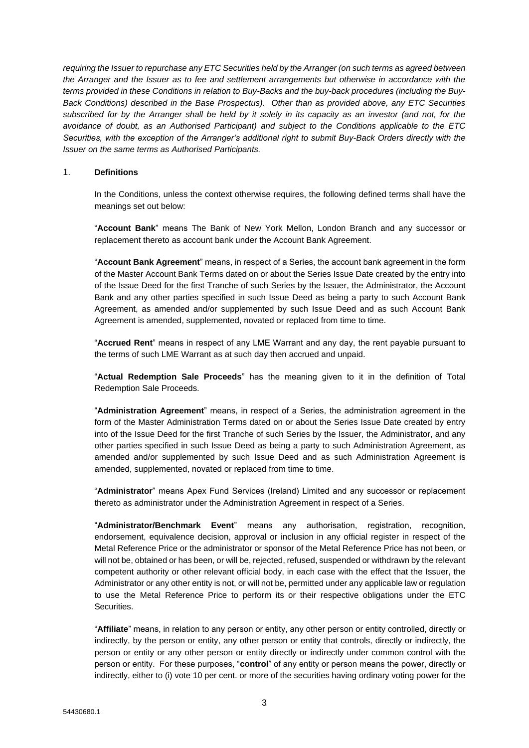*requiring the Issuer to repurchase any ETC Securities held by the Arranger (on such terms as agreed between the Arranger and the Issuer as to fee and settlement arrangements but otherwise in accordance with the terms provided in these Conditions in relation to Buy-Backs and the buy-back procedures (including the Buy-Back Conditions) described in the Base Prospectus). Other than as provided above, any ETC Securities subscribed for by the Arranger shall be held by it solely in its capacity as an investor (and not, for the avoidance of doubt, as an Authorised Participant) and subject to the Conditions applicable to the ETC Securities, with the exception of the Arranger's additional right to submit Buy-Back Orders directly with the Issuer on the same terms as Authorised Participants.*

## 1. **Definitions**

In the Conditions, unless the context otherwise requires, the following defined terms shall have the meanings set out below:

"**Account Bank**" means The Bank of New York Mellon, London Branch and any successor or replacement thereto as account bank under the Account Bank Agreement.

"**Account Bank Agreement**" means, in respect of a Series, the account bank agreement in the form of the Master Account Bank Terms dated on or about the Series Issue Date created by the entry into of the Issue Deed for the first Tranche of such Series by the Issuer, the Administrator, the Account Bank and any other parties specified in such Issue Deed as being a party to such Account Bank Agreement, as amended and/or supplemented by such Issue Deed and as such Account Bank Agreement is amended, supplemented, novated or replaced from time to time.

"**Accrued Rent**" means in respect of any LME Warrant and any day, the rent payable pursuant to the terms of such LME Warrant as at such day then accrued and unpaid.

"**Actual Redemption Sale Proceeds**" has the meaning given to it in the definition of Total Redemption Sale Proceeds.

"**Administration Agreement**" means, in respect of a Series, the administration agreement in the form of the Master Administration Terms dated on or about the Series Issue Date created by entry into of the Issue Deed for the first Tranche of such Series by the Issuer, the Administrator, and any other parties specified in such Issue Deed as being a party to such Administration Agreement, as amended and/or supplemented by such Issue Deed and as such Administration Agreement is amended, supplemented, novated or replaced from time to time.

"**Administrator**" means Apex Fund Services (Ireland) Limited and any successor or replacement thereto as administrator under the Administration Agreement in respect of a Series.

"**Administrator/Benchmark Event**" means any authorisation, registration, recognition, endorsement, equivalence decision, approval or inclusion in any official register in respect of the Metal Reference Price or the administrator or sponsor of the Metal Reference Price has not been, or will not be, obtained or has been, or will be, rejected, refused, suspended or withdrawn by the relevant competent authority or other relevant official body, in each case with the effect that the Issuer, the Administrator or any other entity is not, or will not be, permitted under any applicable law or regulation to use the Metal Reference Price to perform its or their respective obligations under the ETC Securities.

"**Affiliate**" means, in relation to any person or entity, any other person or entity controlled, directly or indirectly, by the person or entity, any other person or entity that controls, directly or indirectly, the person or entity or any other person or entity directly or indirectly under common control with the person or entity. For these purposes, "**control**" of any entity or person means the power, directly or indirectly, either to (i) vote 10 per cent. or more of the securities having ordinary voting power for the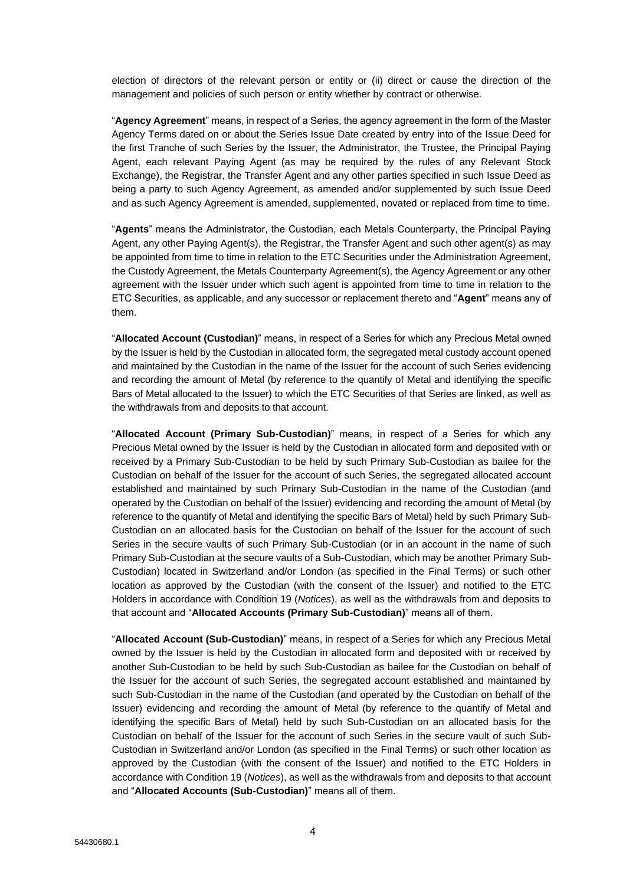election of directors of the relevant person or entity or (ii) direct or cause the direction of the management and policies of such person or entity whether by contract or otherwise.

"**Agency Agreement**" means, in respect of a Series, the agency agreement in the form of the Master Agency Terms dated on or about the Series Issue Date created by entry into of the Issue Deed for the first Tranche of such Series by the Issuer, the Administrator, the Trustee, the Principal Paying Agent, each relevant Paying Agent (as may be required by the rules of any Relevant Stock Exchange), the Registrar, the Transfer Agent and any other parties specified in such Issue Deed as being a party to such Agency Agreement, as amended and/or supplemented by such Issue Deed and as such Agency Agreement is amended, supplemented, novated or replaced from time to time.

"**Agents**" means the Administrator, the Custodian, each Metals Counterparty, the Principal Paying Agent, any other Paying Agent(s), the Registrar, the Transfer Agent and such other agent(s) as may be appointed from time to time in relation to the ETC Securities under the Administration Agreement, the Custody Agreement, the Metals Counterparty Agreement(s), the Agency Agreement or any other agreement with the Issuer under which such agent is appointed from time to time in relation to the ETC Securities, as applicable, and any successor or replacement thereto and "**Agent**" means any of them.

"**Allocated Account (Custodian)**" means, in respect of a Series for which any Precious Metal owned by the Issuer is held by the Custodian in allocated form, the segregated metal custody account opened and maintained by the Custodian in the name of the Issuer for the account of such Series evidencing and recording the amount of Metal (by reference to the quantify of Metal and identifying the specific Bars of Metal allocated to the Issuer) to which the ETC Securities of that Series are linked, as well as the withdrawals from and deposits to that account.

"**Allocated Account (Primary Sub-Custodian)**" means, in respect of a Series for which any Precious Metal owned by the Issuer is held by the Custodian in allocated form and deposited with or received by a Primary Sub-Custodian to be held by such Primary Sub-Custodian as bailee for the Custodian on behalf of the Issuer for the account of such Series, the segregated allocated account established and maintained by such Primary Sub-Custodian in the name of the Custodian (and operated by the Custodian on behalf of the Issuer) evidencing and recording the amount of Metal (by reference to the quantify of Metal and identifying the specific Bars of Metal) held by such Primary Sub-Custodian on an allocated basis for the Custodian on behalf of the Issuer for the account of such Series in the secure vaults of such Primary Sub-Custodian (or in an account in the name of such Primary Sub-Custodian at the secure vaults of a Sub-Custodian, which may be another Primary Sub-Custodian) located in Switzerland and/or London (as specified in the Final Terms) or such other location as approved by the Custodian (with the consent of the Issuer) and notified to the ETC Holders in accordance with Condition 19 (*Notices*), as well as the withdrawals from and deposits to that account and "**Allocated Accounts (Primary Sub-Custodian)**" means all of them.

"**Allocated Account (Sub-Custodian)**" means, in respect of a Series for which any Precious Metal owned by the Issuer is held by the Custodian in allocated form and deposited with or received by another Sub-Custodian to be held by such Sub-Custodian as bailee for the Custodian on behalf of the Issuer for the account of such Series, the segregated account established and maintained by such Sub-Custodian in the name of the Custodian (and operated by the Custodian on behalf of the Issuer) evidencing and recording the amount of Metal (by reference to the quantify of Metal and identifying the specific Bars of Metal) held by such Sub-Custodian on an allocated basis for the Custodian on behalf of the Issuer for the account of such Series in the secure vault of such Sub-Custodian in Switzerland and/or London (as specified in the Final Terms) or such other location as approved by the Custodian (with the consent of the Issuer) and notified to the ETC Holders in accordance with Condition 19 (*Notices*), as well as the withdrawals from and deposits to that account and "**Allocated Accounts (Sub-Custodian)**" means all of them.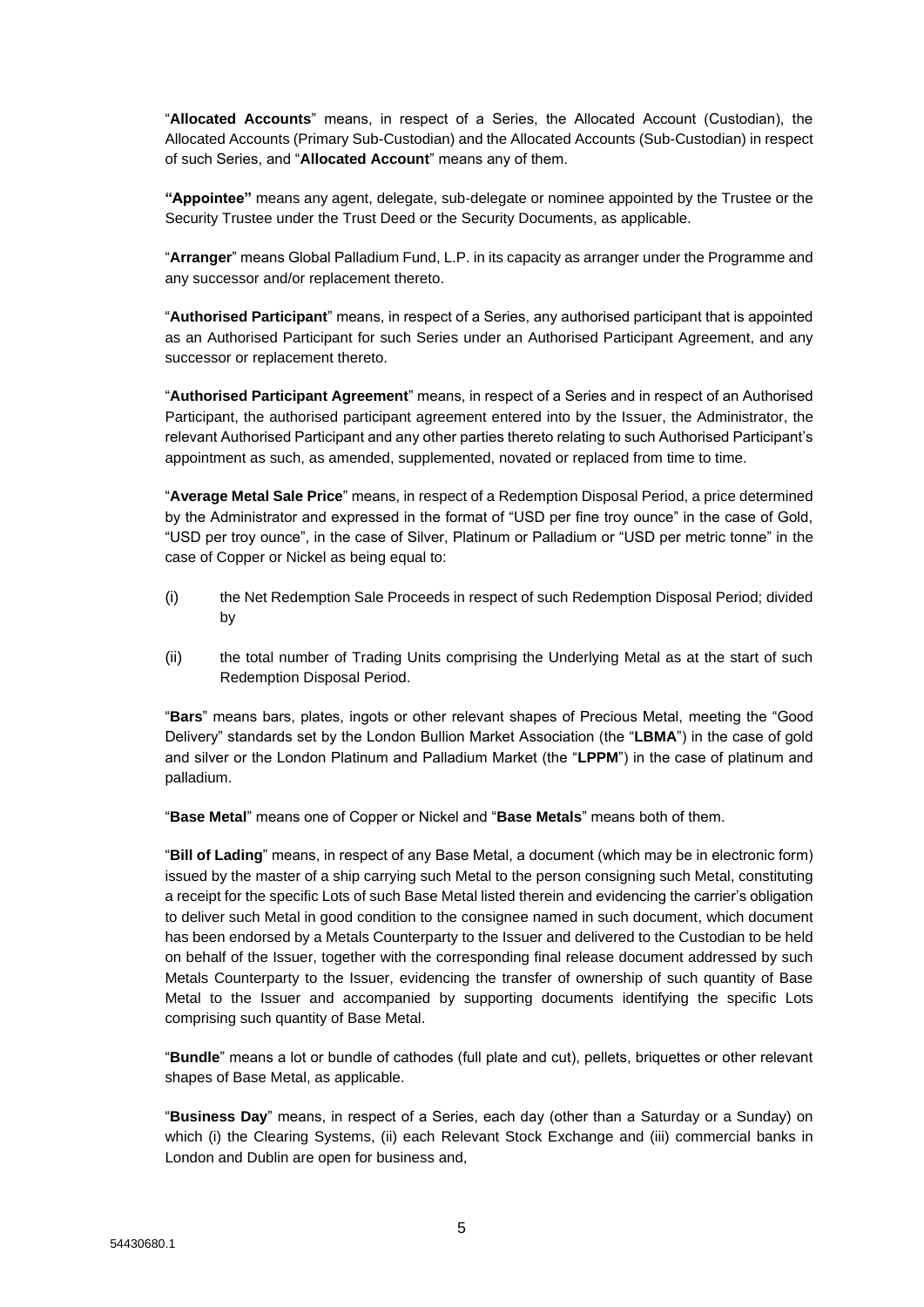"**Allocated Accounts**" means, in respect of a Series, the Allocated Account (Custodian), the Allocated Accounts (Primary Sub-Custodian) and the Allocated Accounts (Sub-Custodian) in respect of such Series, and "**Allocated Account**" means any of them.

**"Appointee"** means any agent, delegate, sub-delegate or nominee appointed by the Trustee or the Security Trustee under the Trust Deed or the Security Documents, as applicable.

"**Arranger**" means Global Palladium Fund, L.P. in its capacity as arranger under the Programme and any successor and/or replacement thereto.

"**Authorised Participant**" means, in respect of a Series, any authorised participant that is appointed as an Authorised Participant for such Series under an Authorised Participant Agreement, and any successor or replacement thereto.

"**Authorised Participant Agreement**" means, in respect of a Series and in respect of an Authorised Participant, the authorised participant agreement entered into by the Issuer, the Administrator, the relevant Authorised Participant and any other parties thereto relating to such Authorised Participant's appointment as such, as amended, supplemented, novated or replaced from time to time.

"**Average Metal Sale Price**" means, in respect of a Redemption Disposal Period, a price determined by the Administrator and expressed in the format of "USD per fine troy ounce" in the case of Gold, "USD per troy ounce", in the case of Silver, Platinum or Palladium or "USD per metric tonne" in the case of Copper or Nickel as being equal to:

(i) the Net Redemption Sale Proceeds in respect of such Redemption Disposal Period; divided by

(ii) the total number of Trading Units comprising the Underlying Metal as at the start of such Redemption Disposal Period.

"**Bars**" means bars, plates, ingots or other relevant shapes of Precious Metal, meeting the "Good Delivery" standards set by the London Bullion Market Association (the "**LBMA**") in the case of gold and silver or the London Platinum and Palladium Market (the "**LPPM**") in the case of platinum and palladium.

"**Base Metal**" means one of Copper or Nickel and "**Base Metals**" means both of them.

"**Bill of Lading**" means, in respect of any Base Metal, a document (which may be in electronic form) issued by the master of a ship carrying such Metal to the person consigning such Metal, constituting a receipt for the specific Lots of such Base Metal listed therein and evidencing the carrier's obligation to deliver such Metal in good condition to the consignee named in such document, which document has been endorsed by a Metals Counterparty to the Issuer and delivered to the Custodian to be held on behalf of the Issuer, together with the corresponding final release document addressed by such Metals Counterparty to the Issuer, evidencing the transfer of ownership of such quantity of Base Metal to the Issuer and accompanied by supporting documents identifying the specific Lots comprising such quantity of Base Metal.

"**Bundle**" means a lot or bundle of cathodes (full plate and cut), pellets, briquettes or other relevant shapes of Base Metal, as applicable.

"**Business Day**" means, in respect of a Series, each day (other than a Saturday or a Sunday) on which (i) the Clearing Systems, (ii) each Relevant Stock Exchange and (iii) commercial banks in London and Dublin are open for business and,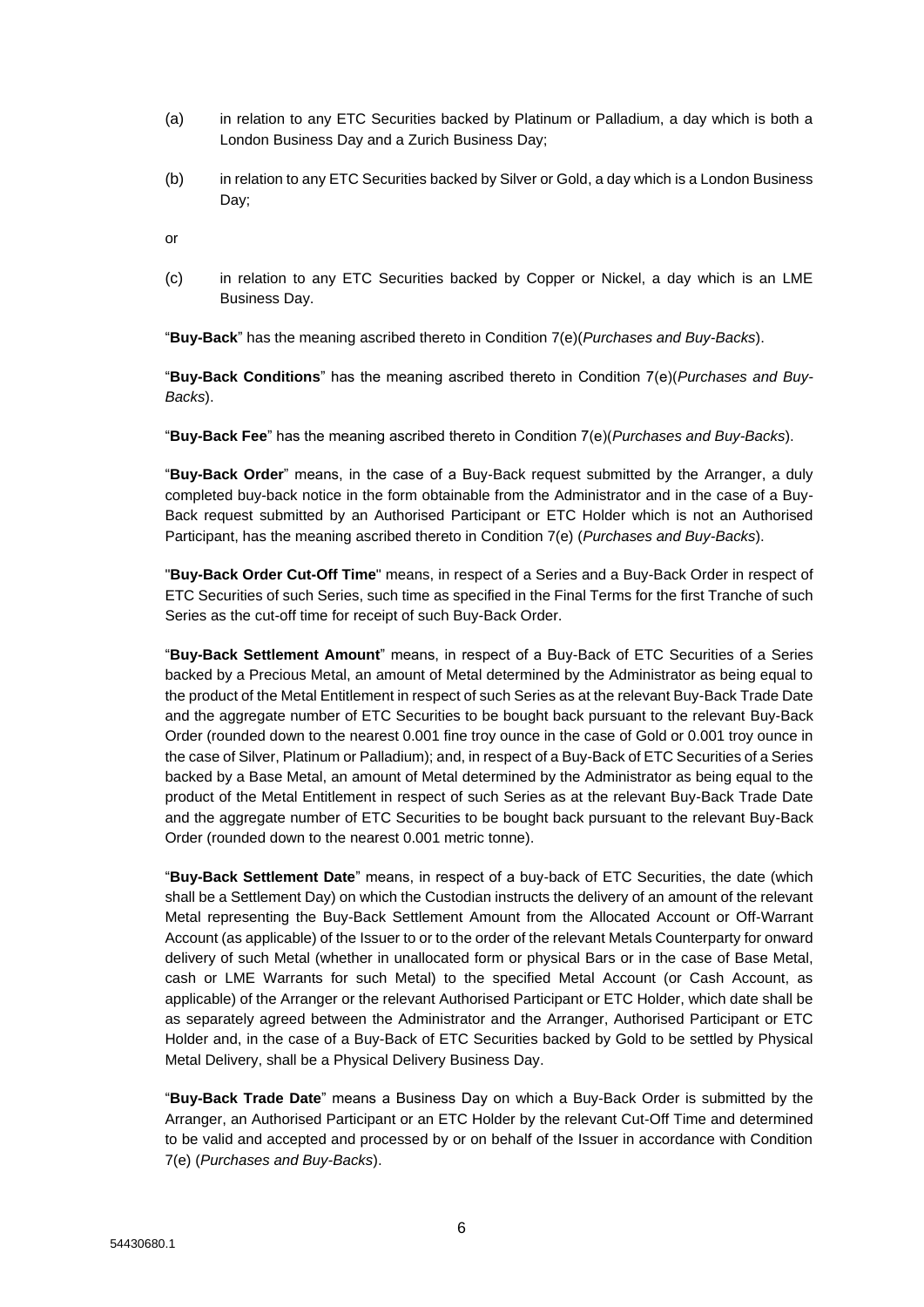(a) in relation to any ETC Securities backed by Platinum or Palladium, a day which is both a London Business Day and a Zurich Business Day;

(b) in relation to any ETC Securities backed by Silver or Gold, a day which is a London Business Day;

or

(c) in relation to any ETC Securities backed by Copper or Nickel, a day which is an LME Business Day.

"**Buy-Back**" has the meaning ascribed thereto in Condition 7(e)(*Purchases and Buy-Backs*).

"**Buy-Back Conditions**" has the meaning ascribed thereto in Condition 7(e)(*Purchases and Buy-Backs*).

"**Buy-Back Fee**" has the meaning ascribed thereto in Condition 7(e)(*Purchases and Buy-Backs*).

"**Buy-Back Order**" means, in the case of a Buy-Back request submitted by the Arranger, a duly completed buy-back notice in the form obtainable from the Administrator and in the case of a Buy-Back request submitted by an Authorised Participant or ETC Holder which is not an Authorised Participant, has the meaning ascribed thereto in Condition 7(e) (*Purchases and Buy-Backs*).

"**Buy-Back Order Cut-Off Time**" means, in respect of a Series and a Buy-Back Order in respect of ETC Securities of such Series, such time as specified in the Final Terms for the first Tranche of such Series as the cut-off time for receipt of such Buy-Back Order.

"**Buy-Back Settlement Amount**" means, in respect of a Buy-Back of ETC Securities of a Series backed by a Precious Metal, an amount of Metal determined by the Administrator as being equal to the product of the Metal Entitlement in respect of such Series as at the relevant Buy-Back Trade Date and the aggregate number of ETC Securities to be bought back pursuant to the relevant Buy-Back Order (rounded down to the nearest 0.001 fine troy ounce in the case of Gold or 0.001 troy ounce in the case of Silver, Platinum or Palladium); and, in respect of a Buy-Back of ETC Securities of a Series backed by a Base Metal, an amount of Metal determined by the Administrator as being equal to the product of the Metal Entitlement in respect of such Series as at the relevant Buy-Back Trade Date and the aggregate number of ETC Securities to be bought back pursuant to the relevant Buy-Back Order (rounded down to the nearest 0.001 metric tonne).

"**Buy-Back Settlement Date**" means, in respect of a buy-back of ETC Securities, the date (which shall be a Settlement Day) on which the Custodian instructs the delivery of an amount of the relevant Metal representing the Buy-Back Settlement Amount from the Allocated Account or Off-Warrant Account (as applicable) of the Issuer to or to the order of the relevant Metals Counterparty for onward delivery of such Metal (whether in unallocated form or physical Bars or in the case of Base Metal, cash or LME Warrants for such Metal) to the specified Metal Account (or Cash Account, as applicable) of the Arranger or the relevant Authorised Participant or ETC Holder, which date shall be as separately agreed between the Administrator and the Arranger, Authorised Participant or ETC Holder and, in the case of a Buy-Back of ETC Securities backed by Gold to be settled by Physical Metal Delivery, shall be a Physical Delivery Business Day.

"**Buy-Back Trade Date**" means a Business Day on which a Buy-Back Order is submitted by the Arranger, an Authorised Participant or an ETC Holder by the relevant Cut-Off Time and determined to be valid and accepted and processed by or on behalf of the Issuer in accordance with Condition 7(e) (*Purchases and Buy-Backs*).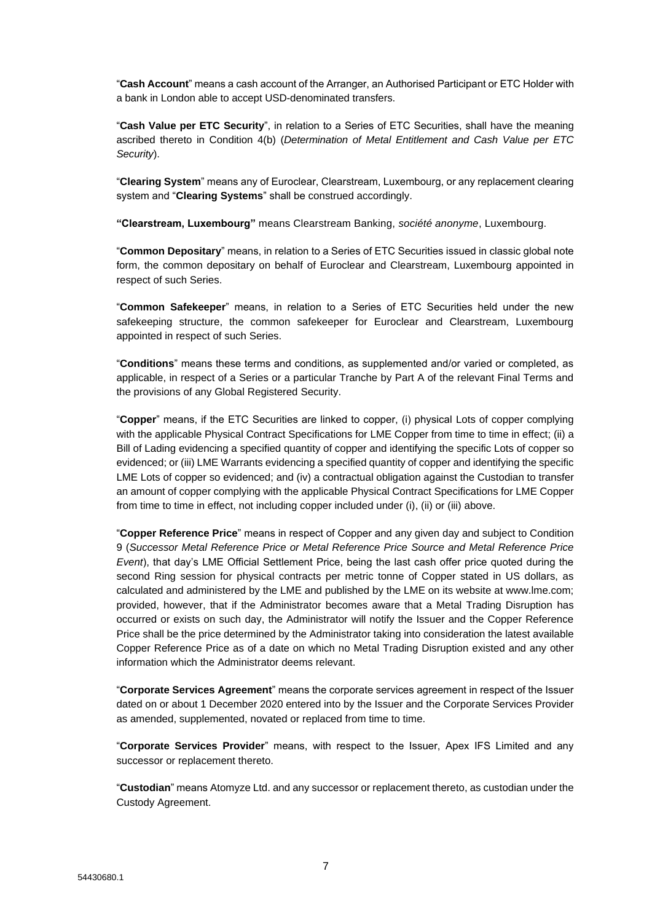"**Cash Account**" means a cash account of the Arranger, an Authorised Participant or ETC Holder with a bank in London able to accept USD-denominated transfers.

"**Cash Value per ETC Security**", in relation to a Series of ETC Securities, shall have the meaning ascribed thereto in Condition 4(b) (*Determination of Metal Entitlement and Cash Value per ETC Security*).

"**Clearing System**" means any of Euroclear, Clearstream, Luxembourg, or any replacement clearing system and "**Clearing Systems**" shall be construed accordingly.

**"Clearstream, Luxembourg"** means Clearstream Banking, *société anonyme*, Luxembourg.

"**Common Depositary**" means, in relation to a Series of ETC Securities issued in classic global note form, the common depositary on behalf of Euroclear and Clearstream, Luxembourg appointed in respect of such Series.

"**Common Safekeeper**" means, in relation to a Series of ETC Securities held under the new safekeeping structure, the common safekeeper for Euroclear and Clearstream, Luxembourg appointed in respect of such Series.

"**Conditions**" means these terms and conditions, as supplemented and/or varied or completed, as applicable, in respect of a Series or a particular Tranche by Part A of the relevant Final Terms and the provisions of any Global Registered Security.

"**Copper**" means, if the ETC Securities are linked to copper, (i) physical Lots of copper complying with the applicable Physical Contract Specifications for LME Copper from time to time in effect; (ii) a Bill of Lading evidencing a specified quantity of copper and identifying the specific Lots of copper so evidenced; or (iii) LME Warrants evidencing a specified quantity of copper and identifying the specific LME Lots of copper so evidenced; and (iv) a contractual obligation against the Custodian to transfer an amount of copper complying with the applicable Physical Contract Specifications for LME Copper from time to time in effect, not including copper included under (i), (ii) or (iii) above.

"**Copper Reference Price**" means in respect of Copper and any given day and subject to Condition 9 (*Successor Metal Reference Price or Metal Reference Price Source and Metal Reference Price Event*), that day's LME Official Settlement Price, being the last cash offer price quoted during the second Ring session for physical contracts per metric tonne of Copper stated in US dollars, as calculated and administered by the LME and published by the LME on its website at www.lme.com; provided, however, that if the Administrator becomes aware that a Metal Trading Disruption has occurred or exists on such day, the Administrator will notify the Issuer and the Copper Reference Price shall be the price determined by the Administrator taking into consideration the latest available Copper Reference Price as of a date on which no Metal Trading Disruption existed and any other information which the Administrator deems relevant.

"**Corporate Services Agreement**" means the corporate services agreement in respect of the Issuer dated on or about 1 December 2020 entered into by the Issuer and the Corporate Services Provider as amended, supplemented, novated or replaced from time to time.

"**Corporate Services Provider**" means, with respect to the Issuer, Apex IFS Limited and any successor or replacement thereto.

"**Custodian**" means Atomyze Ltd. and any successor or replacement thereto, as custodian under the Custody Agreement.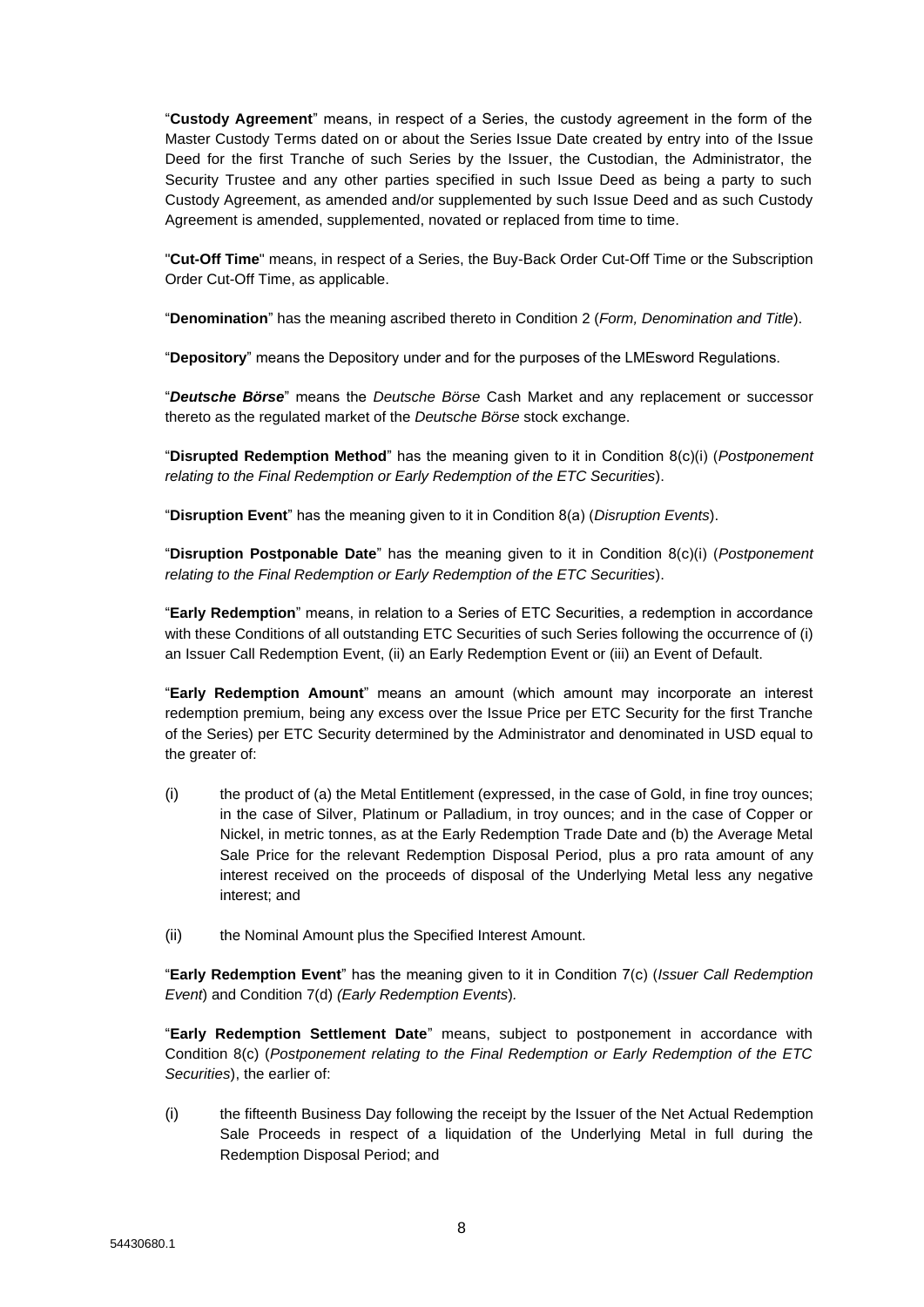"**Custody Agreement**" means, in respect of a Series, the custody agreement in the form of the Master Custody Terms dated on or about the Series Issue Date created by entry into of the Issue Deed for the first Tranche of such Series by the Issuer, the Custodian, the Administrator, the Security Trustee and any other parties specified in such Issue Deed as being a party to such Custody Agreement, as amended and/or supplemented by such Issue Deed and as such Custody Agreement is amended, supplemented, novated or replaced from time to time.

"**Cut-Off Time**" means, in respect of a Series, the Buy-Back Order Cut-Off Time or the Subscription Order Cut-Off Time, as applicable.

"**Denomination**" has the meaning ascribed thereto in Condition 2 (*Form, Denomination and Title*).

"**Depository**" means the Depository under and for the purposes of the LMEsword Regulations.

"***Deutsche Börse***" means the *Deutsche Börse* Cash Market and any replacement or successor thereto as the regulated market of the *Deutsche Börse* stock exchange.

"**Disrupted Redemption Method**" has the meaning given to it in Condition 8(c)(i) (*Postponement relating to the Final Redemption or Early Redemption of the ETC Securities*).

"**Disruption Event**" has the meaning given to it in Condition 8(a) (*Disruption Events*).

"**Disruption Postponable Date**" has the meaning given to it in Condition 8(c)(i) (*Postponement relating to the Final Redemption or Early Redemption of the ETC Securities*).

"**Early Redemption**" means, in relation to a Series of ETC Securities, a redemption in accordance with these Conditions of all outstanding ETC Securities of such Series following the occurrence of (i) an Issuer Call Redemption Event, (ii) an Early Redemption Event or (iii) an Event of Default.

"**Early Redemption Amount**" means an amount (which amount may incorporate an interest redemption premium, being any excess over the Issue Price per ETC Security for the first Tranche of the Series) per ETC Security determined by the Administrator and denominated in USD equal to the greater of:

(i) the product of (a) the Metal Entitlement (expressed, in the case of Gold, in fine troy ounces; in the case of Silver, Platinum or Palladium, in troy ounces; and in the case of Copper or Nickel, in metric tonnes, as at the Early Redemption Trade Date and (b) the Average Metal Sale Price for the relevant Redemption Disposal Period, plus a pro rata amount of any interest received on the proceeds of disposal of the Underlying Metal less any negative interest; and

(ii) the Nominal Amount plus the Specified Interest Amount.

"**Early Redemption Event**" has the meaning given to it in Condition 7(c) (*Issuer Call Redemption Event*) and Condition 7(d) *(Early Redemption Events*).

"**Early Redemption Settlement Date**" means, subject to postponement in accordance with Condition 8(c) (*Postponement relating to the Final Redemption or Early Redemption of the ETC Securities*), the earlier of:

(i) the fifteenth Business Day following the receipt by the Issuer of the Net Actual Redemption Sale Proceeds in respect of a liquidation of the Underlying Metal in full during the Redemption Disposal Period; and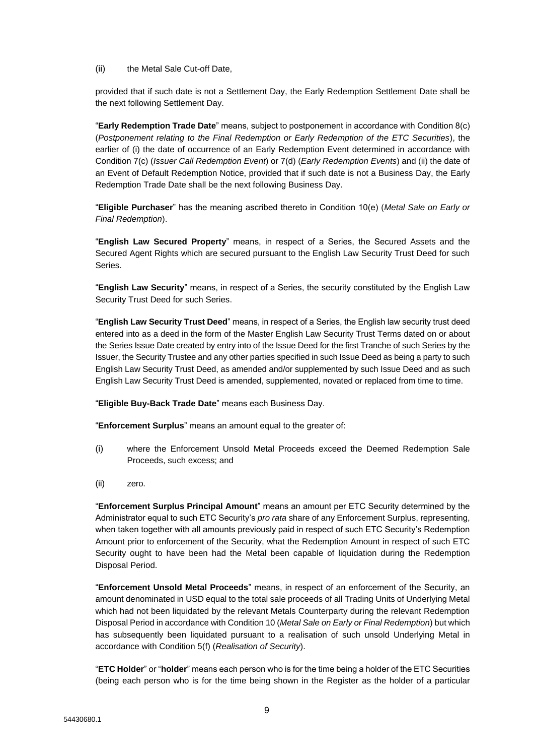(ii) the Metal Sale Cut-off Date,

provided that if such date is not a Settlement Day, the Early Redemption Settlement Date shall be the next following Settlement Day.

"**Early Redemption Trade Date**" means, subject to postponement in accordance with Condition 8(c) (*Postponement relating to the Final Redemption or Early Redemption of the ETC Securities*), the earlier of (i) the date of occurrence of an Early Redemption Event determined in accordance with Condition 7(c) (*Issuer Call Redemption Event*) or 7(d) (*Early Redemption Events*) and (ii) the date of an Event of Default Redemption Notice, provided that if such date is not a Business Day, the Early Redemption Trade Date shall be the next following Business Day.

"**Eligible Purchaser**" has the meaning ascribed thereto in Condition 10(e) (*Metal Sale on Early or Final Redemption*).

"**English Law Secured Property**" means, in respect of a Series, the Secured Assets and the Secured Agent Rights which are secured pursuant to the English Law Security Trust Deed for such Series.

"**English Law Security**" means, in respect of a Series, the security constituted by the English Law Security Trust Deed for such Series.

"**English Law Security Trust Deed**" means, in respect of a Series, the English law security trust deed entered into as a deed in the form of the Master English Law Security Trust Terms dated on or about the Series Issue Date created by entry into of the Issue Deed for the first Tranche of such Series by the Issuer, the Security Trustee and any other parties specified in such Issue Deed as being a party to such English Law Security Trust Deed, as amended and/or supplemented by such Issue Deed and as such English Law Security Trust Deed is amended, supplemented, novated or replaced from time to time.

"**Eligible Buy-Back Trade Date**" means each Business Day.

"**Enforcement Surplus**" means an amount equal to the greater of:

(i) where the Enforcement Unsold Metal Proceeds exceed the Deemed Redemption Sale Proceeds, such excess; and

(ii) zero.

"**Enforcement Surplus Principal Amount**" means an amount per ETC Security determined by the Administrator equal to such ETC Security's *pro rata* share of any Enforcement Surplus, representing, when taken together with all amounts previously paid in respect of such ETC Security's Redemption Amount prior to enforcement of the Security, what the Redemption Amount in respect of such ETC Security ought to have been had the Metal been capable of liquidation during the Redemption Disposal Period.

"**Enforcement Unsold Metal Proceeds**" means, in respect of an enforcement of the Security, an amount denominated in USD equal to the total sale proceeds of all Trading Units of Underlying Metal which had not been liquidated by the relevant Metals Counterparty during the relevant Redemption Disposal Period in accordance with Condition 10 (*Metal Sale on Early or Final Redemption*) but which has subsequently been liquidated pursuant to a realisation of such unsold Underlying Metal in accordance with Condition 5(f) (*Realisation of Security*).

"**ETC Holder**" or "**holder**" means each person who is for the time being a holder of the ETC Securities (being each person who is for the time being shown in the Register as the holder of a particular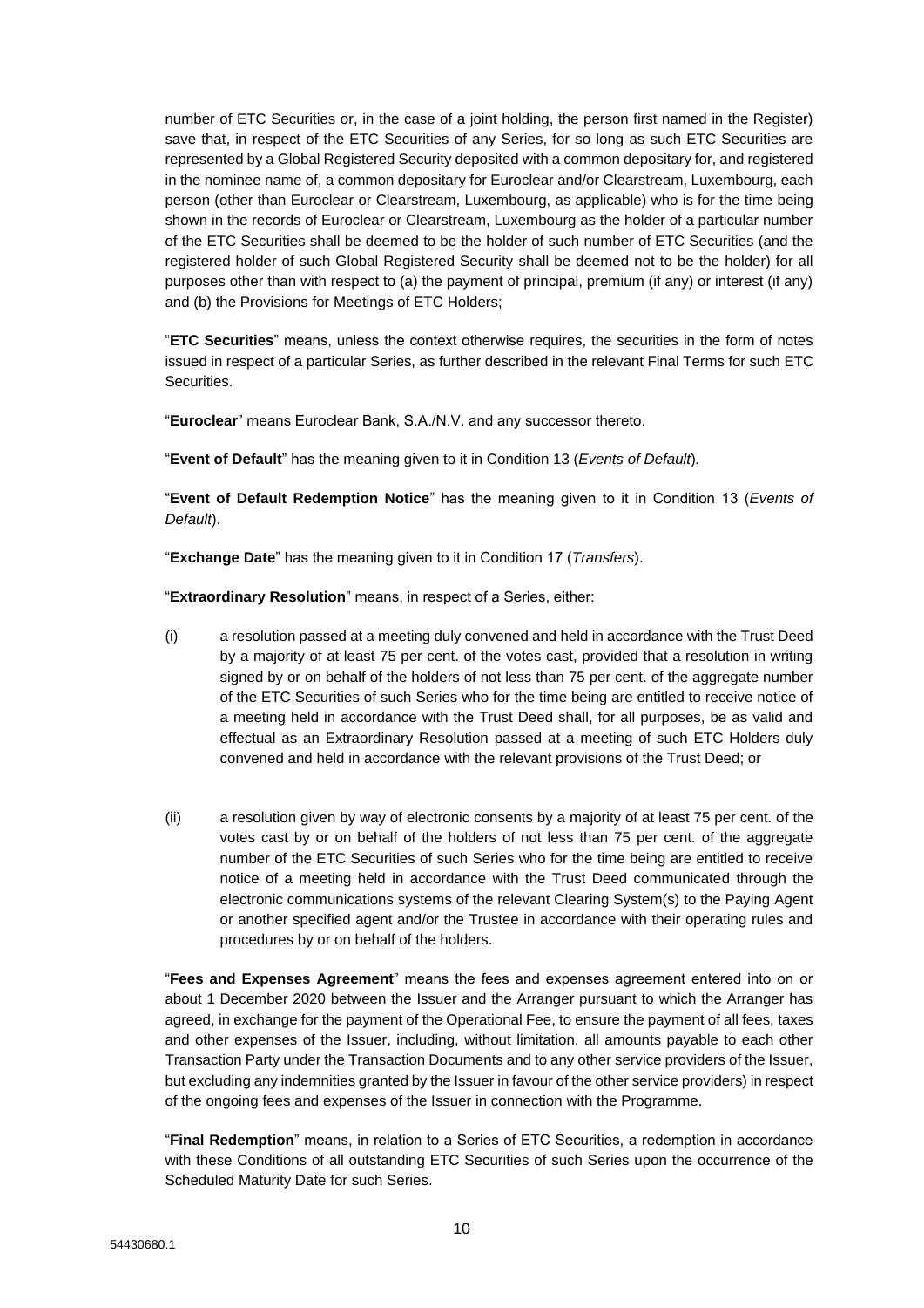number of ETC Securities or, in the case of a joint holding, the person first named in the Register) save that, in respect of the ETC Securities of any Series, for so long as such ETC Securities are represented by a Global Registered Security deposited with a common depositary for, and registered in the nominee name of, a common depositary for Euroclear and/or Clearstream, Luxembourg, each person (other than Euroclear or Clearstream, Luxembourg, as applicable) who is for the time being shown in the records of Euroclear or Clearstream, Luxembourg as the holder of a particular number of the ETC Securities shall be deemed to be the holder of such number of ETC Securities (and the registered holder of such Global Registered Security shall be deemed not to be the holder) for all purposes other than with respect to (a) the payment of principal, premium (if any) or interest (if any) and (b) the Provisions for Meetings of ETC Holders;

"**ETC Securities**" means, unless the context otherwise requires, the securities in the form of notes issued in respect of a particular Series, as further described in the relevant Final Terms for such ETC Securities.

"**Euroclear**" means Euroclear Bank, S.A./N.V. and any successor thereto.

"**Event of Default**" has the meaning given to it in Condition 13 (*Events of Default*).

"**Event of Default Redemption Notice**" has the meaning given to it in Condition 13 (*Events of Default*).

"**Exchange Date**" has the meaning given to it in Condition 17 (*Transfers*).

"**Extraordinary Resolution**" means, in respect of a Series, either:

(i) a resolution passed at a meeting duly convened and held in accordance with the Trust Deed by a majority of at least 75 per cent. of the votes cast, provided that a resolution in writing signed by or on behalf of the holders of not less than 75 per cent. of the aggregate number of the ETC Securities of such Series who for the time being are entitled to receive notice of a meeting held in accordance with the Trust Deed shall, for all purposes, be as valid and effectual as an Extraordinary Resolution passed at a meeting of such ETC Holders duly convened and held in accordance with the relevant provisions of the Trust Deed; or

(ii) a resolution given by way of electronic consents by a majority of at least 75 per cent. of the votes cast by or on behalf of the holders of not less than 75 per cent. of the aggregate number of the ETC Securities of such Series who for the time being are entitled to receive notice of a meeting held in accordance with the Trust Deed communicated through the electronic communications systems of the relevant Clearing System(s) to the Paying Agent or another specified agent and/or the Trustee in accordance with their operating rules and procedures by or on behalf of the holders.

"**Fees and Expenses Agreement**" means the fees and expenses agreement entered into on or about 1 December 2020 between the Issuer and the Arranger pursuant to which the Arranger has agreed, in exchange for the payment of the Operational Fee, to ensure the payment of all fees, taxes and other expenses of the Issuer, including, without limitation, all amounts payable to each other Transaction Party under the Transaction Documents and to any other service providers of the Issuer, but excluding any indemnities granted by the Issuer in favour of the other service providers) in respect of the ongoing fees and expenses of the Issuer in connection with the Programme.

"**Final Redemption**" means, in relation to a Series of ETC Securities, a redemption in accordance with these Conditions of all outstanding ETC Securities of such Series upon the occurrence of the Scheduled Maturity Date for such Series.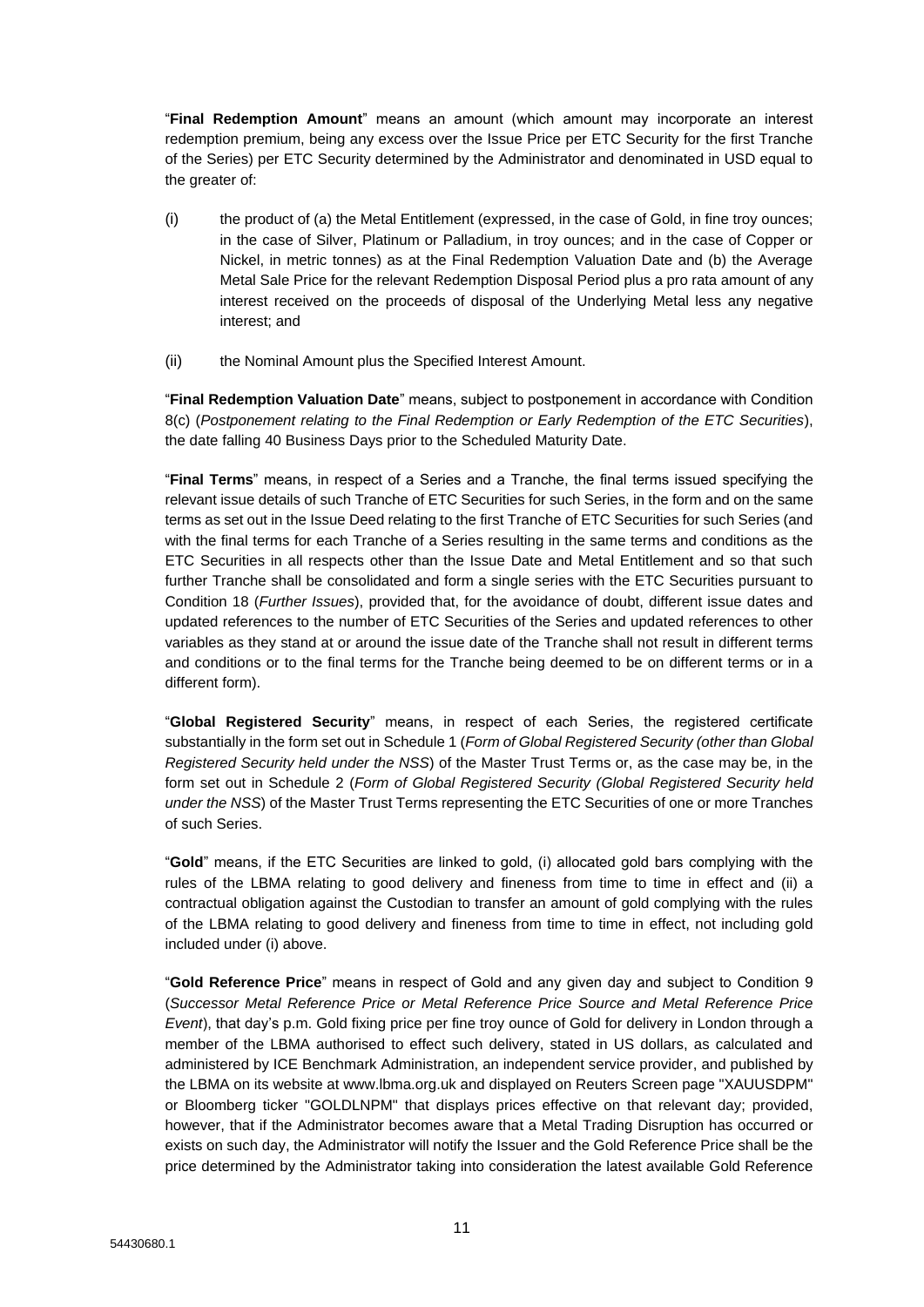"**Final Redemption Amount**" means an amount (which amount may incorporate an interest redemption premium, being any excess over the Issue Price per ETC Security for the first Tranche of the Series) per ETC Security determined by the Administrator and denominated in USD equal to the greater of:

(i) the product of (a) the Metal Entitlement (expressed, in the case of Gold, in fine troy ounces; in the case of Silver, Platinum or Palladium, in troy ounces; and in the case of Copper or Nickel, in metric tonnes) as at the Final Redemption Valuation Date and (b) the Average Metal Sale Price for the relevant Redemption Disposal Period plus a pro rata amount of any interest received on the proceeds of disposal of the Underlying Metal less any negative interest; and

(ii) the Nominal Amount plus the Specified Interest Amount.

"**Final Redemption Valuation Date**" means, subject to postponement in accordance with Condition 8(c) (*Postponement relating to the Final Redemption or Early Redemption of the ETC Securities*), the date falling 40 Business Days prior to the Scheduled Maturity Date.

"**Final Terms**" means, in respect of a Series and a Tranche, the final terms issued specifying the relevant issue details of such Tranche of ETC Securities for such Series, in the form and on the same terms as set out in the Issue Deed relating to the first Tranche of ETC Securities for such Series (and with the final terms for each Tranche of a Series resulting in the same terms and conditions as the ETC Securities in all respects other than the Issue Date and Metal Entitlement and so that such further Tranche shall be consolidated and form a single series with the ETC Securities pursuant to Condition 18 (*Further Issues*), provided that, for the avoidance of doubt, different issue dates and updated references to the number of ETC Securities of the Series and updated references to other variables as they stand at or around the issue date of the Tranche shall not result in different terms and conditions or to the final terms for the Tranche being deemed to be on different terms or in a different form).

"**Global Registered Security**" means, in respect of each Series, the registered certificate substantially in the form set out in Schedule 1 (*Form of Global Registered Security (other than Global Registered Security held under the NSS*) of the Master Trust Terms or, as the case may be, in the form set out in Schedule 2 (*Form of Global Registered Security (Global Registered Security held under the NSS*) of the Master Trust Terms representing the ETC Securities of one or more Tranches of such Series.

"**Gold**" means, if the ETC Securities are linked to gold, (i) allocated gold bars complying with the rules of the LBMA relating to good delivery and fineness from time to time in effect and (ii) a contractual obligation against the Custodian to transfer an amount of gold complying with the rules of the LBMA relating to good delivery and fineness from time to time in effect, not including gold included under (i) above.

"**Gold Reference Price**" means in respect of Gold and any given day and subject to Condition 9 (*Successor Metal Reference Price or Metal Reference Price Source and Metal Reference Price Event*), that day's p.m. Gold fixing price per fine troy ounce of Gold for delivery in London through a member of the LBMA authorised to effect such delivery, stated in US dollars, as calculated and administered by ICE Benchmark Administration, an independent service provider, and published by the LBMA on its website at www.lbma.org.uk and displayed on Reuters Screen page "XAUUSDPM" or Bloomberg ticker "GOLDLNPM" that displays prices effective on that relevant day; provided, however, that if the Administrator becomes aware that a Metal Trading Disruption has occurred or exists on such day, the Administrator will notify the Issuer and the Gold Reference Price shall be the price determined by the Administrator taking into consideration the latest available Gold Reference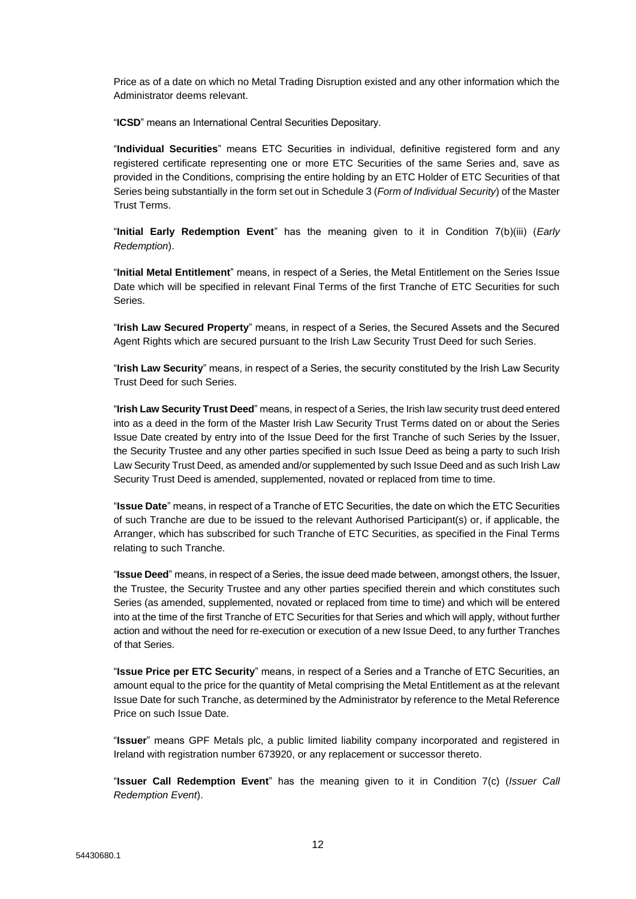Price as of a date on which no Metal Trading Disruption existed and any other information which the Administrator deems relevant.

"**ICSD**" means an International Central Securities Depositary.

"**Individual Securities**" means ETC Securities in individual, definitive registered form and any registered certificate representing one or more ETC Securities of the same Series and, save as provided in the Conditions, comprising the entire holding by an ETC Holder of ETC Securities of that Series being substantially in the form set out in Schedule 3 (*Form of Individual Security*) of the Master Trust Terms.

"**Initial Early Redemption Event**" has the meaning given to it in Condition 7(b)(iii) (*Early Redemption*).

"**Initial Metal Entitlement**" means, in respect of a Series, the Metal Entitlement on the Series Issue Date which will be specified in relevant Final Terms of the first Tranche of ETC Securities for such Series.

"**Irish Law Secured Property**" means, in respect of a Series, the Secured Assets and the Secured Agent Rights which are secured pursuant to the Irish Law Security Trust Deed for such Series.

"**Irish Law Security**" means, in respect of a Series, the security constituted by the Irish Law Security Trust Deed for such Series.

"**Irish Law Security Trust Deed**" means, in respect of a Series, the Irish law security trust deed entered into as a deed in the form of the Master Irish Law Security Trust Terms dated on or about the Series Issue Date created by entry into of the Issue Deed for the first Tranche of such Series by the Issuer, the Security Trustee and any other parties specified in such Issue Deed as being a party to such Irish Law Security Trust Deed, as amended and/or supplemented by such Issue Deed and as such Irish Law Security Trust Deed is amended, supplemented, novated or replaced from time to time.

"**Issue Date**" means, in respect of a Tranche of ETC Securities, the date on which the ETC Securities of such Tranche are due to be issued to the relevant Authorised Participant(s) or, if applicable, the Arranger, which has subscribed for such Tranche of ETC Securities, as specified in the Final Terms relating to such Tranche.

"**Issue Deed**" means, in respect of a Series, the issue deed made between, amongst others, the Issuer, the Trustee, the Security Trustee and any other parties specified therein and which constitutes such Series (as amended, supplemented, novated or replaced from time to time) and which will be entered into at the time of the first Tranche of ETC Securities for that Series and which will apply, without further action and without the need for re-execution or execution of a new Issue Deed, to any further Tranches of that Series.

"**Issue Price per ETC Security**" means, in respect of a Series and a Tranche of ETC Securities, an amount equal to the price for the quantity of Metal comprising the Metal Entitlement as at the relevant Issue Date for such Tranche, as determined by the Administrator by reference to the Metal Reference Price on such Issue Date.

"**Issuer**" means GPF Metals plc, a public limited liability company incorporated and registered in Ireland with registration number 673920, or any replacement or successor thereto.

"**Issuer Call Redemption Event**" has the meaning given to it in Condition 7(c) (*Issuer Call Redemption Event*).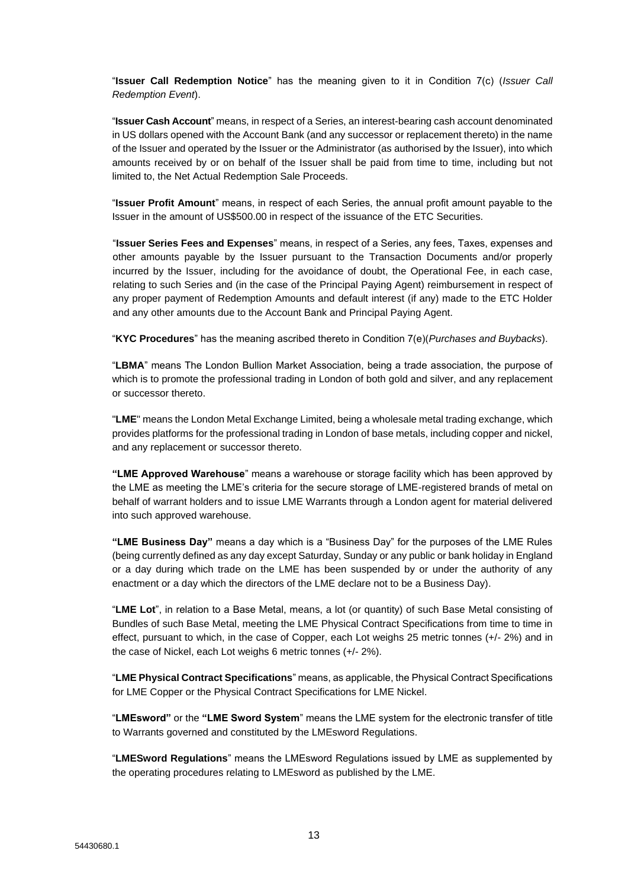"**Issuer Call Redemption Notice**" has the meaning given to it in Condition 7(c) (*Issuer Call Redemption Event*).

"**Issuer Cash Account**" means, in respect of a Series, an interest-bearing cash account denominated in US dollars opened with the Account Bank (and any successor or replacement thereto) in the name of the Issuer and operated by the Issuer or the Administrator (as authorised by the Issuer), into which amounts received by or on behalf of the Issuer shall be paid from time to time, including but not limited to, the Net Actual Redemption Sale Proceeds.

"**Issuer Profit Amount**" means, in respect of each Series, the annual profit amount payable to the Issuer in the amount of US$500.00 in respect of the issuance of the ETC Securities.

"**Issuer Series Fees and Expenses**" means, in respect of a Series, any fees, Taxes, expenses and other amounts payable by the Issuer pursuant to the Transaction Documents and/or properly incurred by the Issuer, including for the avoidance of doubt, the Operational Fee, in each case, relating to such Series and (in the case of the Principal Paying Agent) reimbursement in respect of any proper payment of Redemption Amounts and default interest (if any) made to the ETC Holder and any other amounts due to the Account Bank and Principal Paying Agent.

"**KYC Procedures**" has the meaning ascribed thereto in Condition 7(e)(*Purchases and Buybacks*).

"**LBMA**" means The London Bullion Market Association, being a trade association, the purpose of which is to promote the professional trading in London of both gold and silver, and any replacement or successor thereto.

"**LME**" means the London Metal Exchange Limited, being a wholesale metal trading exchange, which provides platforms for the professional trading in London of base metals, including copper and nickel, and any replacement or successor thereto.

**"LME Approved Warehouse**" means a warehouse or storage facility which has been approved by the LME as meeting the LME's criteria for the secure storage of LME-registered brands of metal on behalf of warrant holders and to issue LME Warrants through a London agent for material delivered into such approved warehouse.

**"LME Business Day"** means a day which is a "Business Day" for the purposes of the LME Rules (being currently defined as any day except Saturday, Sunday or any public or bank holiday in England or a day during which trade on the LME has been suspended by or under the authority of any enactment or a day which the directors of the LME declare not to be a Business Day).

"**LME Lot**", in relation to a Base Metal, means, a lot (or quantity) of such Base Metal consisting of Bundles of such Base Metal, meeting the LME Physical Contract Specifications from time to time in effect, pursuant to which, in the case of Copper, each Lot weighs 25 metric tonnes (+/- 2%) and in the case of Nickel, each Lot weighs 6 metric tonnes (+/- 2%).

"**LME Physical Contract Specifications**" means, as applicable, the Physical Contract Specifications for LME Copper or the Physical Contract Specifications for LME Nickel.

"**LMEsword"** or the **"LME Sword System**" means the LME system for the electronic transfer of title to Warrants governed and constituted by the LMEsword Regulations.

"**LMESword Regulations**" means the LMEsword Regulations issued by LME as supplemented by the operating procedures relating to LMEsword as published by the LME.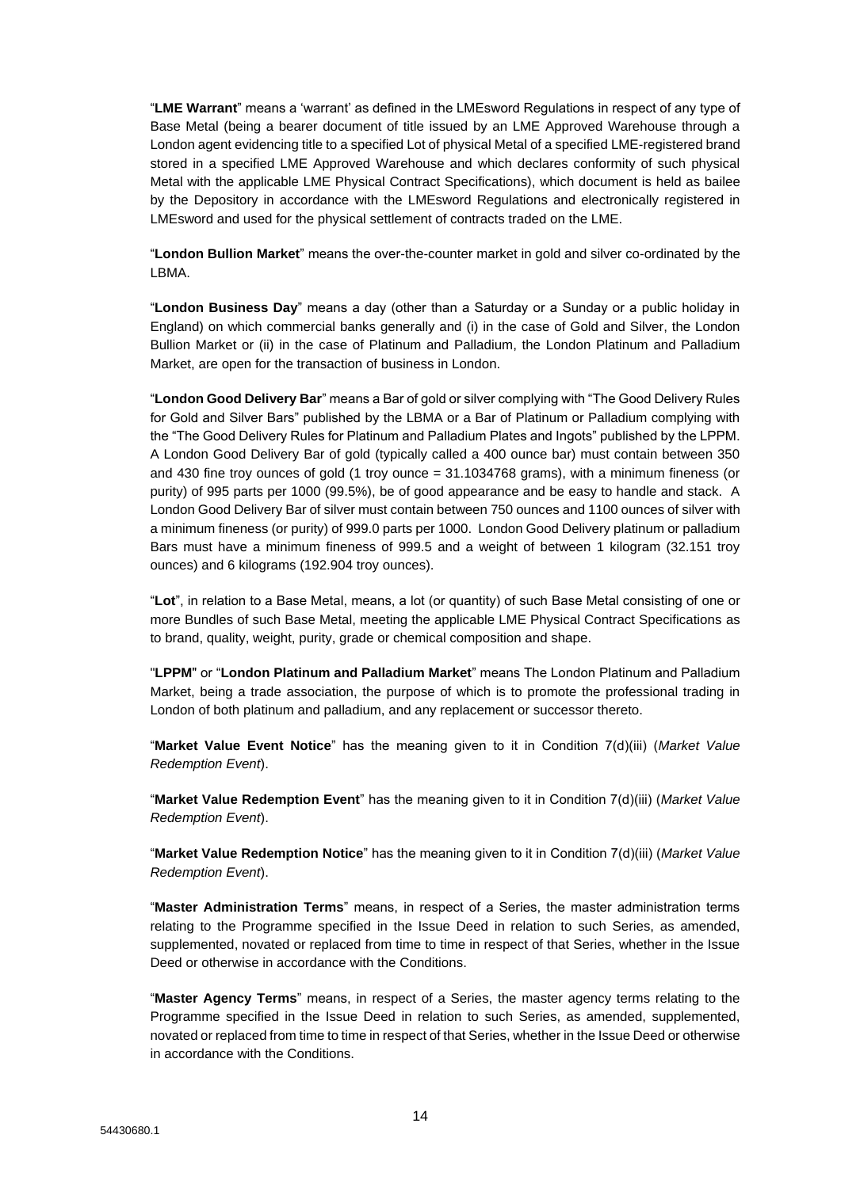"**LME Warrant**" means a 'warrant' as defined in the LMEsword Regulations in respect of any type of Base Metal (being a bearer document of title issued by an LME Approved Warehouse through a London agent evidencing title to a specified Lot of physical Metal of a specified LME-registered brand stored in a specified LME Approved Warehouse and which declares conformity of such physical Metal with the applicable LME Physical Contract Specifications), which document is held as bailee by the Depository in accordance with the LMEsword Regulations and electronically registered in LMEsword and used for the physical settlement of contracts traded on the LME.

"**London Bullion Market**" means the over-the-counter market in gold and silver co-ordinated by the LBMA.

"**London Business Day**" means a day (other than a Saturday or a Sunday or a public holiday in England) on which commercial banks generally and (i) in the case of Gold and Silver, the London Bullion Market or (ii) in the case of Platinum and Palladium, the London Platinum and Palladium Market, are open for the transaction of business in London.

"**London Good Delivery Bar**" means a Bar of gold or silver complying with "The Good Delivery Rules for Gold and Silver Bars" published by the LBMA or a Bar of Platinum or Palladium complying with the "The Good Delivery Rules for Platinum and Palladium Plates and Ingots" published by the LPPM. A London Good Delivery Bar of gold (typically called a 400 ounce bar) must contain between 350 and 430 fine troy ounces of gold (1 troy ounce = 31.1034768 grams), with a minimum fineness (or purity) of 995 parts per 1000 (99.5%), be of good appearance and be easy to handle and stack. A London Good Delivery Bar of silver must contain between 750 ounces and 1100 ounces of silver with a minimum fineness (or purity) of 999.0 parts per 1000. London Good Delivery platinum or palladium Bars must have a minimum fineness of 999.5 and a weight of between 1 kilogram (32.151 troy ounces) and 6 kilograms (192.904 troy ounces).

"**Lot**", in relation to a Base Metal, means, a lot (or quantity) of such Base Metal consisting of one or more Bundles of such Base Metal, meeting the applicable LME Physical Contract Specifications as to brand, quality, weight, purity, grade or chemical composition and shape.

"**LPPM**" or "**London Platinum and Palladium Market**" means The London Platinum and Palladium Market, being a trade association, the purpose of which is to promote the professional trading in London of both platinum and palladium, and any replacement or successor thereto.

"**Market Value Event Notice**" has the meaning given to it in Condition 7(d)(iii) (*Market Value Redemption Event*).

"**Market Value Redemption Event**" has the meaning given to it in Condition 7(d)(iii) (*Market Value Redemption Event*).

"**Market Value Redemption Notice**" has the meaning given to it in Condition 7(d)(iii) (*Market Value Redemption Event*).

"**Master Administration Terms**" means, in respect of a Series, the master administration terms relating to the Programme specified in the Issue Deed in relation to such Series, as amended, supplemented, novated or replaced from time to time in respect of that Series, whether in the Issue Deed or otherwise in accordance with the Conditions.

"**Master Agency Terms**" means, in respect of a Series, the master agency terms relating to the Programme specified in the Issue Deed in relation to such Series, as amended, supplemented, novated or replaced from time to time in respect of that Series, whether in the Issue Deed or otherwise in accordance with the Conditions.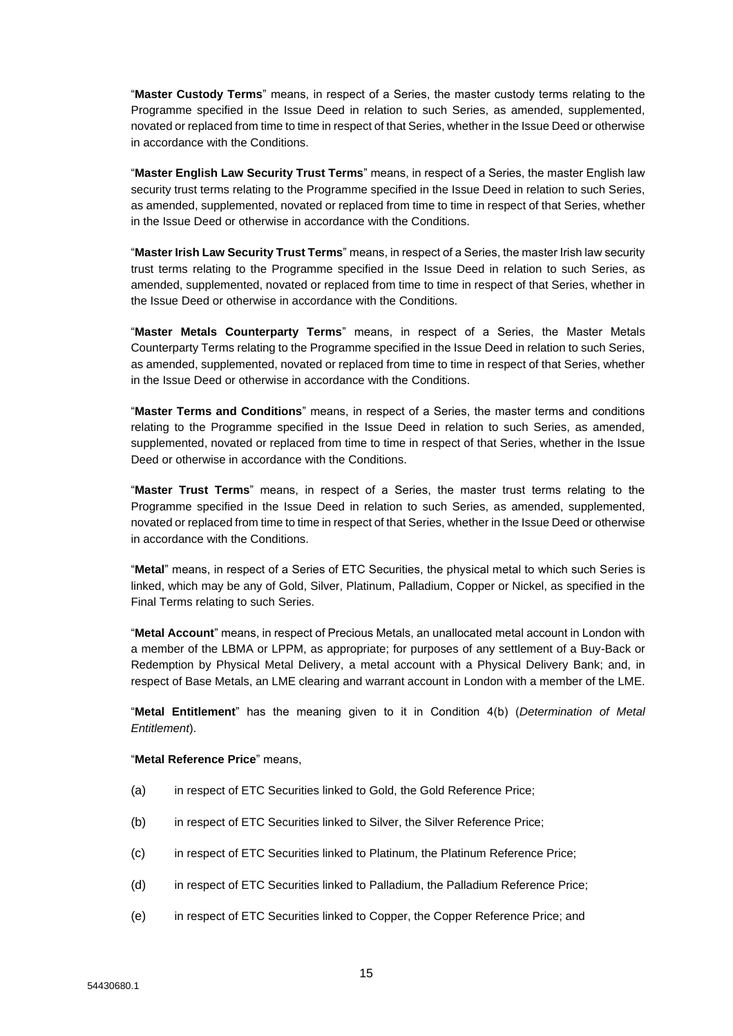"**Master Custody Terms**" means, in respect of a Series, the master custody terms relating to the Programme specified in the Issue Deed in relation to such Series, as amended, supplemented, novated or replaced from time to time in respect of that Series, whether in the Issue Deed or otherwise in accordance with the Conditions.

"**Master English Law Security Trust Terms**" means, in respect of a Series, the master English law security trust terms relating to the Programme specified in the Issue Deed in relation to such Series, as amended, supplemented, novated or replaced from time to time in respect of that Series, whether in the Issue Deed or otherwise in accordance with the Conditions.

"**Master Irish Law Security Trust Terms**" means, in respect of a Series, the master Irish law security trust terms relating to the Programme specified in the Issue Deed in relation to such Series, as amended, supplemented, novated or replaced from time to time in respect of that Series, whether in the Issue Deed or otherwise in accordance with the Conditions.

"**Master Metals Counterparty Terms**" means, in respect of a Series, the Master Metals Counterparty Terms relating to the Programme specified in the Issue Deed in relation to such Series, as amended, supplemented, novated or replaced from time to time in respect of that Series, whether in the Issue Deed or otherwise in accordance with the Conditions.

"**Master Terms and Conditions**" means, in respect of a Series, the master terms and conditions relating to the Programme specified in the Issue Deed in relation to such Series, as amended, supplemented, novated or replaced from time to time in respect of that Series, whether in the Issue Deed or otherwise in accordance with the Conditions.

"**Master Trust Terms**" means, in respect of a Series, the master trust terms relating to the Programme specified in the Issue Deed in relation to such Series, as amended, supplemented, novated or replaced from time to time in respect of that Series, whether in the Issue Deed or otherwise in accordance with the Conditions.

"**Metal**" means, in respect of a Series of ETC Securities, the physical metal to which such Series is linked, which may be any of Gold, Silver, Platinum, Palladium, Copper or Nickel, as specified in the Final Terms relating to such Series.

"**Metal Account**" means, in respect of Precious Metals, an unallocated metal account in London with a member of the LBMA or LPPM, as appropriate; for purposes of any settlement of a Buy-Back or Redemption by Physical Metal Delivery, a metal account with a Physical Delivery Bank; and, in respect of Base Metals, an LME clearing and warrant account in London with a member of the LME.

"**Metal Entitlement**" has the meaning given to it in Condition 4(b) (*Determination of Metal Entitlement*).

"**Metal Reference Price**" means,

(a) in respect of ETC Securities linked to Gold, the Gold Reference Price;

(b) in respect of ETC Securities linked to Silver, the Silver Reference Price;

(c) in respect of ETC Securities linked to Platinum, the Platinum Reference Price;

(d) in respect of ETC Securities linked to Palladium, the Palladium Reference Price;

(e) in respect of ETC Securities linked to Copper, the Copper Reference Price; and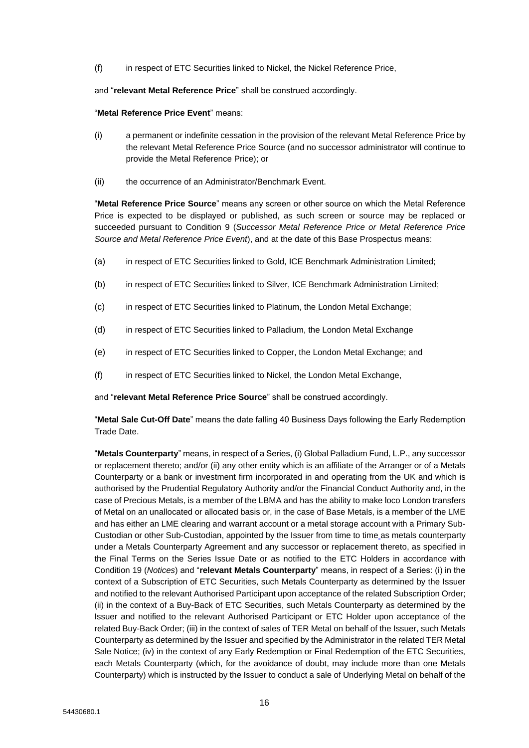(f) in respect of ETC Securities linked to Nickel, the Nickel Reference Price,

and "**relevant Metal Reference Price**" shall be construed accordingly.

"**Metal Reference Price Event**" means:

(i) a permanent or indefinite cessation in the provision of the relevant Metal Reference Price by the relevant Metal Reference Price Source (and no successor administrator will continue to provide the Metal Reference Price); or

(ii) the occurrence of an Administrator/Benchmark Event.

"**Metal Reference Price Source**" means any screen or other source on which the Metal Reference Price is expected to be displayed or published, as such screen or source may be replaced or succeeded pursuant to Condition 9 (*Successor Metal Reference Price or Metal Reference Price Source and Metal Reference Price Event*), and at the date of this Base Prospectus means:

(a) in respect of ETC Securities linked to Gold, ICE Benchmark Administration Limited;

(b) in respect of ETC Securities linked to Silver, ICE Benchmark Administration Limited;

(c) in respect of ETC Securities linked to Platinum, the London Metal Exchange;

(d) in respect of ETC Securities linked to Palladium, the London Metal Exchange

(e) in respect of ETC Securities linked to Copper, the London Metal Exchange; and

(f) in respect of ETC Securities linked to Nickel, the London Metal Exchange,

and "**relevant Metal Reference Price Source**" shall be construed accordingly.

"**Metal Sale Cut-Off Date**" means the date falling 40 Business Days following the Early Redemption Trade Date.

"**Metals Counterparty**" means, in respect of a Series, (i) Global Palladium Fund, L.P., any successor or replacement thereto; and/or (ii) any other entity which is an affiliate of the Arranger or of a Metals Counterparty or a bank or investment firm incorporated in and operating from the UK and which is authorised by the Prudential Regulatory Authority and/or the Financial Conduct Authority and, in the case of Precious Metals, is a member of the LBMA and has the ability to make loco London transfers of Metal on an unallocated or allocated basis or, in the case of Base Metals, is a member of the LME and has either an LME clearing and warrant account or a metal storage account with a Primary Sub-Custodian or other Sub-Custodian, appointed by the Issuer from time to time as metals counterparty under a Metals Counterparty Agreement and any successor or replacement thereto, as specified in the Final Terms on the Series Issue Date or as notified to the ETC Holders in accordance with Condition 19 (*Notices*) and "**relevant Metals Counterparty**" means, in respect of a Series: (i) in the context of a Subscription of ETC Securities, such Metals Counterparty as determined by the Issuer and notified to the relevant Authorised Participant upon acceptance of the related Subscription Order; (ii) in the context of a Buy-Back of ETC Securities, such Metals Counterparty as determined by the Issuer and notified to the relevant Authorised Participant or ETC Holder upon acceptance of the related Buy-Back Order; (iii) in the context of sales of TER Metal on behalf of the Issuer, such Metals Counterparty as determined by the Issuer and specified by the Administrator in the related TER Metal Sale Notice; (iv) in the context of any Early Redemption or Final Redemption of the ETC Securities, each Metals Counterparty (which, for the avoidance of doubt, may include more than one Metals Counterparty) which is instructed by the Issuer to conduct a sale of Underlying Metal on behalf of the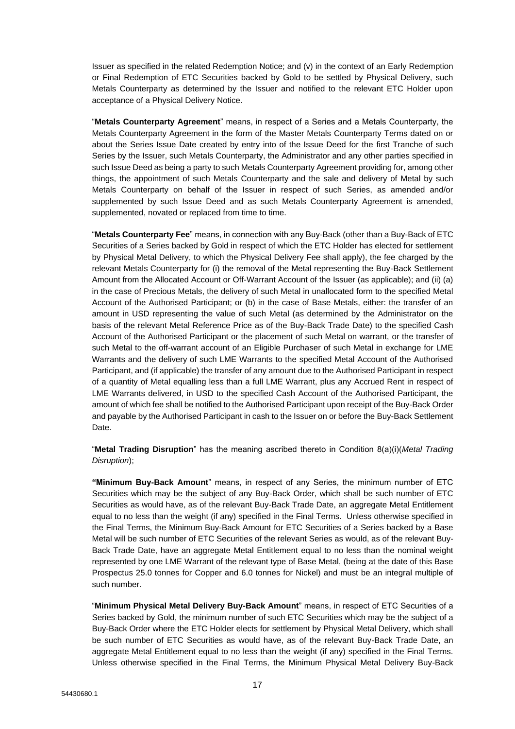Issuer as specified in the related Redemption Notice; and (v) in the context of an Early Redemption or Final Redemption of ETC Securities backed by Gold to be settled by Physical Delivery, such Metals Counterparty as determined by the Issuer and notified to the relevant ETC Holder upon acceptance of a Physical Delivery Notice.

"**Metals Counterparty Agreement**" means, in respect of a Series and a Metals Counterparty, the Metals Counterparty Agreement in the form of the Master Metals Counterparty Terms dated on or about the Series Issue Date created by entry into of the Issue Deed for the first Tranche of such Series by the Issuer, such Metals Counterparty, the Administrator and any other parties specified in such Issue Deed as being a party to such Metals Counterparty Agreement providing for, among other things, the appointment of such Metals Counterparty and the sale and delivery of Metal by such Metals Counterparty on behalf of the Issuer in respect of such Series, as amended and/or supplemented by such Issue Deed and as such Metals Counterparty Agreement is amended, supplemented, novated or replaced from time to time.

"**Metals Counterparty Fee**" means, in connection with any Buy-Back (other than a Buy-Back of ETC Securities of a Series backed by Gold in respect of which the ETC Holder has elected for settlement by Physical Metal Delivery, to which the Physical Delivery Fee shall apply), the fee charged by the relevant Metals Counterparty for (i) the removal of the Metal representing the Buy-Back Settlement Amount from the Allocated Account or Off-Warrant Account of the Issuer (as applicable); and (ii) (a) in the case of Precious Metals, the delivery of such Metal in unallocated form to the specified Metal Account of the Authorised Participant; or (b) in the case of Base Metals, either: the transfer of an amount in USD representing the value of such Metal (as determined by the Administrator on the basis of the relevant Metal Reference Price as of the Buy-Back Trade Date) to the specified Cash Account of the Authorised Participant or the placement of such Metal on warrant, or the transfer of such Metal to the off-warrant account of an Eligible Purchaser of such Metal in exchange for LME Warrants and the delivery of such LME Warrants to the specified Metal Account of the Authorised Participant, and (if applicable) the transfer of any amount due to the Authorised Participant in respect of a quantity of Metal equalling less than a full LME Warrant, plus any Accrued Rent in respect of LME Warrants delivered, in USD to the specified Cash Account of the Authorised Participant, the amount of which fee shall be notified to the Authorised Participant upon receipt of the Buy-Back Order and payable by the Authorised Participant in cash to the Issuer on or before the Buy-Back Settlement Date.

"**Metal Trading Disruption**" has the meaning ascribed thereto in Condition 8(a)(i)(*Metal Trading Disruption*);

"**Minimum Buy-Back Amount**" means, in respect of any Series, the minimum number of ETC Securities which may be the subject of any Buy-Back Order, which shall be such number of ETC Securities as would have, as of the relevant Buy-Back Trade Date, an aggregate Metal Entitlement equal to no less than the weight (if any) specified in the Final Terms. Unless otherwise specified in the Final Terms, the Minimum Buy-Back Amount for ETC Securities of a Series backed by a Base Metal will be such number of ETC Securities of the relevant Series as would, as of the relevant Buy-Back Trade Date, have an aggregate Metal Entitlement equal to no less than the nominal weight represented by one LME Warrant of the relevant type of Base Metal, (being at the date of this Base Prospectus 25.0 tonnes for Copper and 6.0 tonnes for Nickel) and must be an integral multiple of such number.

"**Minimum Physical Metal Delivery Buy-Back Amount**" means, in respect of ETC Securities of a Series backed by Gold, the minimum number of such ETC Securities which may be the subject of a Buy-Back Order where the ETC Holder elects for settlement by Physical Metal Delivery, which shall be such number of ETC Securities as would have, as of the relevant Buy-Back Trade Date, an aggregate Metal Entitlement equal to no less than the weight (if any) specified in the Final Terms. Unless otherwise specified in the Final Terms, the Minimum Physical Metal Delivery Buy-Back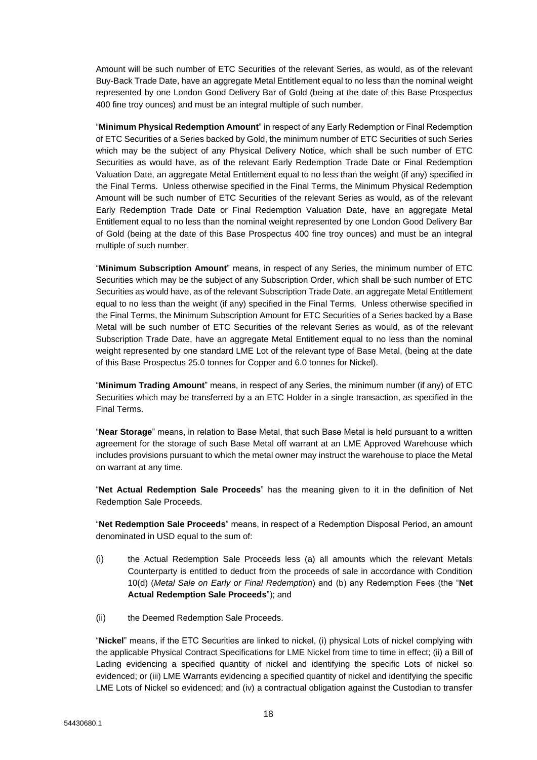Amount will be such number of ETC Securities of the relevant Series, as would, as of the relevant Buy-Back Trade Date, have an aggregate Metal Entitlement equal to no less than the nominal weight represented by one London Good Delivery Bar of Gold (being at the date of this Base Prospectus 400 fine troy ounces) and must be an integral multiple of such number.

"**Minimum Physical Redemption Amount**" in respect of any Early Redemption or Final Redemption of ETC Securities of a Series backed by Gold, the minimum number of ETC Securities of such Series which may be the subject of any Physical Delivery Notice, which shall be such number of ETC Securities as would have, as of the relevant Early Redemption Trade Date or Final Redemption Valuation Date, an aggregate Metal Entitlement equal to no less than the weight (if any) specified in the Final Terms. Unless otherwise specified in the Final Terms, the Minimum Physical Redemption Amount will be such number of ETC Securities of the relevant Series as would, as of the relevant Early Redemption Trade Date or Final Redemption Valuation Date, have an aggregate Metal Entitlement equal to no less than the nominal weight represented by one London Good Delivery Bar of Gold (being at the date of this Base Prospectus 400 fine troy ounces) and must be an integral multiple of such number.

"**Minimum Subscription Amount**" means, in respect of any Series, the minimum number of ETC Securities which may be the subject of any Subscription Order, which shall be such number of ETC Securities as would have, as of the relevant Subscription Trade Date, an aggregate Metal Entitlement equal to no less than the weight (if any) specified in the Final Terms. Unless otherwise specified in the Final Terms, the Minimum Subscription Amount for ETC Securities of a Series backed by a Base Metal will be such number of ETC Securities of the relevant Series as would, as of the relevant Subscription Trade Date, have an aggregate Metal Entitlement equal to no less than the nominal weight represented by one standard LME Lot of the relevant type of Base Metal, (being at the date of this Base Prospectus 25.0 tonnes for Copper and 6.0 tonnes for Nickel).

"**Minimum Trading Amount**" means, in respect of any Series, the minimum number (if any) of ETC Securities which may be transferred by a an ETC Holder in a single transaction, as specified in the Final Terms.

"**Near Storage**" means, in relation to Base Metal, that such Base Metal is held pursuant to a written agreement for the storage of such Base Metal off warrant at an LME Approved Warehouse which includes provisions pursuant to which the metal owner may instruct the warehouse to place the Metal on warrant at any time.

"**Net Actual Redemption Sale Proceeds**" has the meaning given to it in the definition of Net Redemption Sale Proceeds.

"**Net Redemption Sale Proceeds**" means, in respect of a Redemption Disposal Period, an amount denominated in USD equal to the sum of:

(i) the Actual Redemption Sale Proceeds less (a) all amounts which the relevant Metals Counterparty is entitled to deduct from the proceeds of sale in accordance with Condition 10(d) (*Metal Sale on Early or Final Redemption*) and (b) any Redemption Fees (the "**Net Actual Redemption Sale Proceeds**"); and

(ii) the Deemed Redemption Sale Proceeds.

"**Nickel**" means, if the ETC Securities are linked to nickel, (i) physical Lots of nickel complying with the applicable Physical Contract Specifications for LME Nickel from time to time in effect; (ii) a Bill of Lading evidencing a specified quantity of nickel and identifying the specific Lots of nickel so evidenced; or (iii) LME Warrants evidencing a specified quantity of nickel and identifying the specific LME Lots of Nickel so evidenced; and (iv) a contractual obligation against the Custodian to transfer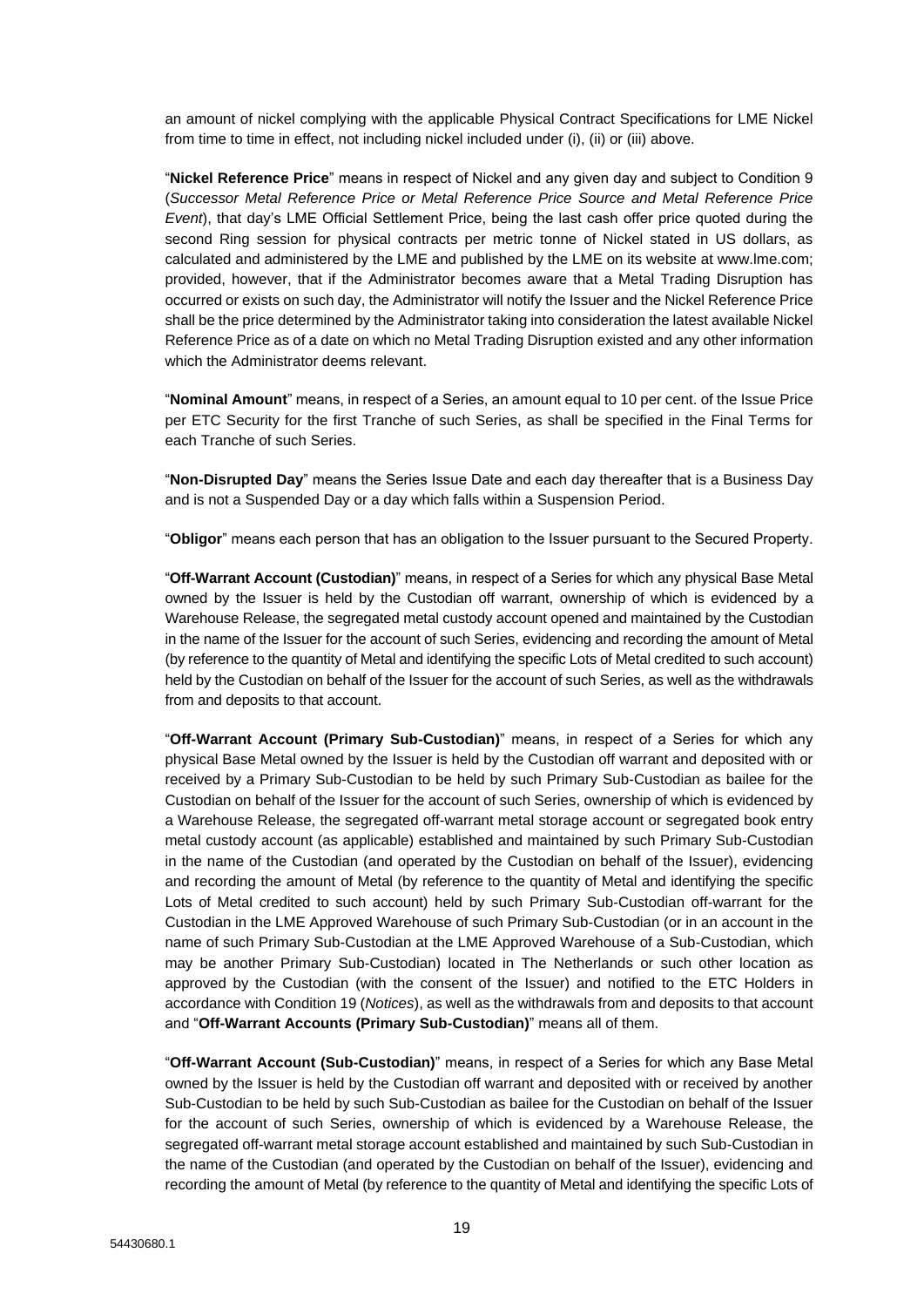an amount of nickel complying with the applicable Physical Contract Specifications for LME Nickel from time to time in effect, not including nickel included under (i), (ii) or (iii) above.

"**Nickel Reference Price**" means in respect of Nickel and any given day and subject to Condition 9 (*Successor Metal Reference Price or Metal Reference Price Source and Metal Reference Price Event*), that day's LME Official Settlement Price, being the last cash offer price quoted during the second Ring session for physical contracts per metric tonne of Nickel stated in US dollars, as calculated and administered by the LME and published by the LME on its website at www.lme.com; provided, however, that if the Administrator becomes aware that a Metal Trading Disruption has occurred or exists on such day, the Administrator will notify the Issuer and the Nickel Reference Price shall be the price determined by the Administrator taking into consideration the latest available Nickel Reference Price as of a date on which no Metal Trading Disruption existed and any other information which the Administrator deems relevant.

"**Nominal Amount**" means, in respect of a Series, an amount equal to 10 per cent. of the Issue Price per ETC Security for the first Tranche of such Series, as shall be specified in the Final Terms for each Tranche of such Series.

"**Non-Disrupted Day**" means the Series Issue Date and each day thereafter that is a Business Day and is not a Suspended Day or a day which falls within a Suspension Period.

"**Obligor**" means each person that has an obligation to the Issuer pursuant to the Secured Property.

"**Off-Warrant Account (Custodian)**" means, in respect of a Series for which any physical Base Metal owned by the Issuer is held by the Custodian off warrant, ownership of which is evidenced by a Warehouse Release, the segregated metal custody account opened and maintained by the Custodian in the name of the Issuer for the account of such Series, evidencing and recording the amount of Metal (by reference to the quantity of Metal and identifying the specific Lots of Metal credited to such account) held by the Custodian on behalf of the Issuer for the account of such Series, as well as the withdrawals from and deposits to that account.

"**Off-Warrant Account (Primary Sub-Custodian)**" means, in respect of a Series for which any physical Base Metal owned by the Issuer is held by the Custodian off warrant and deposited with or received by a Primary Sub-Custodian to be held by such Primary Sub-Custodian as bailee for the Custodian on behalf of the Issuer for the account of such Series, ownership of which is evidenced by a Warehouse Release, the segregated off-warrant metal storage account or segregated book entry metal custody account (as applicable) established and maintained by such Primary Sub-Custodian in the name of the Custodian (and operated by the Custodian on behalf of the Issuer), evidencing and recording the amount of Metal (by reference to the quantity of Metal and identifying the specific Lots of Metal credited to such account) held by such Primary Sub-Custodian off-warrant for the Custodian in the LME Approved Warehouse of such Primary Sub-Custodian (or in an account in the name of such Primary Sub-Custodian at the LME Approved Warehouse of a Sub-Custodian, which may be another Primary Sub-Custodian) located in The Netherlands or such other location as approved by the Custodian (with the consent of the Issuer) and notified to the ETC Holders in accordance with Condition 19 (*Notices*), as well as the withdrawals from and deposits to that account and "**Off-Warrant Accounts (Primary Sub-Custodian)**" means all of them.

"**Off-Warrant Account (Sub-Custodian)**" means, in respect of a Series for which any Base Metal owned by the Issuer is held by the Custodian off warrant and deposited with or received by another Sub-Custodian to be held by such Sub-Custodian as bailee for the Custodian on behalf of the Issuer for the account of such Series, ownership of which is evidenced by a Warehouse Release, the segregated off-warrant metal storage account established and maintained by such Sub-Custodian in the name of the Custodian (and operated by the Custodian on behalf of the Issuer), evidencing and recording the amount of Metal (by reference to the quantity of Metal and identifying the specific Lots of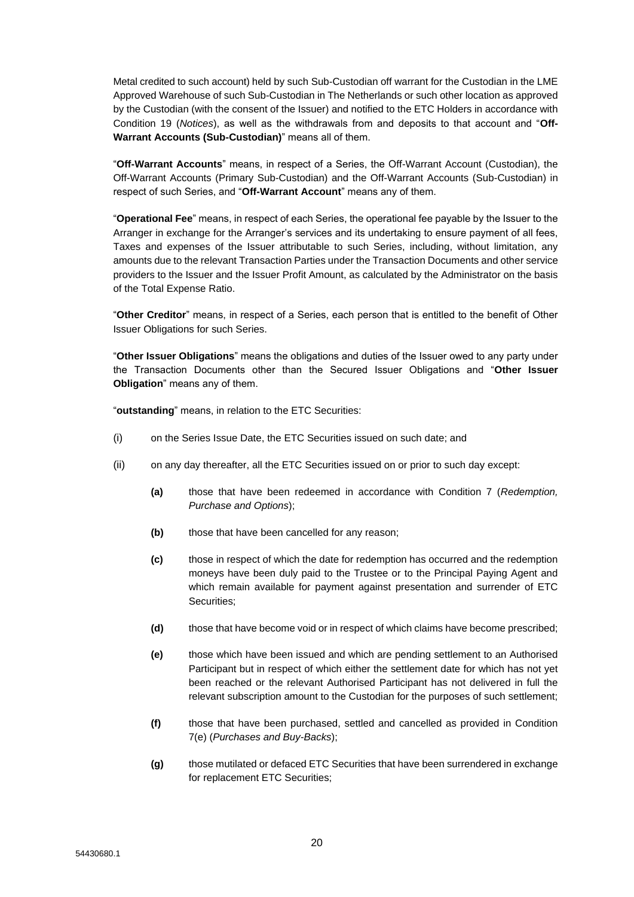Metal credited to such account) held by such Sub-Custodian off warrant for the Custodian in the LME Approved Warehouse of such Sub-Custodian in The Netherlands or such other location as approved by the Custodian (with the consent of the Issuer) and notified to the ETC Holders in accordance with Condition 19 (*Notices*), as well as the withdrawals from and deposits to that account and "**Off-Warrant Accounts (Sub-Custodian)**" means all of them.

"**Off-Warrant Accounts**" means, in respect of a Series, the Off-Warrant Account (Custodian), the Off-Warrant Accounts (Primary Sub-Custodian) and the Off-Warrant Accounts (Sub-Custodian) in respect of such Series, and "**Off-Warrant Account**" means any of them.

"**Operational Fee**" means, in respect of each Series, the operational fee payable by the Issuer to the Arranger in exchange for the Arranger's services and its undertaking to ensure payment of all fees, Taxes and expenses of the Issuer attributable to such Series, including, without limitation, any amounts due to the relevant Transaction Parties under the Transaction Documents and other service providers to the Issuer and the Issuer Profit Amount, as calculated by the Administrator on the basis of the Total Expense Ratio.

"**Other Creditor**" means, in respect of a Series, each person that is entitled to the benefit of Other Issuer Obligations for such Series.

"**Other Issuer Obligations**" means the obligations and duties of the Issuer owed to any party under the Transaction Documents other than the Secured Issuer Obligations and "**Other Issuer Obligation**" means any of them.

"**outstanding**" means, in relation to the ETC Securities:

(i) on the Series Issue Date, the ETC Securities issued on such date; and

(ii) on any day thereafter, all the ETC Securities issued on or prior to such day except:

- **(a)** those that have been redeemed in accordance with Condition 7 (*Redemption, Purchase and Options*);
- **(b)** those that have been cancelled for any reason;
- **(c)** those in respect of which the date for redemption has occurred and the redemption moneys have been duly paid to the Trustee or to the Principal Paying Agent and which remain available for payment against presentation and surrender of ETC Securities;
- **(d)** those that have become void or in respect of which claims have become prescribed;
- **(e)** those which have been issued and which are pending settlement to an Authorised Participant but in respect of which either the settlement date for which has not yet been reached or the relevant Authorised Participant has not delivered in full the relevant subscription amount to the Custodian for the purposes of such settlement;
- **(f)** those that have been purchased, settled and cancelled as provided in Condition 7(e) (*Purchases and Buy-Backs*);
- **(g)** those mutilated or defaced ETC Securities that have been surrendered in exchange for replacement ETC Securities;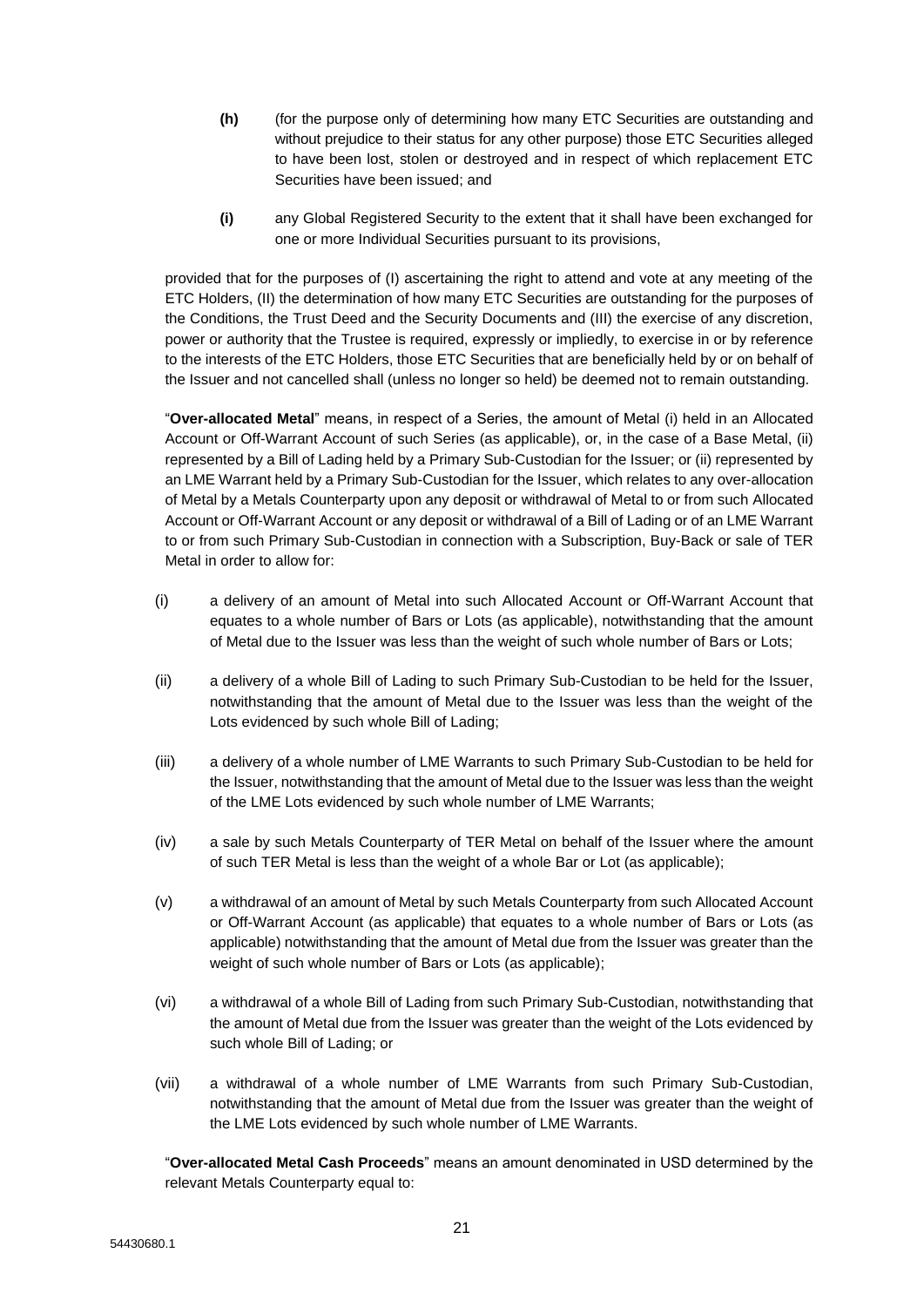**(h)** (for the purpose only of determining how many ETC Securities are outstanding and without prejudice to their status for any other purpose) those ETC Securities alleged to have been lost, stolen or destroyed and in respect of which replacement ETC Securities have been issued; and

**(i)** any Global Registered Security to the extent that it shall have been exchanged for one or more Individual Securities pursuant to its provisions,

provided that for the purposes of (I) ascertaining the right to attend and vote at any meeting of the ETC Holders, (II) the determination of how many ETC Securities are outstanding for the purposes of the Conditions, the Trust Deed and the Security Documents and (III) the exercise of any discretion, power or authority that the Trustee is required, expressly or impliedly, to exercise in or by reference to the interests of the ETC Holders, those ETC Securities that are beneficially held by or on behalf of the Issuer and not cancelled shall (unless no longer so held) be deemed not to remain outstanding.

"**Over-allocated Metal**" means, in respect of a Series, the amount of Metal (i) held in an Allocated Account or Off-Warrant Account of such Series (as applicable), or, in the case of a Base Metal, (ii) represented by a Bill of Lading held by a Primary Sub-Custodian for the Issuer; or (ii) represented by an LME Warrant held by a Primary Sub-Custodian for the Issuer, which relates to any over-allocation of Metal by a Metals Counterparty upon any deposit or withdrawal of Metal to or from such Allocated Account or Off-Warrant Account or any deposit or withdrawal of a Bill of Lading or of an LME Warrant to or from such Primary Sub-Custodian in connection with a Subscription, Buy-Back or sale of TER Metal in order to allow for:

(i) a delivery of an amount of Metal into such Allocated Account or Off-Warrant Account that equates to a whole number of Bars or Lots (as applicable), notwithstanding that the amount of Metal due to the Issuer was less than the weight of such whole number of Bars or Lots;

(ii) a delivery of a whole Bill of Lading to such Primary Sub-Custodian to be held for the Issuer, notwithstanding that the amount of Metal due to the Issuer was less than the weight of the Lots evidenced by such whole Bill of Lading;

(iii) a delivery of a whole number of LME Warrants to such Primary Sub-Custodian to be held for the Issuer, notwithstanding that the amount of Metal due to the Issuer was less than the weight of the LME Lots evidenced by such whole number of LME Warrants;

(iv) a sale by such Metals Counterparty of TER Metal on behalf of the Issuer where the amount of such TER Metal is less than the weight of a whole Bar or Lot (as applicable);

(v) a withdrawal of an amount of Metal by such Metals Counterparty from such Allocated Account or Off-Warrant Account (as applicable) that equates to a whole number of Bars or Lots (as applicable) notwithstanding that the amount of Metal due from the Issuer was greater than the weight of such whole number of Bars or Lots (as applicable);

(vi) a withdrawal of a whole Bill of Lading from such Primary Sub-Custodian, notwithstanding that the amount of Metal due from the Issuer was greater than the weight of the Lots evidenced by such whole Bill of Lading; or

(vii) a withdrawal of a whole number of LME Warrants from such Primary Sub-Custodian, notwithstanding that the amount of Metal due from the Issuer was greater than the weight of the LME Lots evidenced by such whole number of LME Warrants.

"**Over-allocated Metal Cash Proceeds**" means an amount denominated in USD determined by the relevant Metals Counterparty equal to: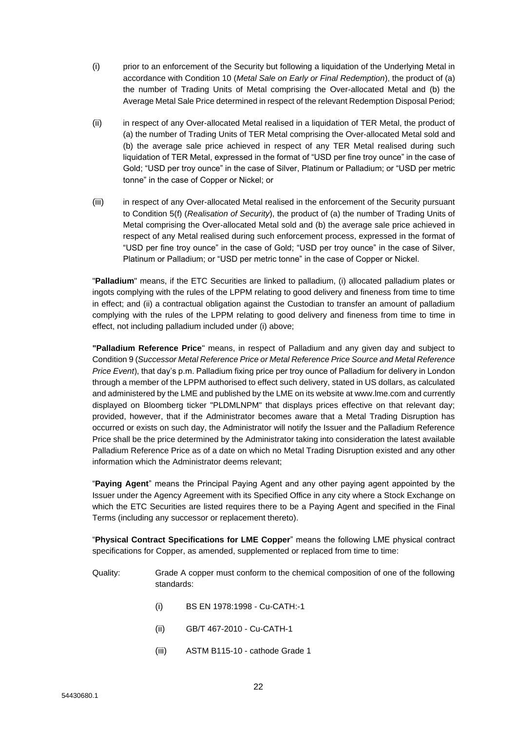(i) prior to an enforcement of the Security but following a liquidation of the Underlying Metal in accordance with Condition 10 (*Metal Sale on Early or Final Redemption*), the product of (a) the number of Trading Units of Metal comprising the Over-allocated Metal and (b) the Average Metal Sale Price determined in respect of the relevant Redemption Disposal Period;

(ii) in respect of any Over-allocated Metal realised in a liquidation of TER Metal, the product of (a) the number of Trading Units of TER Metal comprising the Over-allocated Metal sold and (b) the average sale price achieved in respect of any TER Metal realised during such liquidation of TER Metal, expressed in the format of "USD per fine troy ounce" in the case of Gold; "USD per troy ounce" in the case of Silver, Platinum or Palladium; or "USD per metric tonne" in the case of Copper or Nickel; or

(iii) in respect of any Over-allocated Metal realised in the enforcement of the Security pursuant to Condition 5(f) (*Realisation of Security*), the product of (a) the number of Trading Units of Metal comprising the Over-allocated Metal sold and (b) the average sale price achieved in respect of any Metal realised during such enforcement process, expressed in the format of "USD per fine troy ounce" in the case of Gold; "USD per troy ounce" in the case of Silver, Platinum or Palladium; or "USD per metric tonne" in the case of Copper or Nickel.

"**Palladium**" means, if the ETC Securities are linked to palladium, (i) allocated palladium plates or ingots complying with the rules of the LPPM relating to good delivery and fineness from time to time in effect; and (ii) a contractual obligation against the Custodian to transfer an amount of palladium complying with the rules of the LPPM relating to good delivery and fineness from time to time in effect, not including palladium included under (i) above;

"**Palladium Reference Price**" means, in respect of Palladium and any given day and subject to Condition 9 (*Successor Metal Reference Price or Metal Reference Price Source and Metal Reference Price Event*), that day's p.m. Palladium fixing price per troy ounce of Palladium for delivery in London through a member of the LPPM authorised to effect such delivery, stated in US dollars, as calculated and administered by the LME and published by the LME on its website at www.lme.com and currently displayed on Bloomberg ticker "PLDMLNPM" that displays prices effective on that relevant day; provided, however, that if the Administrator becomes aware that a Metal Trading Disruption has occurred or exists on such day, the Administrator will notify the Issuer and the Palladium Reference Price shall be the price determined by the Administrator taking into consideration the latest available Palladium Reference Price as of a date on which no Metal Trading Disruption existed and any other information which the Administrator deems relevant;

"**Paying Agent**" means the Principal Paying Agent and any other paying agent appointed by the Issuer under the Agency Agreement with its Specified Office in any city where a Stock Exchange on which the ETC Securities are listed requires there to be a Paying Agent and specified in the Final Terms (including any successor or replacement thereto).

"**Physical Contract Specifications for LME Copper**" means the following LME physical contract specifications for Copper, as amended, supplemented or replaced from time to time:

Quality: Grade A copper must conform to the chemical composition of one of the following standards:

(i) BS EN 1978:1998 - Cu-CATH:-1

(ii) GB/T 467-2010 - Cu-CATH-1

(iii) ASTM B115-10 - cathode Grade 1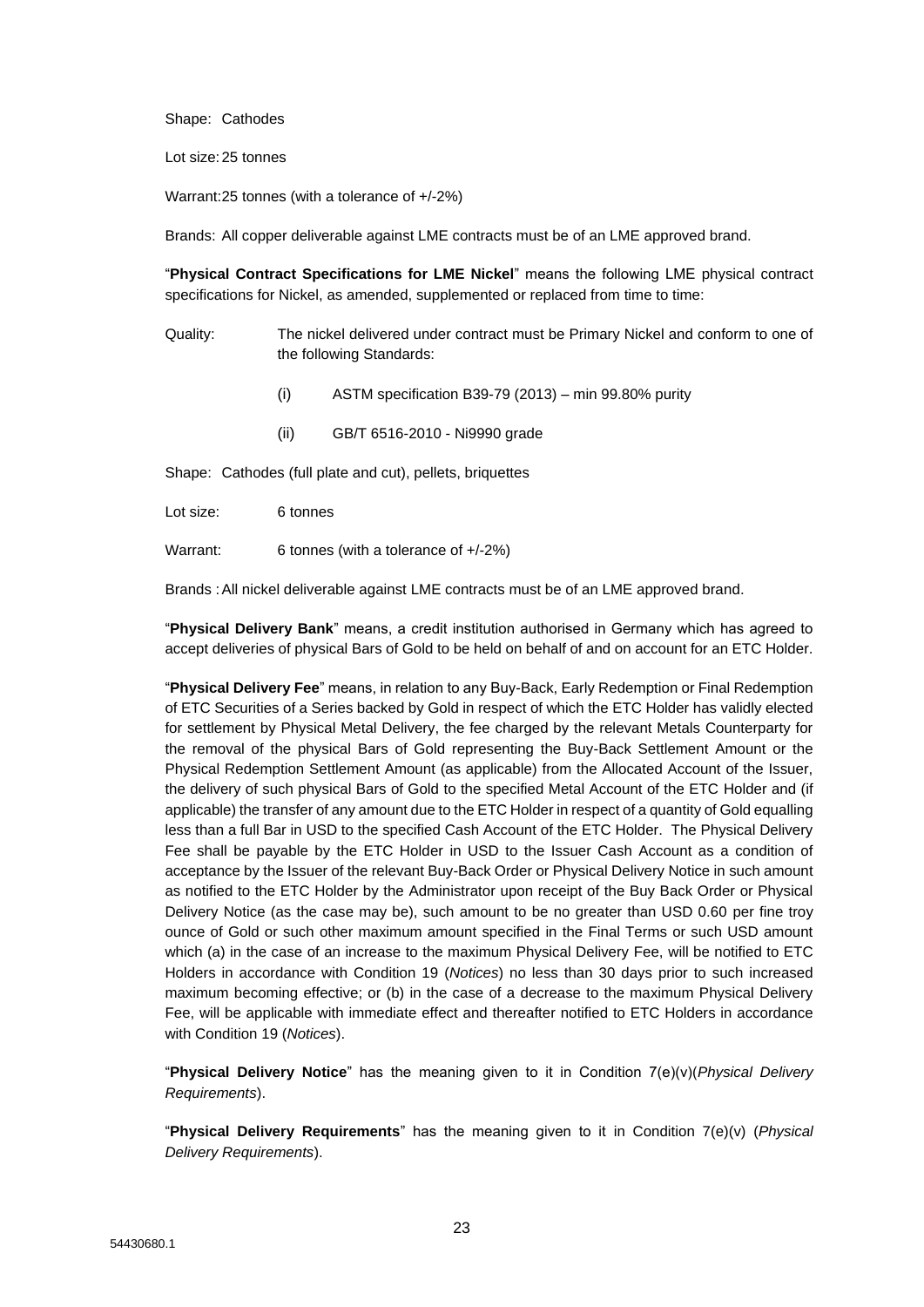Shape: Cathodes

Lot size: 25 tonnes

Warrant: 25 tonnes (with a tolerance of +/-2%)

Brands: All copper deliverable against LME contracts must be of an LME approved brand.

"**Physical Contract Specifications for LME Nickel**" means the following LME physical contract specifications for Nickel, as amended, supplemented or replaced from time to time:

Quality: The nickel delivered under contract must be Primary Nickel and conform to one of the following Standards:

(i) ASTM specification B39-79 (2013) – min 99.80% purity

(ii) GB/T 6516-2010 - Ni9990 grade

Shape: Cathodes (full plate and cut), pellets, briquettes

Lot size: 6 tonnes

Warrant: 6 tonnes (with a tolerance of +/-2%)

Brands : All nickel deliverable against LME contracts must be of an LME approved brand.

"**Physical Delivery Bank**" means, a credit institution authorised in Germany which has agreed to accept deliveries of physical Bars of Gold to be held on behalf of and on account for an ETC Holder.

"**Physical Delivery Fee**" means, in relation to any Buy-Back, Early Redemption or Final Redemption of ETC Securities of a Series backed by Gold in respect of which the ETC Holder has validly elected for settlement by Physical Metal Delivery, the fee charged by the relevant Metals Counterparty for the removal of the physical Bars of Gold representing the Buy-Back Settlement Amount or the Physical Redemption Settlement Amount (as applicable) from the Allocated Account of the Issuer, the delivery of such physical Bars of Gold to the specified Metal Account of the ETC Holder and (if applicable) the transfer of any amount due to the ETC Holder in respect of a quantity of Gold equalling less than a full Bar in USD to the specified Cash Account of the ETC Holder. The Physical Delivery Fee shall be payable by the ETC Holder in USD to the Issuer Cash Account as a condition of acceptance by the Issuer of the relevant Buy-Back Order or Physical Delivery Notice in such amount as notified to the ETC Holder by the Administrator upon receipt of the Buy Back Order or Physical Delivery Notice (as the case may be), such amount to be no greater than USD 0.60 per fine troy ounce of Gold or such other maximum amount specified in the Final Terms or such USD amount which (a) in the case of an increase to the maximum Physical Delivery Fee, will be notified to ETC Holders in accordance with Condition 19 (*Notices*) no less than 30 days prior to such increased maximum becoming effective; or (b) in the case of a decrease to the maximum Physical Delivery Fee, will be applicable with immediate effect and thereafter notified to ETC Holders in accordance with Condition 19 (*Notices*).

"**Physical Delivery Notice**" has the meaning given to it in Condition 7(e)(v)(*Physical Delivery Requirements*).

"**Physical Delivery Requirements**" has the meaning given to it in Condition 7(e)(v) (*Physical Delivery Requirements*).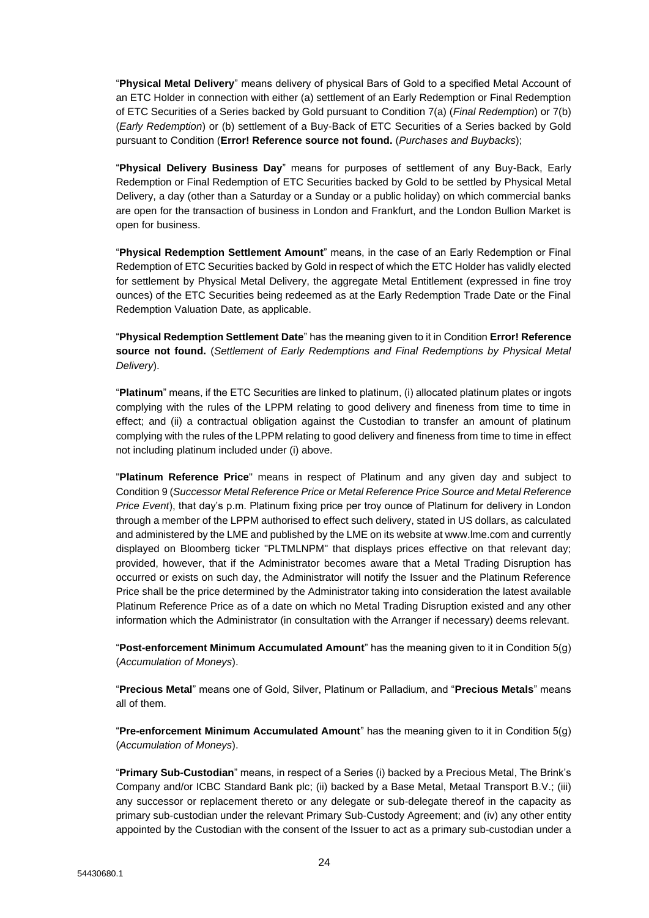"**Physical Metal Delivery**" means delivery of physical Bars of Gold to a specified Metal Account of an ETC Holder in connection with either (a) settlement of an Early Redemption or Final Redemption of ETC Securities of a Series backed by Gold pursuant to Condition 7(a) (*Final Redemption*) or 7(b) (*Early Redemption*) or (b) settlement of a Buy-Back of ETC Securities of a Series backed by Gold pursuant to Condition (**Error! Reference source not found.** (*Purchases and Buybacks*);

"**Physical Delivery Business Day**" means for purposes of settlement of any Buy-Back, Early Redemption or Final Redemption of ETC Securities backed by Gold to be settled by Physical Metal Delivery, a day (other than a Saturday or a Sunday or a public holiday) on which commercial banks are open for the transaction of business in London and Frankfurt, and the London Bullion Market is open for business.

"**Physical Redemption Settlement Amount**" means, in the case of an Early Redemption or Final Redemption of ETC Securities backed by Gold in respect of which the ETC Holder has validly elected for settlement by Physical Metal Delivery, the aggregate Metal Entitlement (expressed in fine troy ounces) of the ETC Securities being redeemed as at the Early Redemption Trade Date or the Final Redemption Valuation Date, as applicable.

"**Physical Redemption Settlement Date**" has the meaning given to it in Condition **Error! Reference source not found.** (*Settlement of Early Redemptions and Final Redemptions by Physical Metal Delivery*).

"**Platinum**" means, if the ETC Securities are linked to platinum, (i) allocated platinum plates or ingots complying with the rules of the LPPM relating to good delivery and fineness from time to time in effect; and (ii) a contractual obligation against the Custodian to transfer an amount of platinum complying with the rules of the LPPM relating to good delivery and fineness from time to time in effect not including platinum included under (i) above.

"**Platinum Reference Price**" means in respect of Platinum and any given day and subject to Condition 9 (*Successor Metal Reference Price or Metal Reference Price Source and Metal Reference Price Event*), that day's p.m. Platinum fixing price per troy ounce of Platinum for delivery in London through a member of the LPPM authorised to effect such delivery, stated in US dollars, as calculated and administered by the LME and published by the LME on its website at www.lme.com and currently displayed on Bloomberg ticker "PLTMLNPM" that displays prices effective on that relevant day; provided, however, that if the Administrator becomes aware that a Metal Trading Disruption has occurred or exists on such day, the Administrator will notify the Issuer and the Platinum Reference Price shall be the price determined by the Administrator taking into consideration the latest available Platinum Reference Price as of a date on which no Metal Trading Disruption existed and any other information which the Administrator (in consultation with the Arranger if necessary) deems relevant.

"**Post-enforcement Minimum Accumulated Amount**" has the meaning given to it in Condition 5(g) (*Accumulation of Moneys*).

"**Precious Metal**" means one of Gold, Silver, Platinum or Palladium, and "**Precious Metals**" means all of them.

"**Pre-enforcement Minimum Accumulated Amount**" has the meaning given to it in Condition 5(g) (*Accumulation of Moneys*).

"**Primary Sub-Custodian**" means, in respect of a Series (i) backed by a Precious Metal, The Brink's Company and/or ICBC Standard Bank plc; (ii) backed by a Base Metal, Metaal Transport B.V.; (iii) any successor or replacement thereto or any delegate or sub-delegate thereof in the capacity as primary sub-custodian under the relevant Primary Sub-Custody Agreement; and (iv) any other entity appointed by the Custodian with the consent of the Issuer to act as a primary sub-custodian under a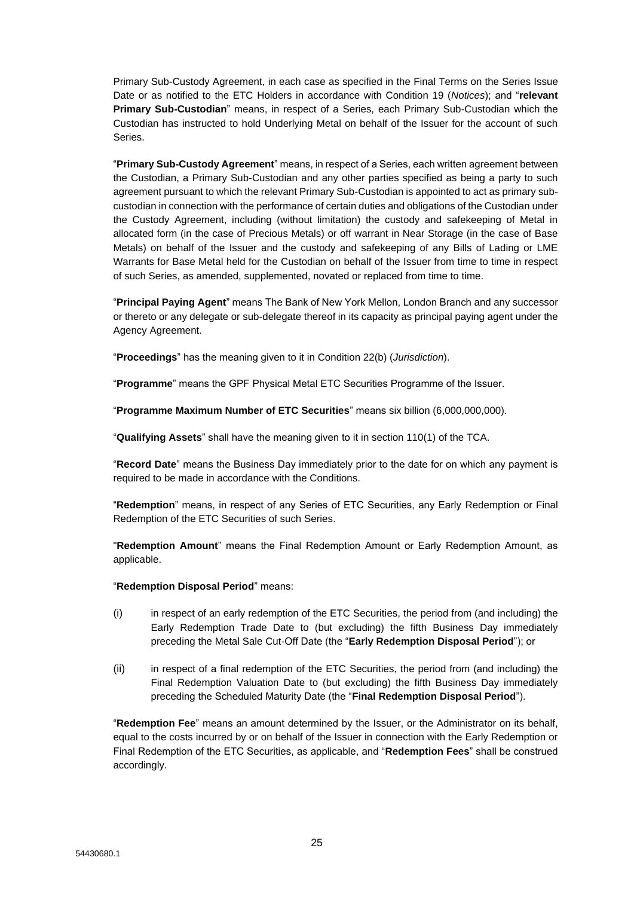Primary Sub-Custody Agreement, in each case as specified in the Final Terms on the Series Issue Date or as notified to the ETC Holders in accordance with Condition 19 (*Notices*); and "**relevant Primary Sub-Custodian**" means, in respect of a Series, each Primary Sub-Custodian which the Custodian has instructed to hold Underlying Metal on behalf of the Issuer for the account of such Series.

"**Primary Sub-Custody Agreement**" means, in respect of a Series, each written agreement between the Custodian, a Primary Sub-Custodian and any other parties specified as being a party to such agreement pursuant to which the relevant Primary Sub-Custodian is appointed to act as primary sub-custodian in connection with the performance of certain duties and obligations of the Custodian under the Custody Agreement, including (without limitation) the custody and safekeeping of Metal in allocated form (in the case of Precious Metals) or off warrant in Near Storage (in the case of Base Metals) on behalf of the Issuer and the custody and safekeeping of any Bills of Lading or LME Warrants for Base Metal held for the Custodian on behalf of the Issuer from time to time in respect of such Series, as amended, supplemented, novated or replaced from time to time.

"**Principal Paying Agent**" means The Bank of New York Mellon, London Branch and any successor or thereto or any delegate or sub-delegate thereof in its capacity as principal paying agent under the Agency Agreement.

"**Proceedings**" has the meaning given to it in Condition 22(b) (*Jurisdiction*).

"**Programme**" means the GPF Physical Metal ETC Securities Programme of the Issuer.

"**Programme Maximum Number of ETC Securities**" means six billion (6,000,000,000).

"**Qualifying Assets**" shall have the meaning given to it in section 110(1) of the TCA.

"**Record Date**" means the Business Day immediately prior to the date for on which any payment is required to be made in accordance with the Conditions.

"**Redemption**" means, in respect of any Series of ETC Securities, any Early Redemption or Final Redemption of the ETC Securities of such Series.

"**Redemption Amount**" means the Final Redemption Amount or Early Redemption Amount, as applicable.

"**Redemption Disposal Period**" means:

(i) in respect of an early redemption of the ETC Securities, the period from (and including) the Early Redemption Trade Date to (but excluding) the fifth Business Day immediately preceding the Metal Sale Cut-Off Date (the "**Early Redemption Disposal Period**"); or

(ii) in respect of a final redemption of the ETC Securities, the period from (and including) the Final Redemption Valuation Date to (but excluding) the fifth Business Day immediately preceding the Scheduled Maturity Date (the "**Final Redemption Disposal Period**").

"**Redemption Fee**" means an amount determined by the Issuer, or the Administrator on its behalf, equal to the costs incurred by or on behalf of the Issuer in connection with the Early Redemption or Final Redemption of the ETC Securities, as applicable, and "**Redemption Fees**" shall be construed accordingly.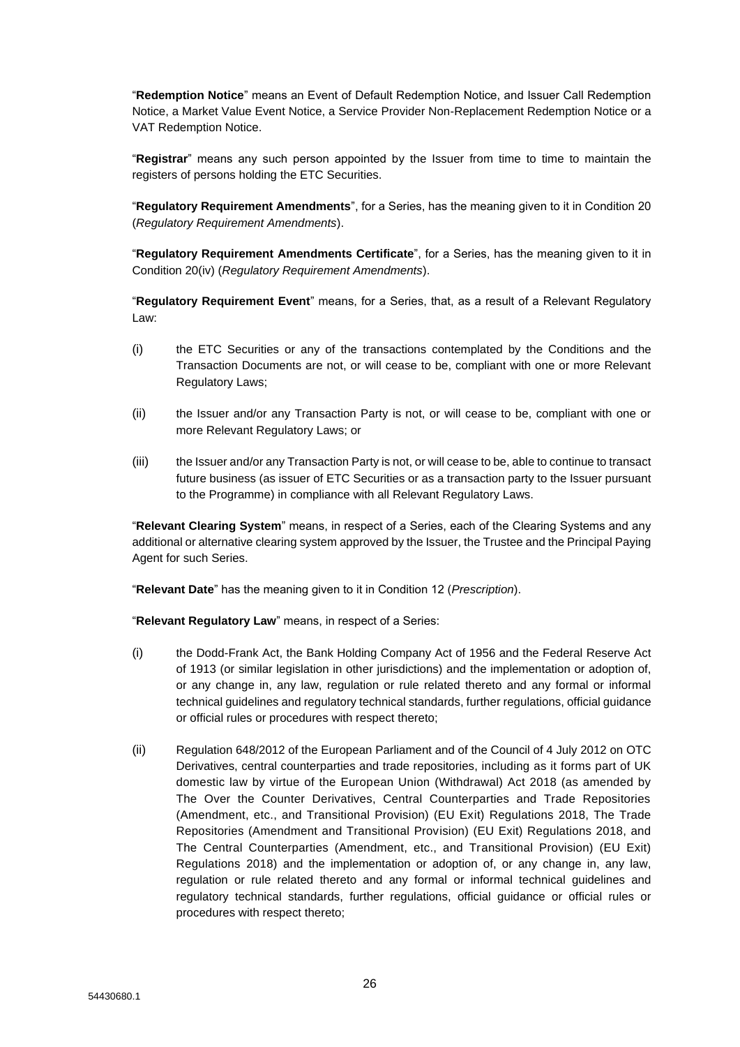"**Redemption Notice**" means an Event of Default Redemption Notice, and Issuer Call Redemption Notice, a Market Value Event Notice, a Service Provider Non-Replacement Redemption Notice or a VAT Redemption Notice.

"**Registrar**" means any such person appointed by the Issuer from time to time to maintain the registers of persons holding the ETC Securities.

"**Regulatory Requirement Amendments**", for a Series, has the meaning given to it in Condition 20 (*Regulatory Requirement Amendments*).

"**Regulatory Requirement Amendments Certificate**", for a Series, has the meaning given to it in Condition 20(iv) (*Regulatory Requirement Amendments*).

"**Regulatory Requirement Event**" means, for a Series, that, as a result of a Relevant Regulatory Law:

(i) the ETC Securities or any of the transactions contemplated by the Conditions and the Transaction Documents are not, or will cease to be, compliant with one or more Relevant Regulatory Laws;

(ii) the Issuer and/or any Transaction Party is not, or will cease to be, compliant with one or more Relevant Regulatory Laws; or

(iii) the Issuer and/or any Transaction Party is not, or will cease to be, able to continue to transact future business (as issuer of ETC Securities or as a transaction party to the Issuer pursuant to the Programme) in compliance with all Relevant Regulatory Laws.

"**Relevant Clearing System**" means, in respect of a Series, each of the Clearing Systems and any additional or alternative clearing system approved by the Issuer, the Trustee and the Principal Paying Agent for such Series.

"**Relevant Date**" has the meaning given to it in Condition 12 (*Prescription*).

"**Relevant Regulatory Law**" means, in respect of a Series:

(i) the Dodd-Frank Act, the Bank Holding Company Act of 1956 and the Federal Reserve Act of 1913 (or similar legislation in other jurisdictions) and the implementation or adoption of, or any change in, any law, regulation or rule related thereto and any formal or informal technical guidelines and regulatory technical standards, further regulations, official guidance or official rules or procedures with respect thereto;

(ii) Regulation 648/2012 of the European Parliament and of the Council of 4 July 2012 on OTC Derivatives, central counterparties and trade repositories, including as it forms part of UK domestic law by virtue of the European Union (Withdrawal) Act 2018 (as amended by The Over the Counter Derivatives, Central Counterparties and Trade Repositories (Amendment, etc., and Transitional Provision) (EU Exit) Regulations 2018, The Trade Repositories (Amendment and Transitional Provision) (EU Exit) Regulations 2018, and The Central Counterparties (Amendment, etc., and Transitional Provision) (EU Exit) Regulations 2018) and the implementation or adoption of, or any change in, any law, regulation or rule related thereto and any formal or informal technical guidelines and regulatory technical standards, further regulations, official guidance or official rules or procedures with respect thereto;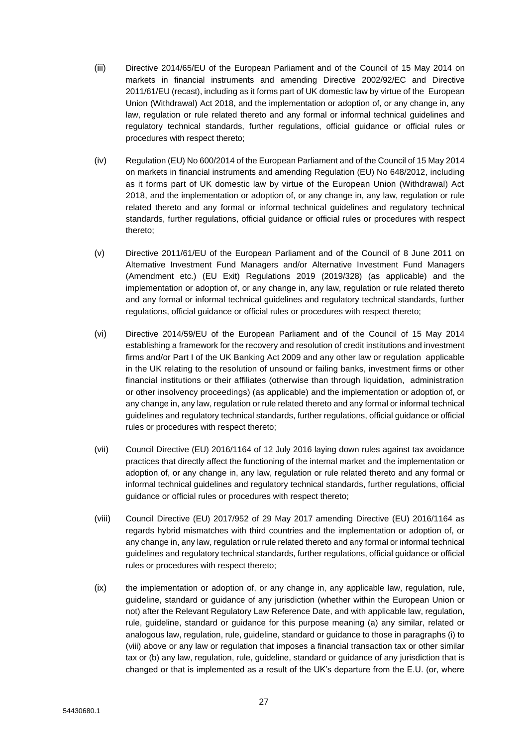(iii) Directive 2014/65/EU of the European Parliament and of the Council of 15 May 2014 on markets in financial instruments and amending Directive 2002/92/EC and Directive 2011/61/EU (recast), including as it forms part of UK domestic law by virtue of the European Union (Withdrawal) Act 2018, and the implementation or adoption of, or any change in, any law, regulation or rule related thereto and any formal or informal technical guidelines and regulatory technical standards, further regulations, official guidance or official rules or procedures with respect thereto;

(iv) Regulation (EU) No 600/2014 of the European Parliament and of the Council of 15 May 2014 on markets in financial instruments and amending Regulation (EU) No 648/2012, including as it forms part of UK domestic law by virtue of the European Union (Withdrawal) Act 2018, and the implementation or adoption of, or any change in, any law, regulation or rule related thereto and any formal or informal technical guidelines and regulatory technical standards, further regulations, official guidance or official rules or procedures with respect thereto;

(v) Directive 2011/61/EU of the European Parliament and of the Council of 8 June 2011 on Alternative Investment Fund Managers and/or Alternative Investment Fund Managers (Amendment etc.) (EU Exit) Regulations 2019 (2019/328) (as applicable) and the implementation or adoption of, or any change in, any law, regulation or rule related thereto and any formal or informal technical guidelines and regulatory technical standards, further regulations, official guidance or official rules or procedures with respect thereto;

(vi) Directive 2014/59/EU of the European Parliament and of the Council of 15 May 2014 establishing a framework for the recovery and resolution of credit institutions and investment firms and/or Part I of the UK Banking Act 2009 and any other law or regulation applicable in the UK relating to the resolution of unsound or failing banks, investment firms or other financial institutions or their affiliates (otherwise than through liquidation, administration or other insolvency proceedings) (as applicable) and the implementation or adoption of, or any change in, any law, regulation or rule related thereto and any formal or informal technical guidelines and regulatory technical standards, further regulations, official guidance or official rules or procedures with respect thereto;

(vii) Council Directive (EU) 2016/1164 of 12 July 2016 laying down rules against tax avoidance practices that directly affect the functioning of the internal market and the implementation or adoption of, or any change in, any law, regulation or rule related thereto and any formal or informal technical guidelines and regulatory technical standards, further regulations, official guidance or official rules or procedures with respect thereto;

(viii) Council Directive (EU) 2017/952 of 29 May 2017 amending Directive (EU) 2016/1164 as regards hybrid mismatches with third countries and the implementation or adoption of, or any change in, any law, regulation or rule related thereto and any formal or informal technical guidelines and regulatory technical standards, further regulations, official guidance or official rules or procedures with respect thereto;

(ix) the implementation or adoption of, or any change in, any applicable law, regulation, rule, guideline, standard or guidance of any jurisdiction (whether within the European Union or not) after the Relevant Regulatory Law Reference Date, and with applicable law, regulation, rule, guideline, standard or guidance for this purpose meaning (a) any similar, related or analogous law, regulation, rule, guideline, standard or guidance to those in paragraphs (i) to (viii) above or any law or regulation that imposes a financial transaction tax or other similar tax or (b) any law, regulation, rule, guideline, standard or guidance of any jurisdiction that is changed or that is implemented as a result of the UK's departure from the E.U. (or, where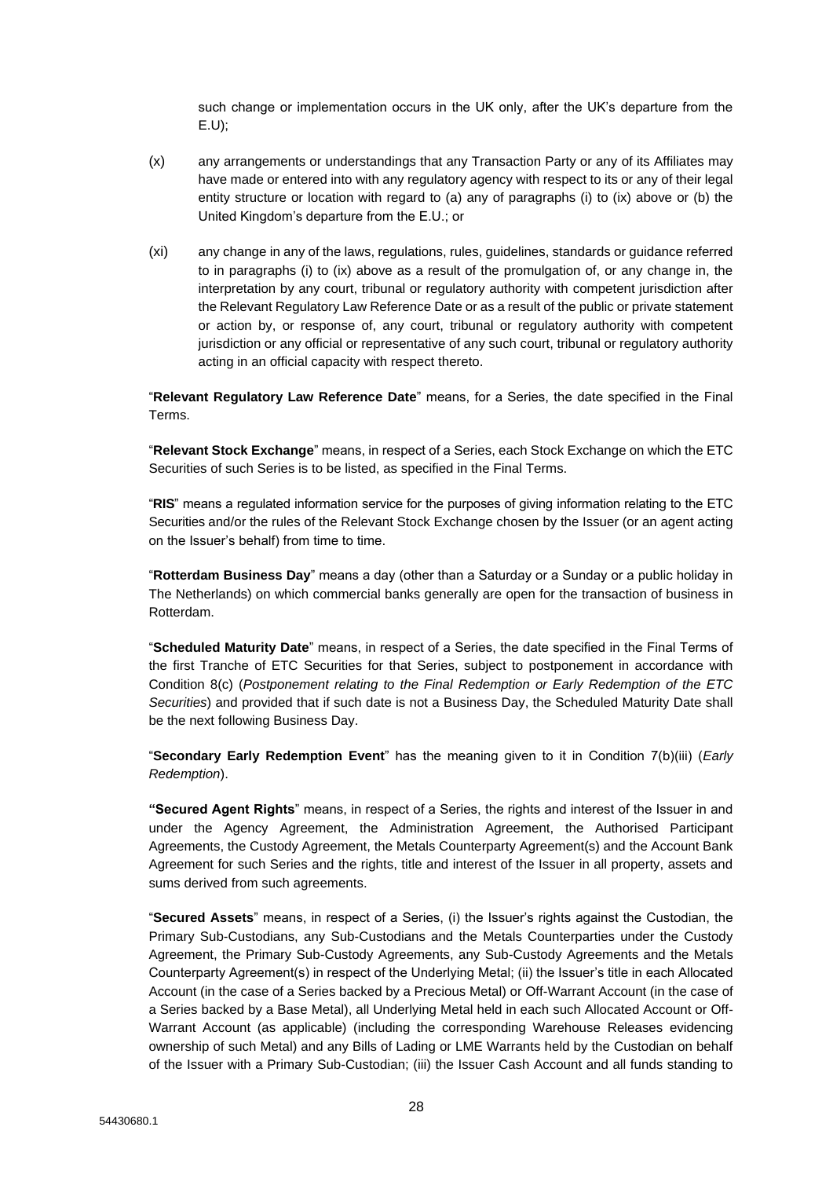such change or implementation occurs in the UK only, after the UK's departure from the E.U);

(x) any arrangements or understandings that any Transaction Party or any of its Affiliates may have made or entered into with any regulatory agency with respect to its or any of their legal entity structure or location with regard to (a) any of paragraphs (i) to (ix) above or (b) the United Kingdom's departure from the E.U.; or

(xi) any change in any of the laws, regulations, rules, guidelines, standards or guidance referred to in paragraphs (i) to (ix) above as a result of the promulgation of, or any change in, the interpretation by any court, tribunal or regulatory authority with competent jurisdiction after the Relevant Regulatory Law Reference Date or as a result of the public or private statement or action by, or response of, any court, tribunal or regulatory authority with competent jurisdiction or any official or representative of any such court, tribunal or regulatory authority acting in an official capacity with respect thereto.

"**Relevant Regulatory Law Reference Date**" means, for a Series, the date specified in the Final Terms.

"**Relevant Stock Exchange**" means, in respect of a Series, each Stock Exchange on which the ETC Securities of such Series is to be listed, as specified in the Final Terms.

"**RIS**" means a regulated information service for the purposes of giving information relating to the ETC Securities and/or the rules of the Relevant Stock Exchange chosen by the Issuer (or an agent acting on the Issuer's behalf) from time to time.

"**Rotterdam Business Day**" means a day (other than a Saturday or a Sunday or a public holiday in The Netherlands) on which commercial banks generally are open for the transaction of business in Rotterdam.

"**Scheduled Maturity Date**" means, in respect of a Series, the date specified in the Final Terms of the first Tranche of ETC Securities for that Series, subject to postponement in accordance with Condition 8(c) (*Postponement relating to the Final Redemption or Early Redemption of the ETC Securities*) and provided that if such date is not a Business Day, the Scheduled Maturity Date shall be the next following Business Day.

"**Secondary Early Redemption Event**" has the meaning given to it in Condition 7(b)(iii) (*Early Redemption*).

"**Secured Agent Rights**" means, in respect of a Series, the rights and interest of the Issuer in and under the Agency Agreement, the Administration Agreement, the Authorised Participant Agreements, the Custody Agreement, the Metals Counterparty Agreement(s) and the Account Bank Agreement for such Series and the rights, title and interest of the Issuer in all property, assets and sums derived from such agreements.

"**Secured Assets**" means, in respect of a Series, (i) the Issuer's rights against the Custodian, the Primary Sub-Custodians, any Sub-Custodians and the Metals Counterparties under the Custody Agreement, the Primary Sub-Custody Agreements, any Sub-Custody Agreements and the Metals Counterparty Agreement(s) in respect of the Underlying Metal; (ii) the Issuer's title in each Allocated Account (in the case of a Series backed by a Precious Metal) or Off-Warrant Account (in the case of a Series backed by a Base Metal), all Underlying Metal held in each such Allocated Account or Off-Warrant Account (as applicable) (including the corresponding Warehouse Releases evidencing ownership of such Metal) and any Bills of Lading or LME Warrants held by the Custodian on behalf of the Issuer with a Primary Sub-Custodian; (iii) the Issuer Cash Account and all funds standing to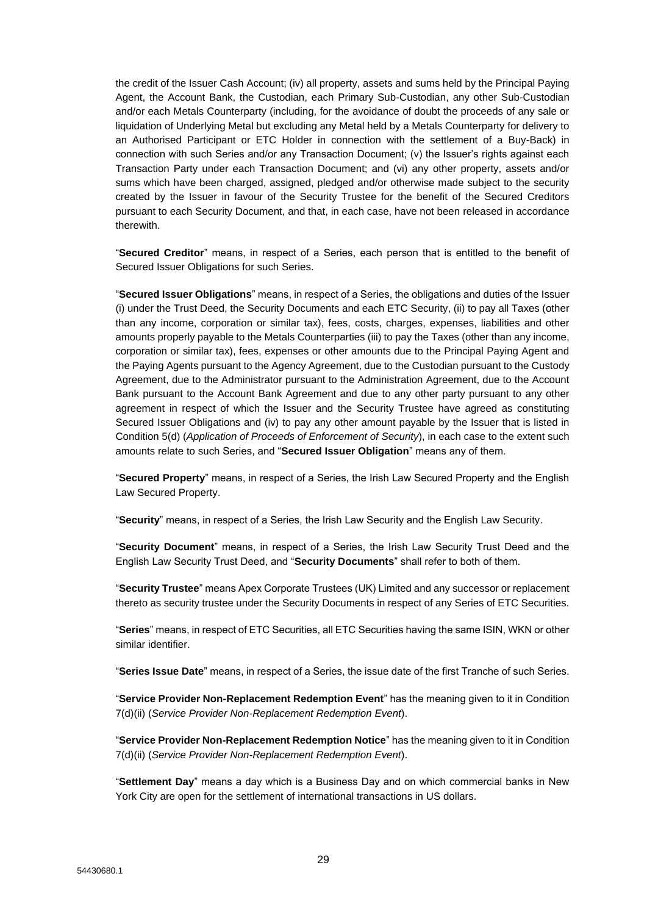the credit of the Issuer Cash Account; (iv) all property, assets and sums held by the Principal Paying Agent, the Account Bank, the Custodian, each Primary Sub-Custodian, any other Sub-Custodian and/or each Metals Counterparty (including, for the avoidance of doubt the proceeds of any sale or liquidation of Underlying Metal but excluding any Metal held by a Metals Counterparty for delivery to an Authorised Participant or ETC Holder in connection with the settlement of a Buy-Back) in connection with such Series and/or any Transaction Document; (v) the Issuer's rights against each Transaction Party under each Transaction Document; and (vi) any other property, assets and/or sums which have been charged, assigned, pledged and/or otherwise made subject to the security created by the Issuer in favour of the Security Trustee for the benefit of the Secured Creditors pursuant to each Security Document, and that, in each case, have not been released in accordance therewith.

"**Secured Creditor**" means, in respect of a Series, each person that is entitled to the benefit of Secured Issuer Obligations for such Series.

"**Secured Issuer Obligations**" means, in respect of a Series, the obligations and duties of the Issuer (i) under the Trust Deed, the Security Documents and each ETC Security, (ii) to pay all Taxes (other than any income, corporation or similar tax), fees, costs, charges, expenses, liabilities and other amounts properly payable to the Metals Counterparties (iii) to pay the Taxes (other than any income, corporation or similar tax), fees, expenses or other amounts due to the Principal Paying Agent and the Paying Agents pursuant to the Agency Agreement, due to the Custodian pursuant to the Custody Agreement, due to the Administrator pursuant to the Administration Agreement, due to the Account Bank pursuant to the Account Bank Agreement and due to any other party pursuant to any other agreement in respect of which the Issuer and the Security Trustee have agreed as constituting Secured Issuer Obligations and (iv) to pay any other amount payable by the Issuer that is listed in Condition 5(d) (*Application of Proceeds of Enforcement of Security*), in each case to the extent such amounts relate to such Series, and "**Secured Issuer Obligation**" means any of them.

"**Secured Property**" means, in respect of a Series, the Irish Law Secured Property and the English Law Secured Property.

"**Security**" means, in respect of a Series, the Irish Law Security and the English Law Security.

"**Security Document**" means, in respect of a Series, the Irish Law Security Trust Deed and the English Law Security Trust Deed, and "**Security Documents**" shall refer to both of them.

"**Security Trustee**" means Apex Corporate Trustees (UK) Limited and any successor or replacement thereto as security trustee under the Security Documents in respect of any Series of ETC Securities.

"**Series**" means, in respect of ETC Securities, all ETC Securities having the same ISIN, WKN or other similar identifier.

"**Series Issue Date**" means, in respect of a Series, the issue date of the first Tranche of such Series.

"**Service Provider Non-Replacement Redemption Event**" has the meaning given to it in Condition 7(d)(ii) (*Service Provider Non-Replacement Redemption Event*).

"**Service Provider Non-Replacement Redemption Notice**" has the meaning given to it in Condition 7(d)(ii) (*Service Provider Non-Replacement Redemption Event*).

"**Settlement Day**" means a day which is a Business Day and on which commercial banks in New York City are open for the settlement of international transactions in US dollars.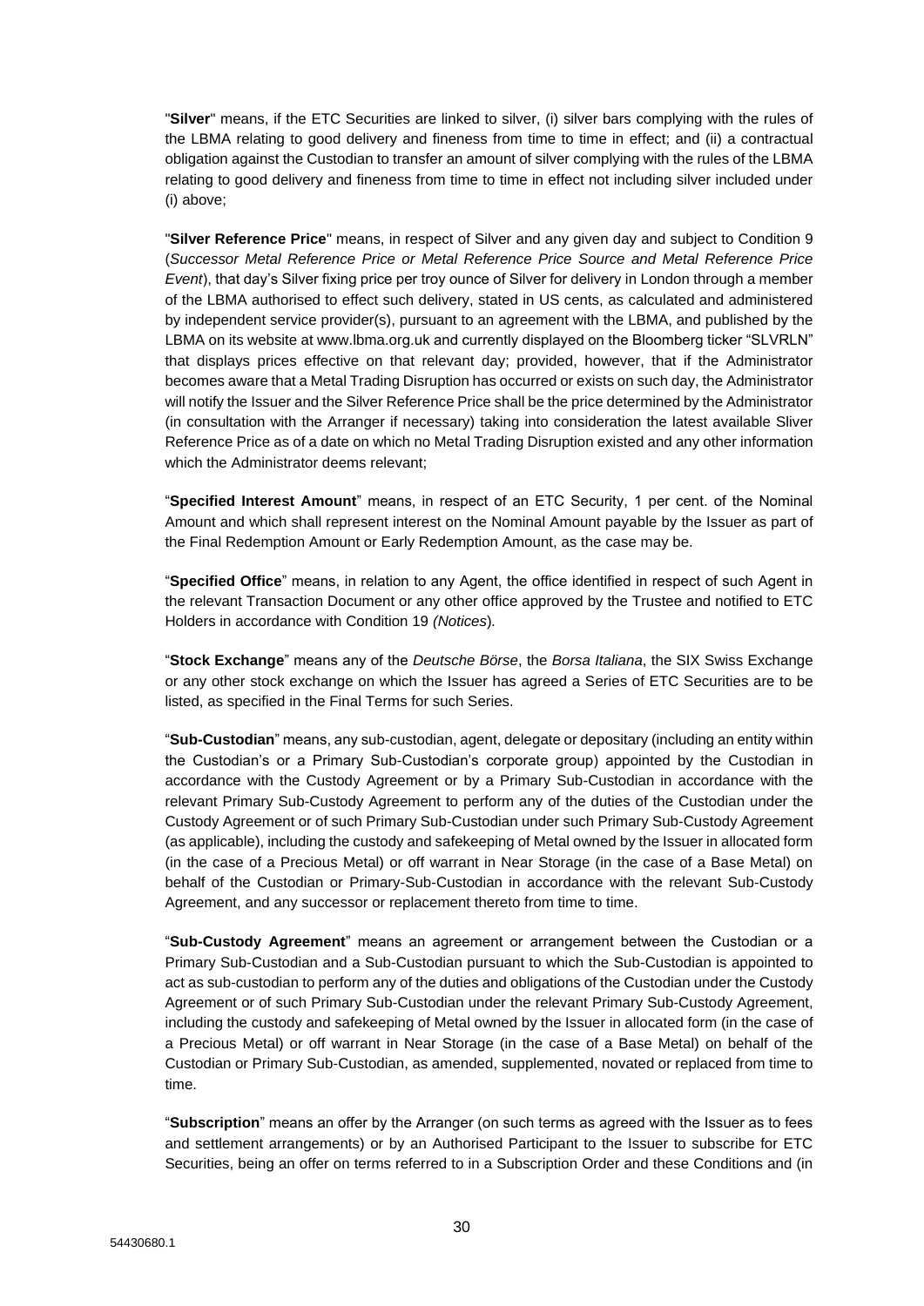"**Silver**" means, if the ETC Securities are linked to silver, (i) silver bars complying with the rules of the LBMA relating to good delivery and fineness from time to time in effect; and (ii) a contractual obligation against the Custodian to transfer an amount of silver complying with the rules of the LBMA relating to good delivery and fineness from time to time in effect not including silver included under (i) above;

"**Silver Reference Price**" means, in respect of Silver and any given day and subject to Condition 9 (*Successor Metal Reference Price or Metal Reference Price Source and Metal Reference Price Event*), that day's Silver fixing price per troy ounce of Silver for delivery in London through a member of the LBMA authorised to effect such delivery, stated in US cents, as calculated and administered by independent service provider(s), pursuant to an agreement with the LBMA, and published by the LBMA on its website at www.lbma.org.uk and currently displayed on the Bloomberg ticker "SLVRLN" that displays prices effective on that relevant day; provided, however, that if the Administrator becomes aware that a Metal Trading Disruption has occurred or exists on such day, the Administrator will notify the Issuer and the Silver Reference Price shall be the price determined by the Administrator (in consultation with the Arranger if necessary) taking into consideration the latest available Sliver Reference Price as of a date on which no Metal Trading Disruption existed and any other information which the Administrator deems relevant;

"**Specified Interest Amount**" means, in respect of an ETC Security, 1 per cent. of the Nominal Amount and which shall represent interest on the Nominal Amount payable by the Issuer as part of the Final Redemption Amount or Early Redemption Amount, as the case may be.

"**Specified Office**" means, in relation to any Agent, the office identified in respect of such Agent in the relevant Transaction Document or any other office approved by the Trustee and notified to ETC Holders in accordance with Condition 19 *(Notices*).

"**Stock Exchange**" means any of the *Deutsche Börse*, the *Borsa Italiana*, the SIX Swiss Exchange or any other stock exchange on which the Issuer has agreed a Series of ETC Securities are to be listed, as specified in the Final Terms for such Series.

"**Sub-Custodian**" means, any sub-custodian, agent, delegate or depositary (including an entity within the Custodian's or a Primary Sub-Custodian's corporate group) appointed by the Custodian in accordance with the Custody Agreement or by a Primary Sub-Custodian in accordance with the relevant Primary Sub-Custody Agreement to perform any of the duties of the Custodian under the Custody Agreement or of such Primary Sub-Custodian under such Primary Sub-Custody Agreement (as applicable), including the custody and safekeeping of Metal owned by the Issuer in allocated form (in the case of a Precious Metal) or off warrant in Near Storage (in the case of a Base Metal) on behalf of the Custodian or Primary-Sub-Custodian in accordance with the relevant Sub-Custody Agreement, and any successor or replacement thereto from time to time.

"**Sub-Custody Agreement**" means an agreement or arrangement between the Custodian or a Primary Sub-Custodian and a Sub-Custodian pursuant to which the Sub-Custodian is appointed to act as sub-custodian to perform any of the duties and obligations of the Custodian under the Custody Agreement or of such Primary Sub-Custodian under the relevant Primary Sub-Custody Agreement, including the custody and safekeeping of Metal owned by the Issuer in allocated form (in the case of a Precious Metal) or off warrant in Near Storage (in the case of a Base Metal) on behalf of the Custodian or Primary Sub-Custodian, as amended, supplemented, novated or replaced from time to time.

"**Subscription**" means an offer by the Arranger (on such terms as agreed with the Issuer as to fees and settlement arrangements) or by an Authorised Participant to the Issuer to subscribe for ETC Securities, being an offer on terms referred to in a Subscription Order and these Conditions and (in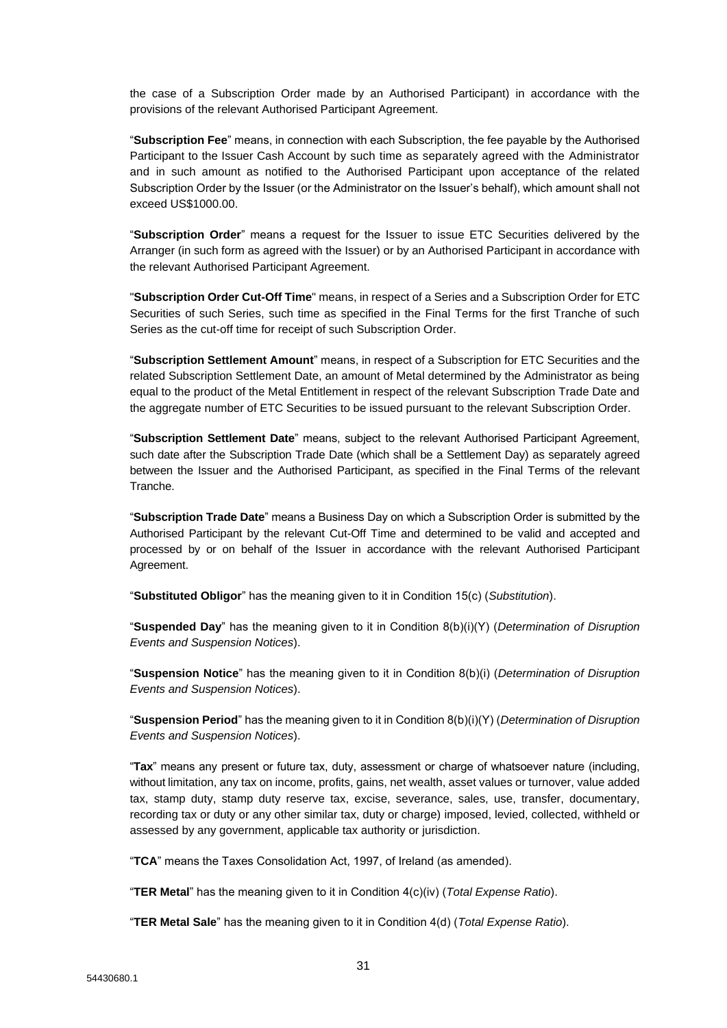the case of a Subscription Order made by an Authorised Participant) in accordance with the provisions of the relevant Authorised Participant Agreement.

"**Subscription Fee**" means, in connection with each Subscription, the fee payable by the Authorised Participant to the Issuer Cash Account by such time as separately agreed with the Administrator and in such amount as notified to the Authorised Participant upon acceptance of the related Subscription Order by the Issuer (or the Administrator on the Issuer's behalf), which amount shall not exceed US$1000.00.

"**Subscription Order**" means a request for the Issuer to issue ETC Securities delivered by the Arranger (in such form as agreed with the Issuer) or by an Authorised Participant in accordance with the relevant Authorised Participant Agreement.

"**Subscription Order Cut-Off Time**" means, in respect of a Series and a Subscription Order for ETC Securities of such Series, such time as specified in the Final Terms for the first Tranche of such Series as the cut-off time for receipt of such Subscription Order.

"**Subscription Settlement Amount**" means, in respect of a Subscription for ETC Securities and the related Subscription Settlement Date, an amount of Metal determined by the Administrator as being equal to the product of the Metal Entitlement in respect of the relevant Subscription Trade Date and the aggregate number of ETC Securities to be issued pursuant to the relevant Subscription Order.

"**Subscription Settlement Date**" means, subject to the relevant Authorised Participant Agreement, such date after the Subscription Trade Date (which shall be a Settlement Day) as separately agreed between the Issuer and the Authorised Participant, as specified in the Final Terms of the relevant Tranche.

"**Subscription Trade Date**" means a Business Day on which a Subscription Order is submitted by the Authorised Participant by the relevant Cut-Off Time and determined to be valid and accepted and processed by or on behalf of the Issuer in accordance with the relevant Authorised Participant Agreement.

"**Substituted Obligor**" has the meaning given to it in Condition 15(c) (*Substitution*).

"**Suspended Day**" has the meaning given to it in Condition 8(b)(i)(Y) (*Determination of Disruption Events and Suspension Notices*).

"**Suspension Notice**" has the meaning given to it in Condition 8(b)(i) (*Determination of Disruption Events and Suspension Notices*).

"**Suspension Period**" has the meaning given to it in Condition 8(b)(i)(Y) (*Determination of Disruption Events and Suspension Notices*).

"**Tax**" means any present or future tax, duty, assessment or charge of whatsoever nature (including, without limitation, any tax on income, profits, gains, net wealth, asset values or turnover, value added tax, stamp duty, stamp duty reserve tax, excise, severance, sales, use, transfer, documentary, recording tax or duty or any other similar tax, duty or charge) imposed, levied, collected, withheld or assessed by any government, applicable tax authority or jurisdiction.

"**TCA**" means the Taxes Consolidation Act, 1997, of Ireland (as amended).

"**TER Metal**" has the meaning given to it in Condition 4(c)(iv) (*Total Expense Ratio*).

"**TER Metal Sale**" has the meaning given to it in Condition 4(d) (*Total Expense Ratio*).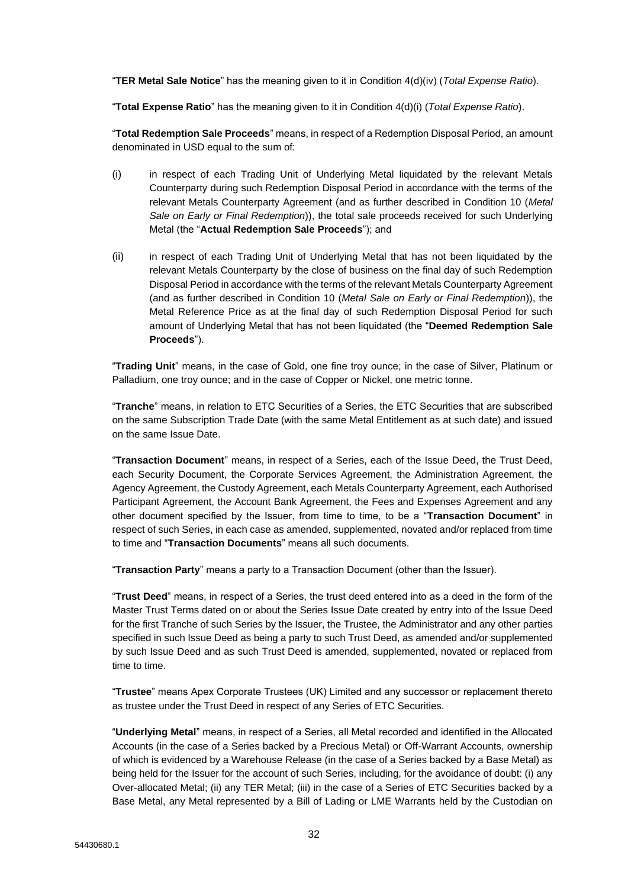"**TER Metal Sale Notice**" has the meaning given to it in Condition 4(d)(iv) (*Total Expense Ratio*).

"**Total Expense Ratio**" has the meaning given to it in Condition 4(d)(i) (*Total Expense Ratio*).

"**Total Redemption Sale Proceeds**" means, in respect of a Redemption Disposal Period, an amount denominated in USD equal to the sum of:

(i) in respect of each Trading Unit of Underlying Metal liquidated by the relevant Metals Counterparty during such Redemption Disposal Period in accordance with the terms of the relevant Metals Counterparty Agreement (and as further described in Condition 10 (*Metal Sale on Early or Final Redemption*)), the total sale proceeds received for such Underlying Metal (the "**Actual Redemption Sale Proceeds**"); and

(ii) in respect of each Trading Unit of Underlying Metal that has not been liquidated by the relevant Metals Counterparty by the close of business on the final day of such Redemption Disposal Period in accordance with the terms of the relevant Metals Counterparty Agreement (and as further described in Condition 10 (*Metal Sale on Early or Final Redemption*)), the Metal Reference Price as at the final day of such Redemption Disposal Period for such amount of Underlying Metal that has not been liquidated (the "**Deemed Redemption Sale Proceeds**").

"**Trading Unit**" means, in the case of Gold, one fine troy ounce; in the case of Silver, Platinum or Palladium, one troy ounce; and in the case of Copper or Nickel, one metric tonne.

"**Tranche**" means, in relation to ETC Securities of a Series, the ETC Securities that are subscribed on the same Subscription Trade Date (with the same Metal Entitlement as at such date) and issued on the same Issue Date.

"**Transaction Document**" means, in respect of a Series, each of the Issue Deed, the Trust Deed, each Security Document, the Corporate Services Agreement, the Administration Agreement, the Agency Agreement, the Custody Agreement, each Metals Counterparty Agreement, each Authorised Participant Agreement, the Account Bank Agreement, the Fees and Expenses Agreement and any other document specified by the Issuer, from time to time, to be a "**Transaction Document**" in respect of such Series, in each case as amended, supplemented, novated and/or replaced from time to time and "**Transaction Documents**" means all such documents.

"**Transaction Party**" means a party to a Transaction Document (other than the Issuer).

"**Trust Deed**" means, in respect of a Series, the trust deed entered into as a deed in the form of the Master Trust Terms dated on or about the Series Issue Date created by entry into of the Issue Deed for the first Tranche of such Series by the Issuer, the Trustee, the Administrator and any other parties specified in such Issue Deed as being a party to such Trust Deed, as amended and/or supplemented by such Issue Deed and as such Trust Deed is amended, supplemented, novated or replaced from time to time.

"**Trustee**" means Apex Corporate Trustees (UK) Limited and any successor or replacement thereto as trustee under the Trust Deed in respect of any Series of ETC Securities.

"**Underlying Metal**" means, in respect of a Series, all Metal recorded and identified in the Allocated Accounts (in the case of a Series backed by a Precious Metal) or Off-Warrant Accounts, ownership of which is evidenced by a Warehouse Release (in the case of a Series backed by a Base Metal) as being held for the Issuer for the account of such Series, including, for the avoidance of doubt: (i) any Over-allocated Metal; (ii) any TER Metal; (iii) in the case of a Series of ETC Securities backed by a Base Metal, any Metal represented by a Bill of Lading or LME Warrants held by the Custodian on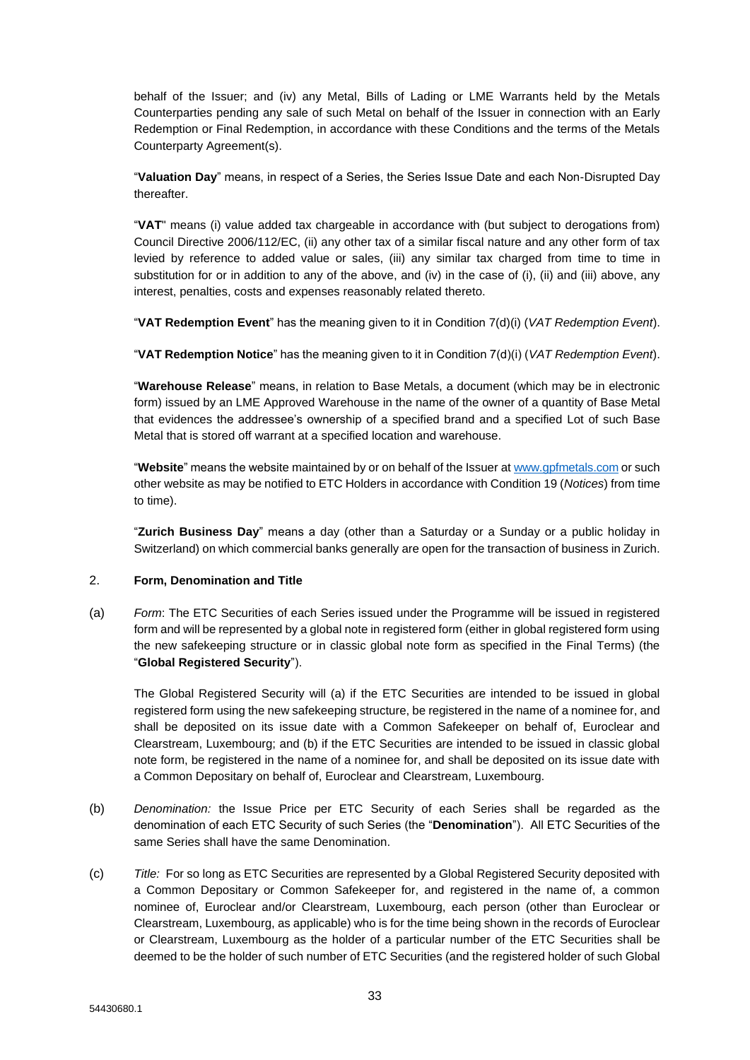behalf of the Issuer; and (iv) any Metal, Bills of Lading or LME Warrants held by the Metals Counterparties pending any sale of such Metal on behalf of the Issuer in connection with an Early Redemption or Final Redemption, in accordance with these Conditions and the terms of the Metals Counterparty Agreement(s).

"**Valuation Day**" means, in respect of a Series, the Series Issue Date and each Non-Disrupted Day thereafter.

"**VAT**" means (i) value added tax chargeable in accordance with (but subject to derogations from) Council Directive 2006/112/EC, (ii) any other tax of a similar fiscal nature and any other form of tax levied by reference to added value or sales, (iii) any similar tax charged from time to time in substitution for or in addition to any of the above, and (iv) in the case of (i), (ii) and (iii) above, any interest, penalties, costs and expenses reasonably related thereto.

"**VAT Redemption Event**" has the meaning given to it in Condition 7(d)(i) (*VAT Redemption Event*).

"**VAT Redemption Notice**" has the meaning given to it in Condition 7(d)(i) (*VAT Redemption Event*).

"**Warehouse Release**" means, in relation to Base Metals, a document (which may be in electronic form) issued by an LME Approved Warehouse in the name of the owner of a quantity of Base Metal that evidences the addressee's ownership of a specified brand and a specified Lot of such Base Metal that is stored off warrant at a specified location and warehouse.

"**Website**" means the website maintained by or on behalf of the Issuer at www.gpfmetals.com or such other website as may be notified to ETC Holders in accordance with Condition 19 (*Notices*) from time to time).

"**Zurich Business Day**" means a day (other than a Saturday or a Sunday or a public holiday in Switzerland) on which commercial banks generally are open for the transaction of business in Zurich.

## 2. Form, Denomination and Title

(a) *Form*: The ETC Securities of each Series issued under the Programme will be issued in registered form and will be represented by a global note in registered form (either in global registered form using the new safekeeping structure or in classic global note form as specified in the Final Terms) (the "**Global Registered Security**").

The Global Registered Security will (a) if the ETC Securities are intended to be issued in global registered form using the new safekeeping structure, be registered in the name of a nominee for, and shall be deposited on its issue date with a Common Safekeeper on behalf of, Euroclear and Clearstream, Luxembourg; and (b) if the ETC Securities are intended to be issued in classic global note form, be registered in the name of a nominee for, and shall be deposited on its issue date with a Common Depositary on behalf of, Euroclear and Clearstream, Luxembourg.

(b) *Denomination:* the Issue Price per ETC Security of each Series shall be regarded as the denomination of each ETC Security of such Series (the "**Denomination**"). All ETC Securities of the same Series shall have the same Denomination.

(c) *Title:* For so long as ETC Securities are represented by a Global Registered Security deposited with a Common Depositary or Common Safekeeper for, and registered in the name of, a common nominee of, Euroclear and/or Clearstream, Luxembourg, each person (other than Euroclear or Clearstream, Luxembourg, as applicable) who is for the time being shown in the records of Euroclear or Clearstream, Luxembourg as the holder of a particular number of the ETC Securities shall be deemed to be the holder of such number of ETC Securities (and the registered holder of such Global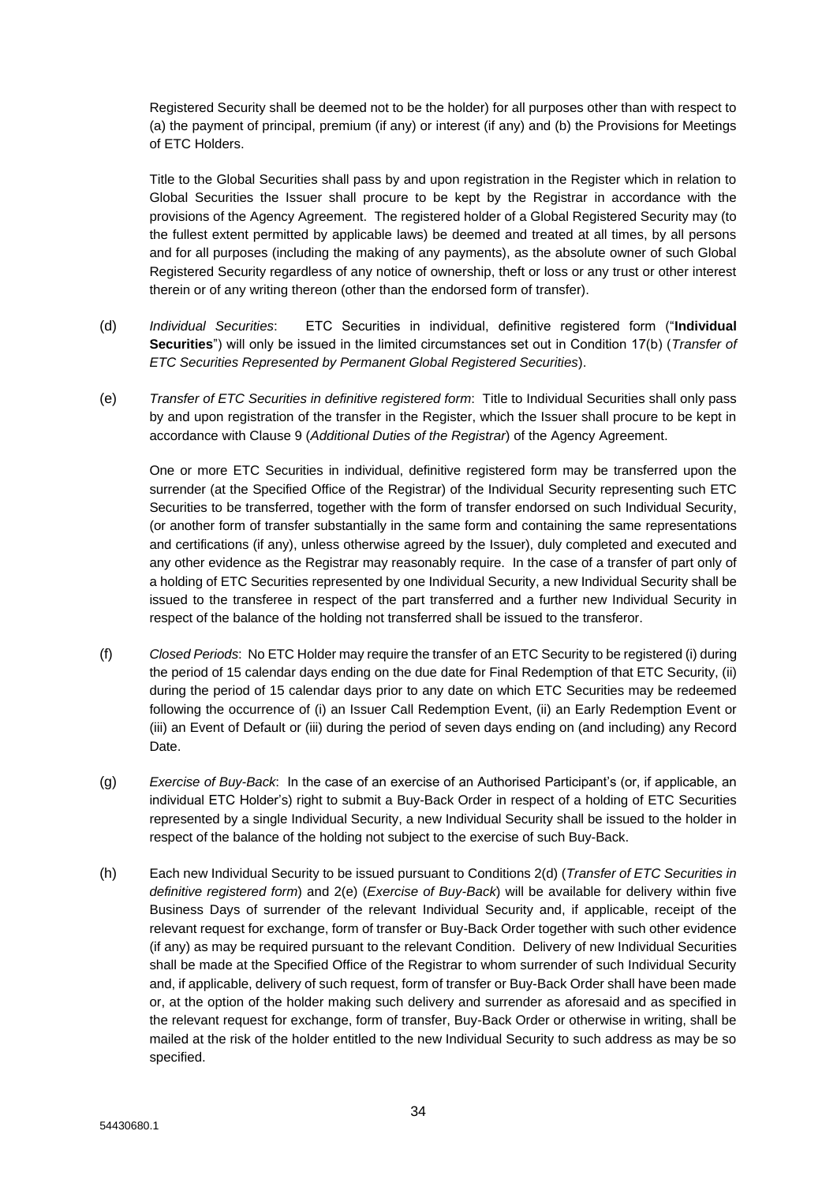Registered Security shall be deemed not to be the holder) for all purposes other than with respect to (a) the payment of principal, premium (if any) or interest (if any) and (b) the Provisions for Meetings of ETC Holders.

Title to the Global Securities shall pass by and upon registration in the Register which in relation to Global Securities the Issuer shall procure to be kept by the Registrar in accordance with the provisions of the Agency Agreement. The registered holder of a Global Registered Security may (to the fullest extent permitted by applicable laws) be deemed and treated at all times, by all persons and for all purposes (including the making of any payments), as the absolute owner of such Global Registered Security regardless of any notice of ownership, theft or loss or any trust or other interest therein or of any writing thereon (other than the endorsed form of transfer).

(d) *Individual Securities*: ETC Securities in individual, definitive registered form ("**Individual Securities**") will only be issued in the limited circumstances set out in Condition 17(b) (*Transfer of ETC Securities Represented by Permanent Global Registered Securities*).

(e) *Transfer of ETC Securities in definitive registered form*: Title to Individual Securities shall only pass by and upon registration of the transfer in the Register, which the Issuer shall procure to be kept in accordance with Clause 9 (*Additional Duties of the Registrar*) of the Agency Agreement.

One or more ETC Securities in individual, definitive registered form may be transferred upon the surrender (at the Specified Office of the Registrar) of the Individual Security representing such ETC Securities to be transferred, together with the form of transfer endorsed on such Individual Security, (or another form of transfer substantially in the same form and containing the same representations and certifications (if any), unless otherwise agreed by the Issuer), duly completed and executed and any other evidence as the Registrar may reasonably require. In the case of a transfer of part only of a holding of ETC Securities represented by one Individual Security, a new Individual Security shall be issued to the transferee in respect of the part transferred and a further new Individual Security in respect of the balance of the holding not transferred shall be issued to the transferor.

(f) *Closed Periods*: No ETC Holder may require the transfer of an ETC Security to be registered (i) during the period of 15 calendar days ending on the due date for Final Redemption of that ETC Security, (ii) during the period of 15 calendar days prior to any date on which ETC Securities may be redeemed following the occurrence of (i) an Issuer Call Redemption Event, (ii) an Early Redemption Event or (iii) an Event of Default or (iii) during the period of seven days ending on (and including) any Record Date.

(g) *Exercise of Buy-Back*: In the case of an exercise of an Authorised Participant's (or, if applicable, an individual ETC Holder's) right to submit a Buy-Back Order in respect of a holding of ETC Securities represented by a single Individual Security, a new Individual Security shall be issued to the holder in respect of the balance of the holding not subject to the exercise of such Buy-Back.

(h) Each new Individual Security to be issued pursuant to Conditions 2(d) (*Transfer of ETC Securities in definitive registered form*) and 2(e) (*Exercise of Buy-Back*) will be available for delivery within five Business Days of surrender of the relevant Individual Security and, if applicable, receipt of the relevant request for exchange, form of transfer or Buy-Back Order together with such other evidence (if any) as may be required pursuant to the relevant Condition. Delivery of new Individual Securities shall be made at the Specified Office of the Registrar to whom surrender of such Individual Security and, if applicable, delivery of such request, form of transfer or Buy-Back Order shall have been made or, at the option of the holder making such delivery and surrender as aforesaid and as specified in the relevant request for exchange, form of transfer, Buy-Back Order or otherwise in writing, shall be mailed at the risk of the holder entitled to the new Individual Security to such address as may be so specified.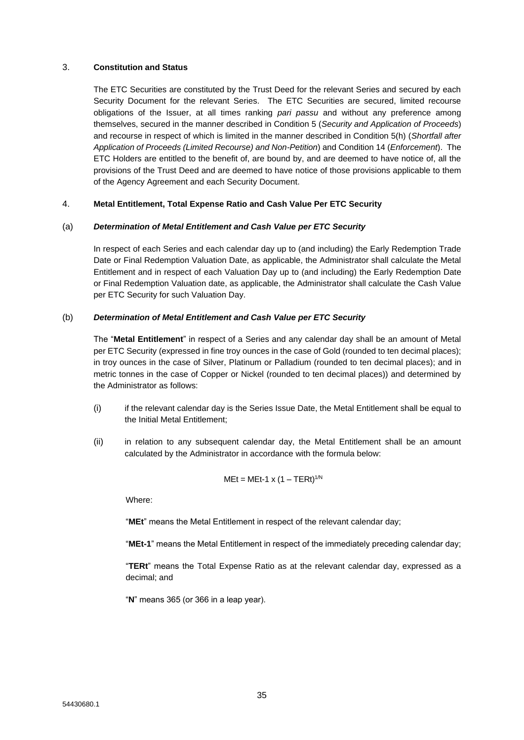## 3. **Constitution and Status**

The ETC Securities are constituted by the Trust Deed for the relevant Series and secured by each Security Document for the relevant Series. The ETC Securities are secured, limited recourse obligations of the Issuer, at all times ranking *pari passu* and without any preference among themselves, secured in the manner described in Condition 5 (*Security and Application of Proceeds*) and recourse in respect of which is limited in the manner described in Condition 5(h) (*Shortfall after Application of Proceeds (Limited Recourse) and Non-Petition*) and Condition 14 (*Enforcement*). The ETC Holders are entitled to the benefit of, are bound by, and are deemed to have notice of, all the provisions of the Trust Deed and are deemed to have notice of those provisions applicable to them of the Agency Agreement and each Security Document.

## 4. **Metal Entitlement, Total Expense Ratio and Cash Value Per ETC Security**

### (a) ***Determination of Metal Entitlement and Cash Value per ETC Security***

In respect of each Series and each calendar day up to (and including) the Early Redemption Trade Date or Final Redemption Valuation Date, as applicable, the Administrator shall calculate the Metal Entitlement and in respect of each Valuation Day up to (and including) the Early Redemption Date or Final Redemption Valuation date, as applicable, the Administrator shall calculate the Cash Value per ETC Security for such Valuation Day.

### (b) ***Determination of Metal Entitlement and Cash Value per ETC Security***

The "**Metal Entitlement**" in respect of a Series and any calendar day shall be an amount of Metal per ETC Security (expressed in fine troy ounces in the case of Gold (rounded to ten decimal places); in troy ounces in the case of Silver, Platinum or Palladium (rounded to ten decimal places); and in metric tonnes in the case of Copper or Nickel (rounded to ten decimal places)) and determined by the Administrator as follows:

(i) if the relevant calendar day is the Series Issue Date, the Metal Entitlement shall be equal to the Initial Metal Entitlement;

(ii) in relation to any subsequent calendar day, the Metal Entitlement shall be an amount calculated by the Administrator in accordance with the formula below:

$$MEt = MEt\text{-}1 \times (1 - TERt)^{1/N}$$

Where:

"**MEt**" means the Metal Entitlement in respect of the relevant calendar day;

"**MEt-1**" means the Metal Entitlement in respect of the immediately preceding calendar day;

"**TERt**" means the Total Expense Ratio as at the relevant calendar day, expressed as a decimal; and

"**N**" means 365 (or 366 in a leap year).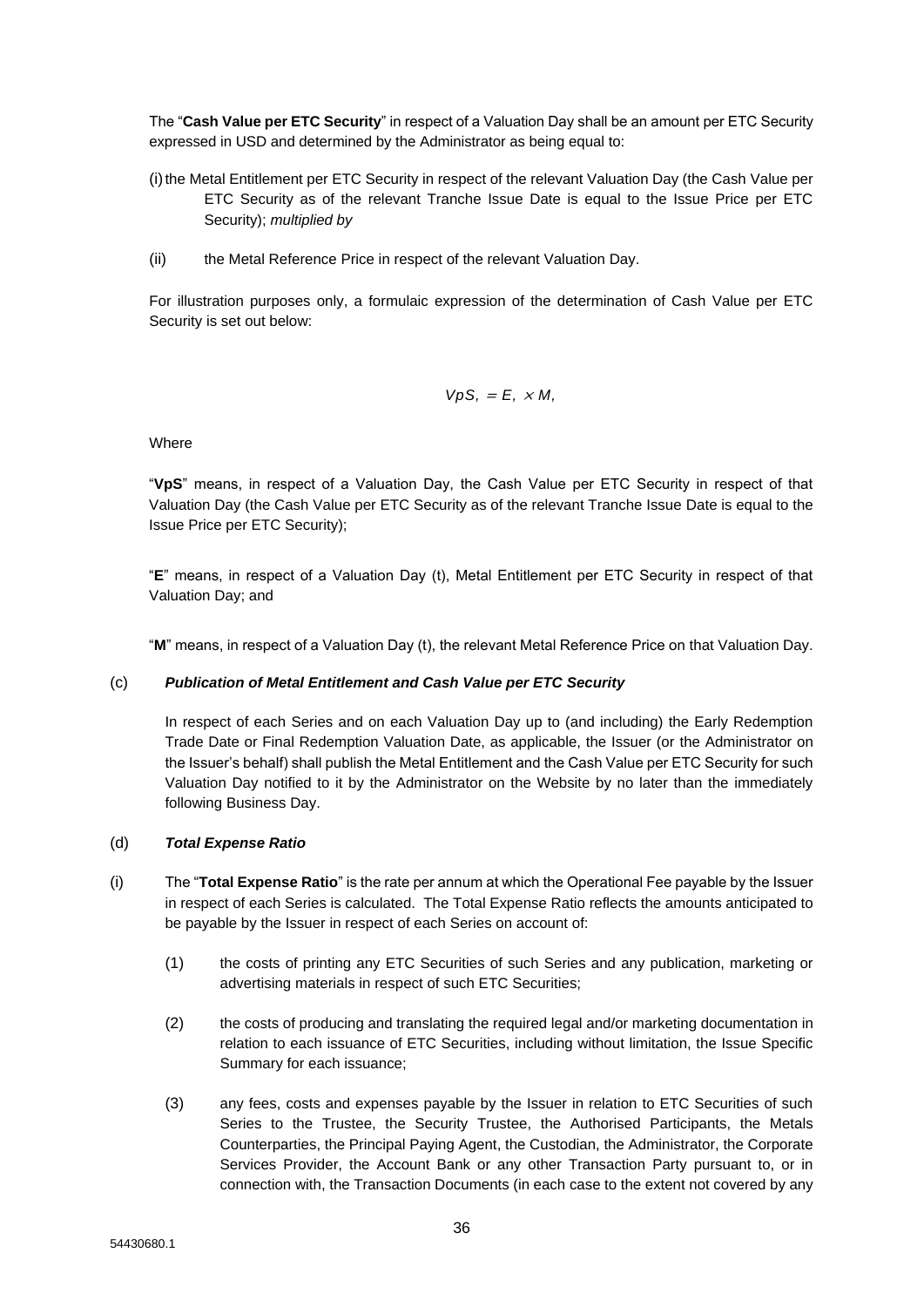The "**Cash Value per ETC Security**" in respect of a Valuation Day shall be an amount per ETC Security expressed in USD and determined by the Administrator as being equal to:

(i) the Metal Entitlement per ETC Security in respect of the relevant Valuation Day (the Cash Value per ETC Security as of the relevant Tranche Issue Date is equal to the Issue Price per ETC Security); *multiplied by*

(ii) the Metal Reference Price in respect of the relevant Valuation Day.

For illustration purposes only, a formulaic expression of the determination of Cash Value per ETC Security is set out below:

$$VpS_t = E_t \times M_t$$

Where

"**VpS**" means, in respect of a Valuation Day, the Cash Value per ETC Security in respect of that Valuation Day (the Cash Value per ETC Security as of the relevant Tranche Issue Date is equal to the Issue Price per ETC Security);

"**E**" means, in respect of a Valuation Day (t), Metal Entitlement per ETC Security in respect of that Valuation Day; and

"**M**" means, in respect of a Valuation Day (t), the relevant Metal Reference Price on that Valuation Day.

(c) ***Publication of Metal Entitlement and Cash Value per ETC Security***

In respect of each Series and on each Valuation Day up to (and including) the Early Redemption Trade Date or Final Redemption Valuation Date, as applicable, the Issuer (or the Administrator on the Issuer's behalf) shall publish the Metal Entitlement and the Cash Value per ETC Security for such Valuation Day notified to it by the Administrator on the Website by no later than the immediately following Business Day.

(d) ***Total Expense Ratio***

(i) The "**Total Expense Ratio**" is the rate per annum at which the Operational Fee payable by the Issuer in respect of each Series is calculated. The Total Expense Ratio reflects the amounts anticipated to be payable by the Issuer in respect of each Series on account of:

(1) the costs of printing any ETC Securities of such Series and any publication, marketing or advertising materials in respect of such ETC Securities;

(2) the costs of producing and translating the required legal and/or marketing documentation in relation to each issuance of ETC Securities, including without limitation, the Issue Specific Summary for each issuance;

(3) any fees, costs and expenses payable by the Issuer in relation to ETC Securities of such Series to the Trustee, the Security Trustee, the Authorised Participants, the Metals Counterparties, the Principal Paying Agent, the Custodian, the Administrator, the Corporate Services Provider, the Account Bank or any other Transaction Party pursuant to, or in connection with, the Transaction Documents (in each case to the extent not covered by any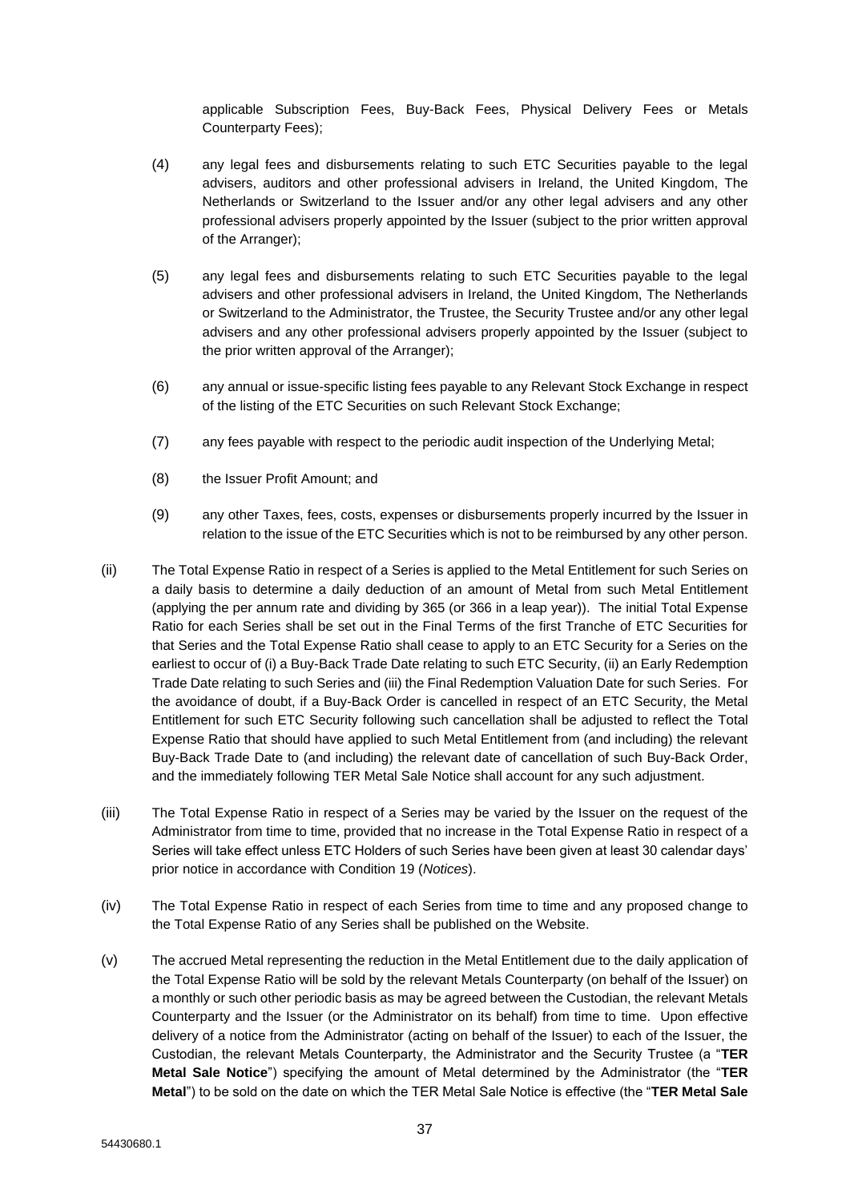applicable Subscription Fees, Buy-Back Fees, Physical Delivery Fees or Metals Counterparty Fees);

(4) any legal fees and disbursements relating to such ETC Securities payable to the legal advisers, auditors and other professional advisers in Ireland, the United Kingdom, The Netherlands or Switzerland to the Issuer and/or any other legal advisers and any other professional advisers properly appointed by the Issuer (subject to the prior written approval of the Arranger);

(5) any legal fees and disbursements relating to such ETC Securities payable to the legal advisers and other professional advisers in Ireland, the United Kingdom, The Netherlands or Switzerland to the Administrator, the Trustee, the Security Trustee and/or any other legal advisers and any other professional advisers properly appointed by the Issuer (subject to the prior written approval of the Arranger);

(6) any annual or issue-specific listing fees payable to any Relevant Stock Exchange in respect of the listing of the ETC Securities on such Relevant Stock Exchange;

(7) any fees payable with respect to the periodic audit inspection of the Underlying Metal;

(8) the Issuer Profit Amount; and

(9) any other Taxes, fees, costs, expenses or disbursements properly incurred by the Issuer in relation to the issue of the ETC Securities which is not to be reimbursed by any other person.

(ii) The Total Expense Ratio in respect of a Series is applied to the Metal Entitlement for such Series on a daily basis to determine a daily deduction of an amount of Metal from such Metal Entitlement (applying the per annum rate and dividing by 365 (or 366 in a leap year)). The initial Total Expense Ratio for each Series shall be set out in the Final Terms of the first Tranche of ETC Securities for that Series and the Total Expense Ratio shall cease to apply to an ETC Security for a Series on the earliest to occur of (i) a Buy-Back Trade Date relating to such ETC Security, (ii) an Early Redemption Trade Date relating to such Series and (iii) the Final Redemption Valuation Date for such Series. For the avoidance of doubt, if a Buy-Back Order is cancelled in respect of an ETC Security, the Metal Entitlement for such ETC Security following such cancellation shall be adjusted to reflect the Total Expense Ratio that should have applied to such Metal Entitlement from (and including) the relevant Buy-Back Trade Date to (and including) the relevant date of cancellation of such Buy-Back Order, and the immediately following TER Metal Sale Notice shall account for any such adjustment.

(iii) The Total Expense Ratio in respect of a Series may be varied by the Issuer on the request of the Administrator from time to time, provided that no increase in the Total Expense Ratio in respect of a Series will take effect unless ETC Holders of such Series have been given at least 30 calendar days' prior notice in accordance with Condition 19 (*Notices*).

(iv) The Total Expense Ratio in respect of each Series from time to time and any proposed change to the Total Expense Ratio of any Series shall be published on the Website.

(v) The accrued Metal representing the reduction in the Metal Entitlement due to the daily application of the Total Expense Ratio will be sold by the relevant Metals Counterparty (on behalf of the Issuer) on a monthly or such other periodic basis as may be agreed between the Custodian, the relevant Metals Counterparty and the Issuer (or the Administrator on its behalf) from time to time. Upon effective delivery of a notice from the Administrator (acting on behalf of the Issuer) to each of the Issuer, the Custodian, the relevant Metals Counterparty, the Administrator and the Security Trustee (a "**TER Metal Sale Notice**") specifying the amount of Metal determined by the Administrator (the "**TER Metal**") to be sold on the date on which the TER Metal Sale Notice is effective (the "**TER Metal Sale**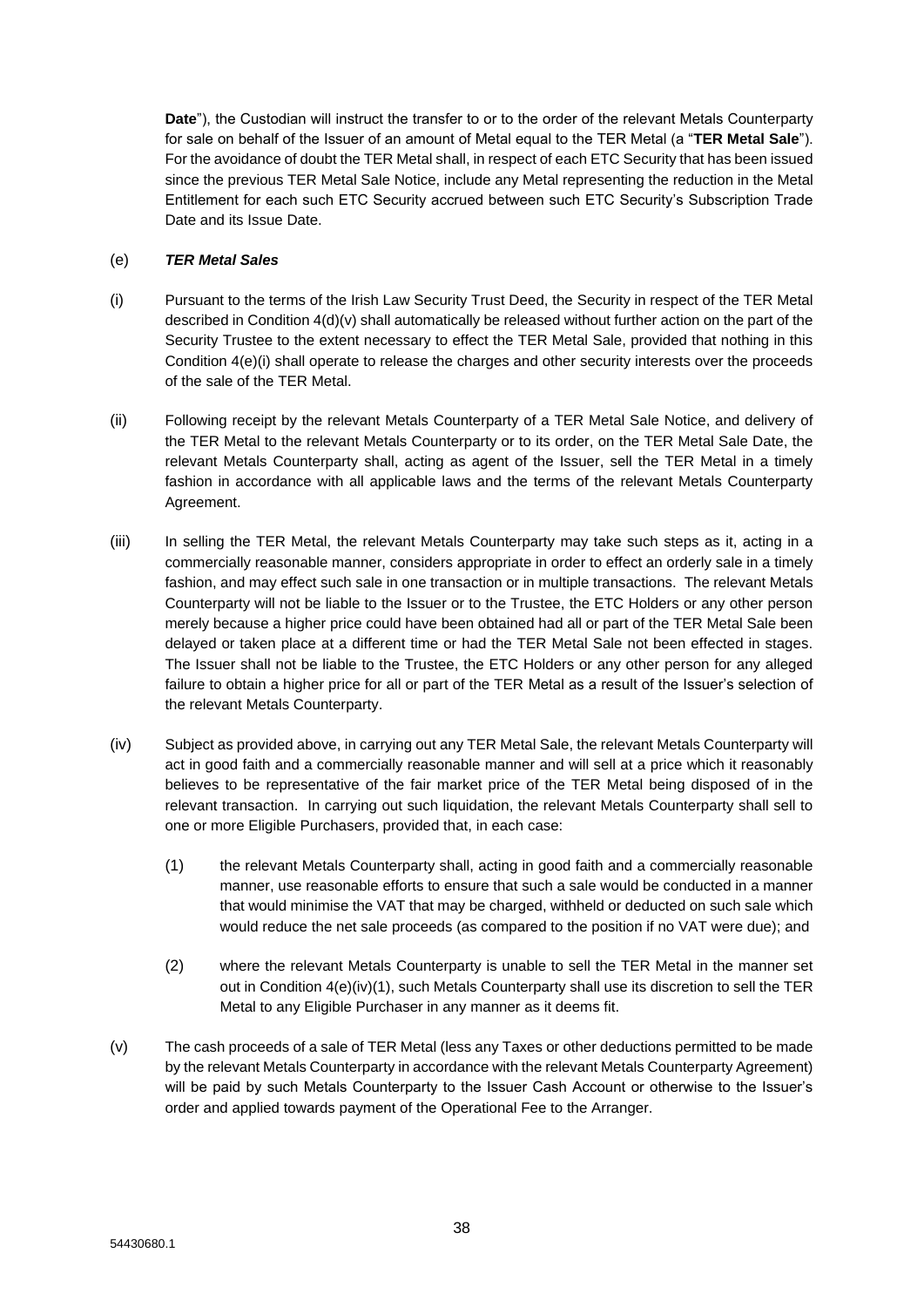**Date**"), the Custodian will instruct the transfer to or to the order of the relevant Metals Counterparty for sale on behalf of the Issuer of an amount of Metal equal to the TER Metal (a "**TER Metal Sale**"). For the avoidance of doubt the TER Metal shall, in respect of each ETC Security that has been issued since the previous TER Metal Sale Notice, include any Metal representing the reduction in the Metal Entitlement for each such ETC Security accrued between such ETC Security's Subscription Trade Date and its Issue Date.

(e) ***TER Metal Sales***

(i) Pursuant to the terms of the Irish Law Security Trust Deed, the Security in respect of the TER Metal described in Condition 4(d)(v) shall automatically be released without further action on the part of the Security Trustee to the extent necessary to effect the TER Metal Sale, provided that nothing in this Condition 4(e)(i) shall operate to release the charges and other security interests over the proceeds of the sale of the TER Metal.

(ii) Following receipt by the relevant Metals Counterparty of a TER Metal Sale Notice, and delivery of the TER Metal to the relevant Metals Counterparty or to its order, on the TER Metal Sale Date, the relevant Metals Counterparty shall, acting as agent of the Issuer, sell the TER Metal in a timely fashion in accordance with all applicable laws and the terms of the relevant Metals Counterparty Agreement.

(iii) In selling the TER Metal, the relevant Metals Counterparty may take such steps as it, acting in a commercially reasonable manner, considers appropriate in order to effect an orderly sale in a timely fashion, and may effect such sale in one transaction or in multiple transactions. The relevant Metals Counterparty will not be liable to the Issuer or to the Trustee, the ETC Holders or any other person merely because a higher price could have been obtained had all or part of the TER Metal Sale been delayed or taken place at a different time or had the TER Metal Sale not been effected in stages. The Issuer shall not be liable to the Trustee, the ETC Holders or any other person for any alleged failure to obtain a higher price for all or part of the TER Metal as a result of the Issuer's selection of the relevant Metals Counterparty.

(iv) Subject as provided above, in carrying out any TER Metal Sale, the relevant Metals Counterparty will act in good faith and a commercially reasonable manner and will sell at a price which it reasonably believes to be representative of the fair market price of the TER Metal being disposed of in the relevant transaction. In carrying out such liquidation, the relevant Metals Counterparty shall sell to one or more Eligible Purchasers, provided that, in each case:

(1) the relevant Metals Counterparty shall, acting in good faith and a commercially reasonable manner, use reasonable efforts to ensure that such a sale would be conducted in a manner that would minimise the VAT that may be charged, withheld or deducted on such sale which would reduce the net sale proceeds (as compared to the position if no VAT were due); and

(2) where the relevant Metals Counterparty is unable to sell the TER Metal in the manner set out in Condition 4(e)(iv)(1), such Metals Counterparty shall use its discretion to sell the TER Metal to any Eligible Purchaser in any manner as it deems fit.

(v) The cash proceeds of a sale of TER Metal (less any Taxes or other deductions permitted to be made by the relevant Metals Counterparty in accordance with the relevant Metals Counterparty Agreement) will be paid by such Metals Counterparty to the Issuer Cash Account or otherwise to the Issuer's order and applied towards payment of the Operational Fee to the Arranger.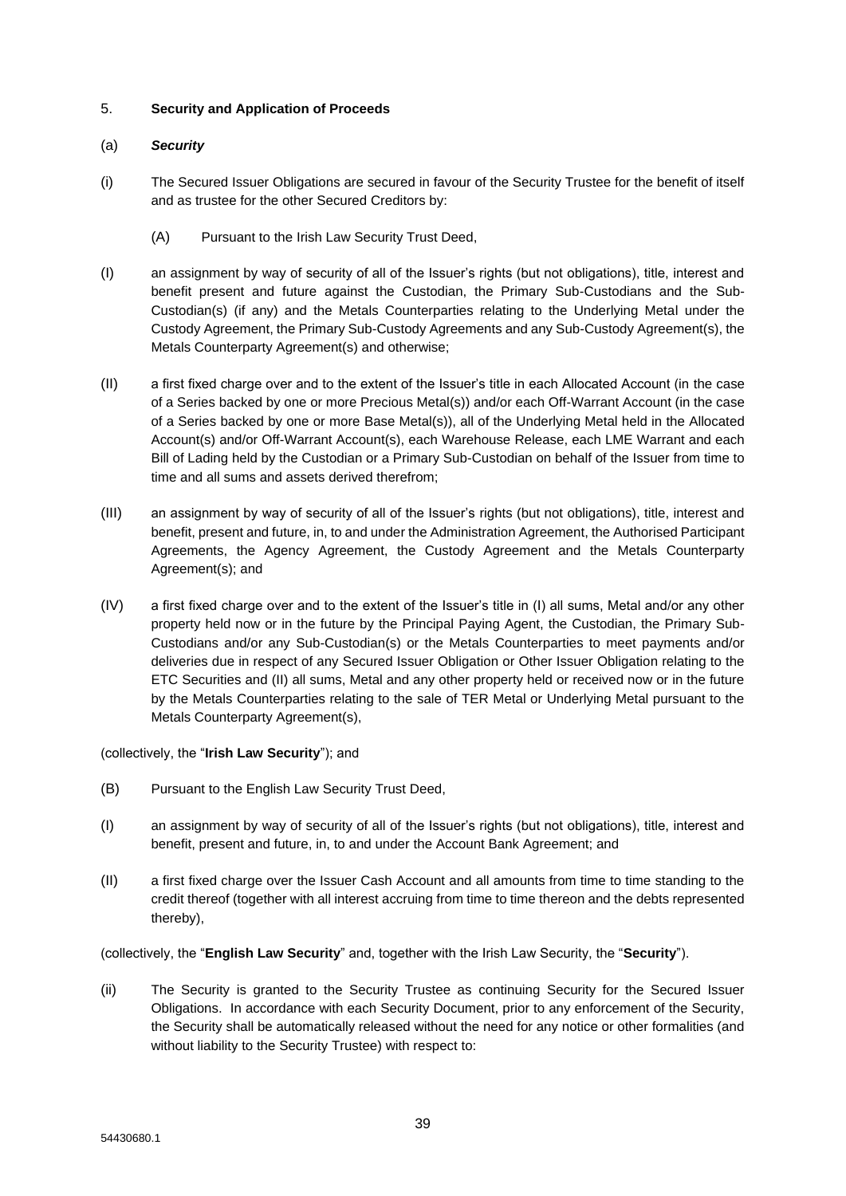5. **Security and Application of Proceeds**

(a) ***Security***

(i) The Secured Issuer Obligations are secured in favour of the Security Trustee for the benefit of itself and as trustee for the other Secured Creditors by:

(A) Pursuant to the Irish Law Security Trust Deed,

(I) an assignment by way of security of all of the Issuer's rights (but not obligations), title, interest and benefit present and future against the Custodian, the Primary Sub-Custodians and the Sub-Custodian(s) (if any) and the Metals Counterparties relating to the Underlying Metal under the Custody Agreement, the Primary Sub-Custody Agreements and any Sub-Custody Agreement(s), the Metals Counterparty Agreement(s) and otherwise;

(II) a first fixed charge over and to the extent of the Issuer's title in each Allocated Account (in the case of a Series backed by one or more Precious Metal(s)) and/or each Off-Warrant Account (in the case of a Series backed by one or more Base Metal(s)), all of the Underlying Metal held in the Allocated Account(s) and/or Off-Warrant Account(s), each Warehouse Release, each LME Warrant and each Bill of Lading held by the Custodian or a Primary Sub-Custodian on behalf of the Issuer from time to time and all sums and assets derived therefrom;

(III) an assignment by way of security of all of the Issuer's rights (but not obligations), title, interest and benefit, present and future, in, to and under the Administration Agreement, the Authorised Participant Agreements, the Agency Agreement, the Custody Agreement and the Metals Counterparty Agreement(s); and

(IV) a first fixed charge over and to the extent of the Issuer's title in (I) all sums, Metal and/or any other property held now or in the future by the Principal Paying Agent, the Custodian, the Primary Sub-Custodians and/or any Sub-Custodian(s) or the Metals Counterparties to meet payments and/or deliveries due in respect of any Secured Issuer Obligation or Other Issuer Obligation relating to the ETC Securities and (II) all sums, Metal and any other property held or received now or in the future by the Metals Counterparties relating to the sale of TER Metal or Underlying Metal pursuant to the Metals Counterparty Agreement(s),

(collectively, the "**Irish Law Security**"); and

(B) Pursuant to the English Law Security Trust Deed,

(I) an assignment by way of security of all of the Issuer's rights (but not obligations), title, interest and benefit, present and future, in, to and under the Account Bank Agreement; and

(II) a first fixed charge over the Issuer Cash Account and all amounts from time to time standing to the credit thereof (together with all interest accruing from time to time thereon and the debts represented thereby),

(collectively, the "**English Law Security**" and, together with the Irish Law Security, the "**Security**").

(ii) The Security is granted to the Security Trustee as continuing Security for the Secured Issuer Obligations. In accordance with each Security Document, prior to any enforcement of the Security, the Security shall be automatically released without the need for any notice or other formalities (and without liability to the Security Trustee) with respect to: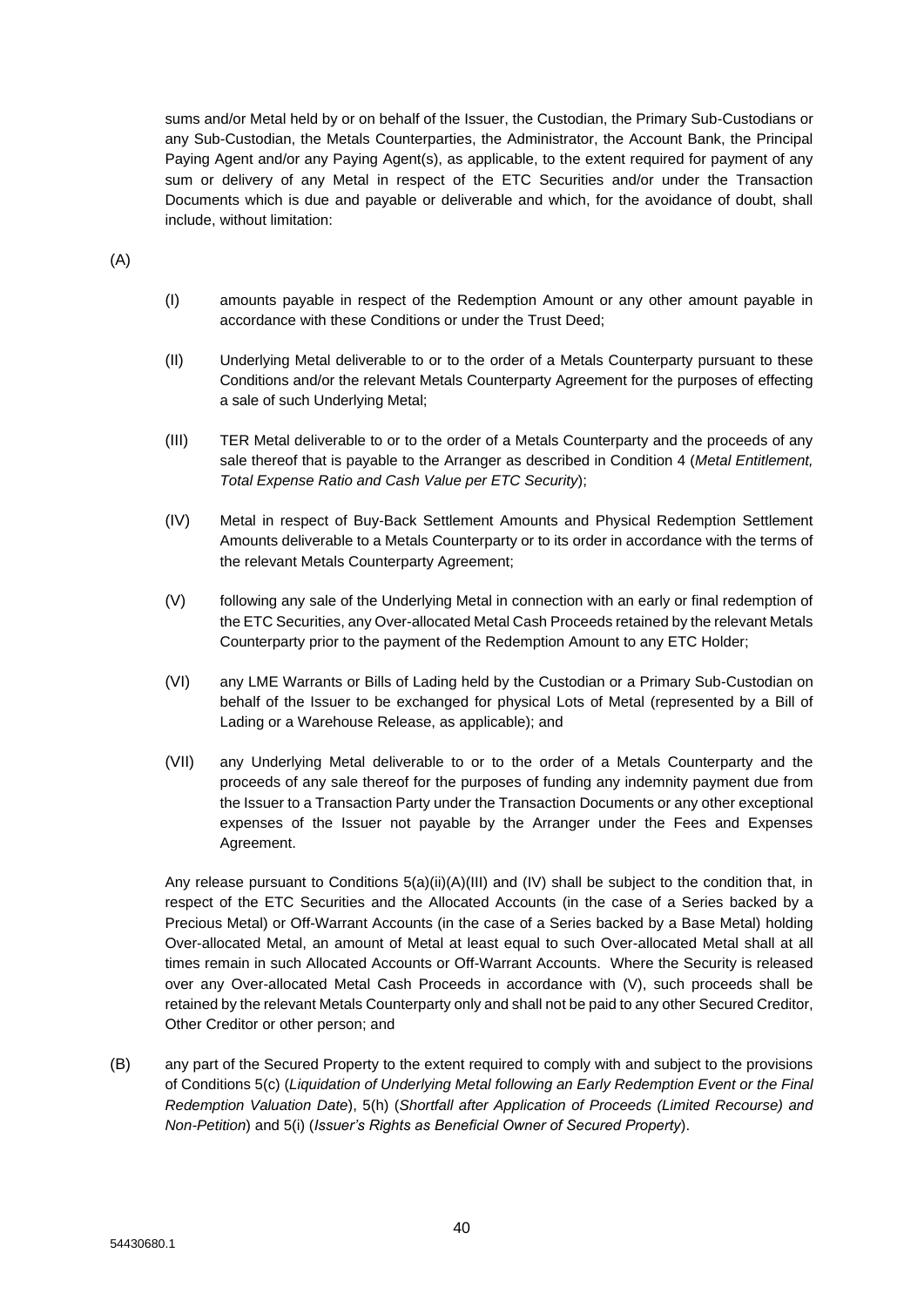sums and/or Metal held by or on behalf of the Issuer, the Custodian, the Primary Sub-Custodians or any Sub-Custodian, the Metals Counterparties, the Administrator, the Account Bank, the Principal Paying Agent and/or any Paying Agent(s), as applicable, to the extent required for payment of any sum or delivery of any Metal in respect of the ETC Securities and/or under the Transaction Documents which is due and payable or deliverable and which, for the avoidance of doubt, shall include, without limitation:

(A)

(I) amounts payable in respect of the Redemption Amount or any other amount payable in accordance with these Conditions or under the Trust Deed;

(II) Underlying Metal deliverable to or to the order of a Metals Counterparty pursuant to these Conditions and/or the relevant Metals Counterparty Agreement for the purposes of effecting a sale of such Underlying Metal;

(III) TER Metal deliverable to or to the order of a Metals Counterparty and the proceeds of any sale thereof that is payable to the Arranger as described in Condition 4 (*Metal Entitlement, Total Expense Ratio and Cash Value per ETC Security*);

(IV) Metal in respect of Buy-Back Settlement Amounts and Physical Redemption Settlement Amounts deliverable to a Metals Counterparty or to its order in accordance with the terms of the relevant Metals Counterparty Agreement;

(V) following any sale of the Underlying Metal in connection with an early or final redemption of the ETC Securities, any Over-allocated Metal Cash Proceeds retained by the relevant Metals Counterparty prior to the payment of the Redemption Amount to any ETC Holder;

(VI) any LME Warrants or Bills of Lading held by the Custodian or a Primary Sub-Custodian on behalf of the Issuer to be exchanged for physical Lots of Metal (represented by a Bill of Lading or a Warehouse Release, as applicable); and

(VII) any Underlying Metal deliverable to or to the order of a Metals Counterparty and the proceeds of any sale thereof for the purposes of funding any indemnity payment due from the Issuer to a Transaction Party under the Transaction Documents or any other exceptional expenses of the Issuer not payable by the Arranger under the Fees and Expenses Agreement.

Any release pursuant to Conditions 5(a)(ii)(A)(III) and (IV) shall be subject to the condition that, in respect of the ETC Securities and the Allocated Accounts (in the case of a Series backed by a Precious Metal) or Off-Warrant Accounts (in the case of a Series backed by a Base Metal) holding Over-allocated Metal, an amount of Metal at least equal to such Over-allocated Metal shall at all times remain in such Allocated Accounts or Off-Warrant Accounts. Where the Security is released over any Over-allocated Metal Cash Proceeds in accordance with (V), such proceeds shall be retained by the relevant Metals Counterparty only and shall not be paid to any other Secured Creditor, Other Creditor or other person; and

(B) any part of the Secured Property to the extent required to comply with and subject to the provisions of Conditions 5(c) (*Liquidation of Underlying Metal following an Early Redemption Event or the Final Redemption Valuation Date*), 5(h) (*Shortfall after Application of Proceeds (Limited Recourse) and Non-Petition*) and 5(i) (*Issuer's Rights as Beneficial Owner of Secured Property*).

54430680.1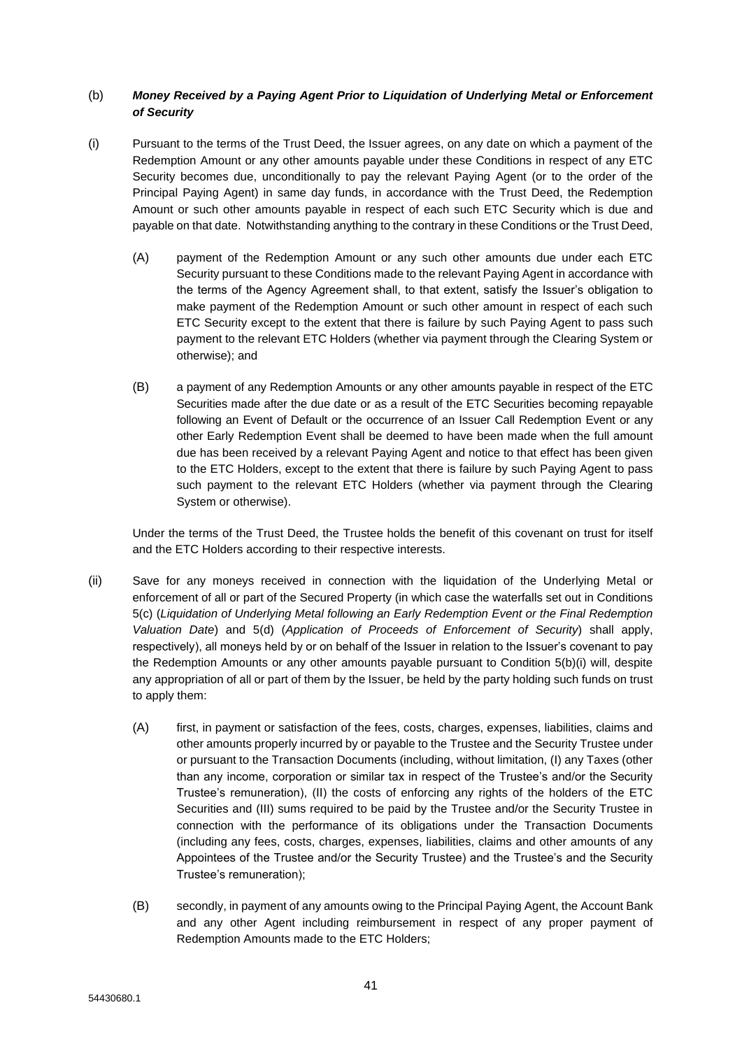(b) ***Money Received by a Paying Agent Prior to Liquidation of Underlying Metal or Enforcement of Security***

(i) Pursuant to the terms of the Trust Deed, the Issuer agrees, on any date on which a payment of the Redemption Amount or any other amounts payable under these Conditions in respect of any ETC Security becomes due, unconditionally to pay the relevant Paying Agent (or to the order of the Principal Paying Agent) in same day funds, in accordance with the Trust Deed, the Redemption Amount or such other amounts payable in respect of each such ETC Security which is due and payable on that date. Notwithstanding anything to the contrary in these Conditions or the Trust Deed,

(A) payment of the Redemption Amount or any such other amounts due under each ETC Security pursuant to these Conditions made to the relevant Paying Agent in accordance with the terms of the Agency Agreement shall, to that extent, satisfy the Issuer's obligation to make payment of the Redemption Amount or such other amount in respect of each such ETC Security except to the extent that there is failure by such Paying Agent to pass such payment to the relevant ETC Holders (whether via payment through the Clearing System or otherwise); and

(B) a payment of any Redemption Amounts or any other amounts payable in respect of the ETC Securities made after the due date or as a result of the ETC Securities becoming repayable following an Event of Default or the occurrence of an Issuer Call Redemption Event or any other Early Redemption Event shall be deemed to have been made when the full amount due has been received by a relevant Paying Agent and notice to that effect has been given to the ETC Holders, except to the extent that there is failure by such Paying Agent to pass such payment to the relevant ETC Holders (whether via payment through the Clearing System or otherwise).

Under the terms of the Trust Deed, the Trustee holds the benefit of this covenant on trust for itself and the ETC Holders according to their respective interests.

(ii) Save for any moneys received in connection with the liquidation of the Underlying Metal or enforcement of all or part of the Secured Property (in which case the waterfalls set out in Conditions 5(c) (*Liquidation of Underlying Metal following an Early Redemption Event or the Final Redemption Valuation Date*) and 5(d) (*Application of Proceeds of Enforcement of Security*) shall apply, respectively), all moneys held by or on behalf of the Issuer in relation to the Issuer's covenant to pay the Redemption Amounts or any other amounts payable pursuant to Condition 5(b)(i) will, despite any appropriation of all or part of them by the Issuer, be held by the party holding such funds on trust to apply them:

(A) first, in payment or satisfaction of the fees, costs, charges, expenses, liabilities, claims and other amounts properly incurred by or payable to the Trustee and the Security Trustee under or pursuant to the Transaction Documents (including, without limitation, (I) any Taxes (other than any income, corporation or similar tax in respect of the Trustee's and/or the Security Trustee's remuneration), (II) the costs of enforcing any rights of the holders of the ETC Securities and (III) sums required to be paid by the Trustee and/or the Security Trustee in connection with the performance of its obligations under the Transaction Documents (including any fees, costs, charges, expenses, liabilities, claims and other amounts of any Appointees of the Trustee and/or the Security Trustee) and the Trustee's and the Security Trustee's remuneration);

(B) secondly, in payment of any amounts owing to the Principal Paying Agent, the Account Bank and any other Agent including reimbursement in respect of any proper payment of Redemption Amounts made to the ETC Holders;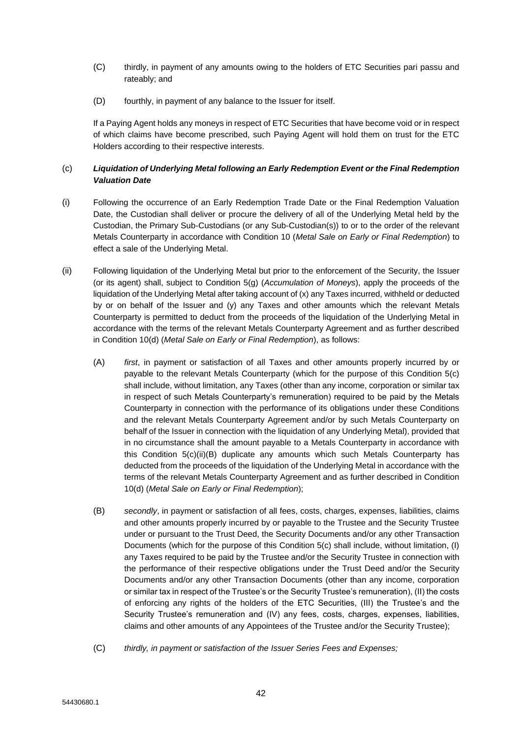(C) thirdly, in payment of any amounts owing to the holders of ETC Securities pari passu and rateably; and

(D) fourthly, in payment of any balance to the Issuer for itself.

If a Paying Agent holds any moneys in respect of ETC Securities that have become void or in respect of which claims have become prescribed, such Paying Agent will hold them on trust for the ETC Holders according to their respective interests.

(c) ***Liquidation of Underlying Metal following an Early Redemption Event or the Final Redemption Valuation Date***

(i) Following the occurrence of an Early Redemption Trade Date or the Final Redemption Valuation Date, the Custodian shall deliver or procure the delivery of all of the Underlying Metal held by the Custodian, the Primary Sub-Custodians (or any Sub-Custodian(s)) to or to the order of the relevant Metals Counterparty in accordance with Condition 10 (*Metal Sale on Early or Final Redemption*) to effect a sale of the Underlying Metal.

(ii) Following liquidation of the Underlying Metal but prior to the enforcement of the Security, the Issuer (or its agent) shall, subject to Condition 5(g) (*Accumulation of Moneys*), apply the proceeds of the liquidation of the Underlying Metal after taking account of (x) any Taxes incurred, withheld or deducted by or on behalf of the Issuer and (y) any Taxes and other amounts which the relevant Metals Counterparty is permitted to deduct from the proceeds of the liquidation of the Underlying Metal in accordance with the terms of the relevant Metals Counterparty Agreement and as further described in Condition 10(d) (*Metal Sale on Early or Final Redemption*), as follows:

(A) *first*, in payment or satisfaction of all Taxes and other amounts properly incurred by or payable to the relevant Metals Counterparty (which for the purpose of this Condition 5(c) shall include, without limitation, any Taxes (other than any income, corporation or similar tax in respect of such Metals Counterparty's remuneration) required to be paid by the Metals Counterparty in connection with the performance of its obligations under these Conditions and the relevant Metals Counterparty Agreement and/or by such Metals Counterparty on behalf of the Issuer in connection with the liquidation of any Underlying Metal), provided that in no circumstance shall the amount payable to a Metals Counterparty in accordance with this Condition 5(c)(ii)(B) duplicate any amounts which such Metals Counterparty has deducted from the proceeds of the liquidation of the Underlying Metal in accordance with the terms of the relevant Metals Counterparty Agreement and as further described in Condition 10(d) (*Metal Sale on Early or Final Redemption*);

(B) *secondly*, in payment or satisfaction of all fees, costs, charges, expenses, liabilities, claims and other amounts properly incurred by or payable to the Trustee and the Security Trustee under or pursuant to the Trust Deed, the Security Documents and/or any other Transaction Documents (which for the purpose of this Condition 5(c) shall include, without limitation, (I) any Taxes required to be paid by the Trustee and/or the Security Trustee in connection with the performance of their respective obligations under the Trust Deed and/or the Security Documents and/or any other Transaction Documents (other than any income, corporation or similar tax in respect of the Trustee's or the Security Trustee's remuneration), (II) the costs of enforcing any rights of the holders of the ETC Securities, (III) the Trustee's and the Security Trustee's remuneration and (IV) any fees, costs, charges, expenses, liabilities, claims and other amounts of any Appointees of the Trustee and/or the Security Trustee);

(C) *thirdly, in payment or satisfaction of the Issuer Series Fees and Expenses;*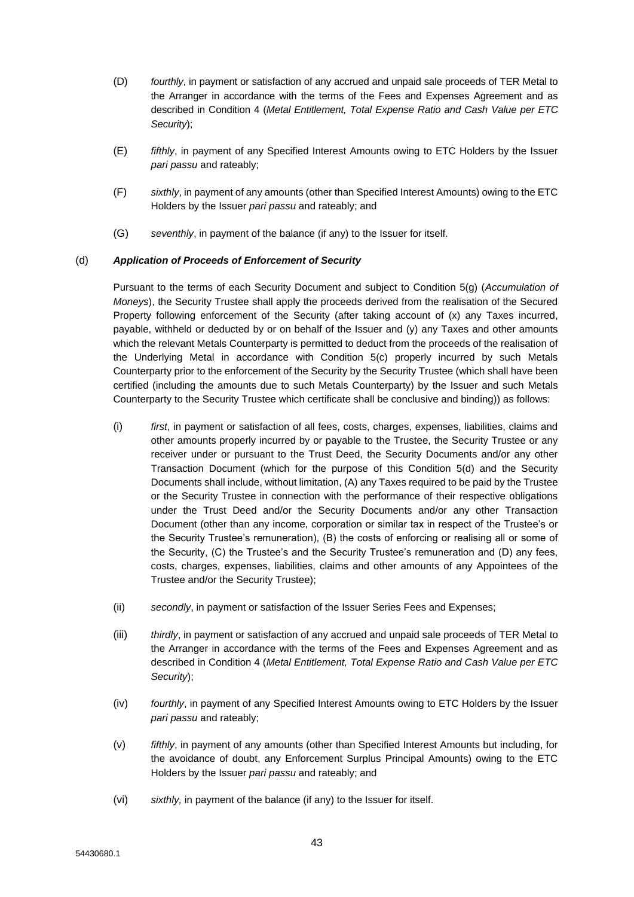(D) *fourthly*, in payment or satisfaction of any accrued and unpaid sale proceeds of TER Metal to the Arranger in accordance with the terms of the Fees and Expenses Agreement and as described in Condition 4 (*Metal Entitlement, Total Expense Ratio and Cash Value per ETC Security*);

(E) *fifthly*, in payment of any Specified Interest Amounts owing to ETC Holders by the Issuer *pari passu* and rateably;

(F) *sixthly*, in payment of any amounts (other than Specified Interest Amounts) owing to the ETC Holders by the Issuer *pari passu* and rateably; and

(G) *seventhly*, in payment of the balance (if any) to the Issuer for itself.

(d) ***Application of Proceeds of Enforcement of Security***

Pursuant to the terms of each Security Document and subject to Condition 5(g) (*Accumulation of Moneys*), the Security Trustee shall apply the proceeds derived from the realisation of the Secured Property following enforcement of the Security (after taking account of (x) any Taxes incurred, payable, withheld or deducted by or on behalf of the Issuer and (y) any Taxes and other amounts which the relevant Metals Counterparty is permitted to deduct from the proceeds of the realisation of the Underlying Metal in accordance with Condition 5(c) properly incurred by such Metals Counterparty prior to the enforcement of the Security by the Security Trustee (which shall have been certified (including the amounts due to such Metals Counterparty) by the Issuer and such Metals Counterparty to the Security Trustee which certificate shall be conclusive and binding)) as follows:

(i) *first*, in payment or satisfaction of all fees, costs, charges, expenses, liabilities, claims and other amounts properly incurred by or payable to the Trustee, the Security Trustee or any receiver under or pursuant to the Trust Deed, the Security Documents and/or any other Transaction Document (which for the purpose of this Condition 5(d) and the Security Documents shall include, without limitation, (A) any Taxes required to be paid by the Trustee or the Security Trustee in connection with the performance of their respective obligations under the Trust Deed and/or the Security Documents and/or any other Transaction Document (other than any income, corporation or similar tax in respect of the Trustee's or the Security Trustee's remuneration), (B) the costs of enforcing or realising all or some of the Security, (C) the Trustee's and the Security Trustee's remuneration and (D) any fees, costs, charges, expenses, liabilities, claims and other amounts of any Appointees of the Trustee and/or the Security Trustee);

(ii) *secondly*, in payment or satisfaction of the Issuer Series Fees and Expenses;

(iii) *thirdly*, in payment or satisfaction of any accrued and unpaid sale proceeds of TER Metal to the Arranger in accordance with the terms of the Fees and Expenses Agreement and as described in Condition 4 (*Metal Entitlement, Total Expense Ratio and Cash Value per ETC Security*);

(iv) *fourthly*, in payment of any Specified Interest Amounts owing to ETC Holders by the Issuer *pari passu* and rateably;

(v) *fifthly*, in payment of any amounts (other than Specified Interest Amounts but including, for the avoidance of doubt, any Enforcement Surplus Principal Amounts) owing to the ETC Holders by the Issuer *pari passu* and rateably; and

(vi) *sixthly,* in payment of the balance (if any) to the Issuer for itself.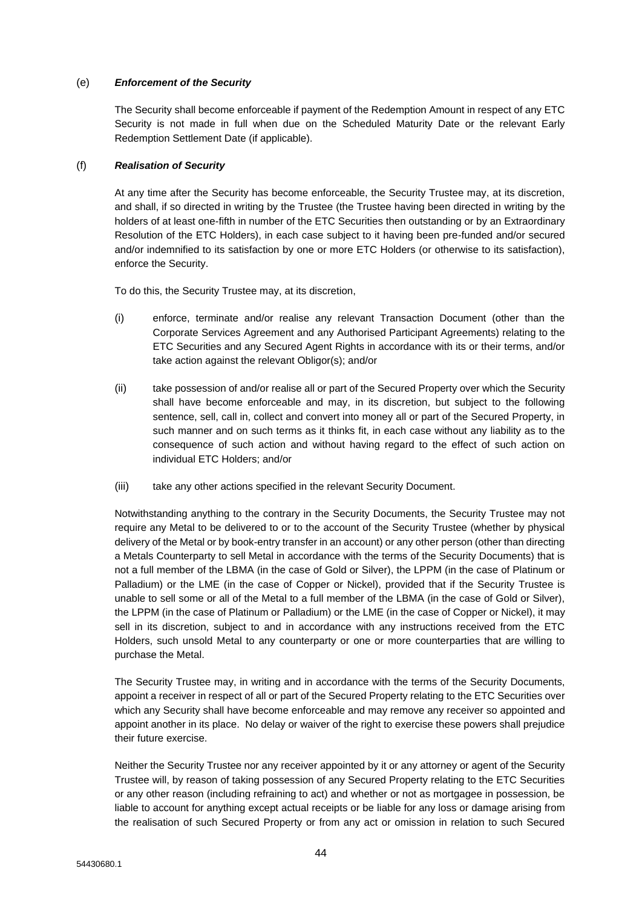(e) ***Enforcement of the Security***

The Security shall become enforceable if payment of the Redemption Amount in respect of any ETC Security is not made in full when due on the Scheduled Maturity Date or the relevant Early Redemption Settlement Date (if applicable).

(f) ***Realisation of Security***

At any time after the Security has become enforceable, the Security Trustee may, at its discretion, and shall, if so directed in writing by the Trustee (the Trustee having been directed in writing by the holders of at least one-fifth in number of the ETC Securities then outstanding or by an Extraordinary Resolution of the ETC Holders), in each case subject to it having been pre-funded and/or secured and/or indemnified to its satisfaction by one or more ETC Holders (or otherwise to its satisfaction), enforce the Security.

To do this, the Security Trustee may, at its discretion,

(i) enforce, terminate and/or realise any relevant Transaction Document (other than the Corporate Services Agreement and any Authorised Participant Agreements) relating to the ETC Securities and any Secured Agent Rights in accordance with its or their terms, and/or take action against the relevant Obligor(s); and/or

(ii) take possession of and/or realise all or part of the Secured Property over which the Security shall have become enforceable and may, in its discretion, but subject to the following sentence, sell, call in, collect and convert into money all or part of the Secured Property, in such manner and on such terms as it thinks fit, in each case without any liability as to the consequence of such action and without having regard to the effect of such action on individual ETC Holders; and/or

(iii) take any other actions specified in the relevant Security Document.

Notwithstanding anything to the contrary in the Security Documents, the Security Trustee may not require any Metal to be delivered to or to the account of the Security Trustee (whether by physical delivery of the Metal or by book-entry transfer in an account) or any other person (other than directing a Metals Counterparty to sell Metal in accordance with the terms of the Security Documents) that is not a full member of the LBMA (in the case of Gold or Silver), the LPPM (in the case of Platinum or Palladium) or the LME (in the case of Copper or Nickel), provided that if the Security Trustee is unable to sell some or all of the Metal to a full member of the LBMA (in the case of Gold or Silver), the LPPM (in the case of Platinum or Palladium) or the LME (in the case of Copper or Nickel), it may sell in its discretion, subject to and in accordance with any instructions received from the ETC Holders, such unsold Metal to any counterparty or one or more counterparties that are willing to purchase the Metal.

The Security Trustee may, in writing and in accordance with the terms of the Security Documents, appoint a receiver in respect of all or part of the Secured Property relating to the ETC Securities over which any Security shall have become enforceable and may remove any receiver so appointed and appoint another in its place. No delay or waiver of the right to exercise these powers shall prejudice their future exercise.

Neither the Security Trustee nor any receiver appointed by it or any attorney or agent of the Security Trustee will, by reason of taking possession of any Secured Property relating to the ETC Securities or any other reason (including refraining to act) and whether or not as mortgagee in possession, be liable to account for anything except actual receipts or be liable for any loss or damage arising from the realisation of such Secured Property or from any act or omission in relation to such Secured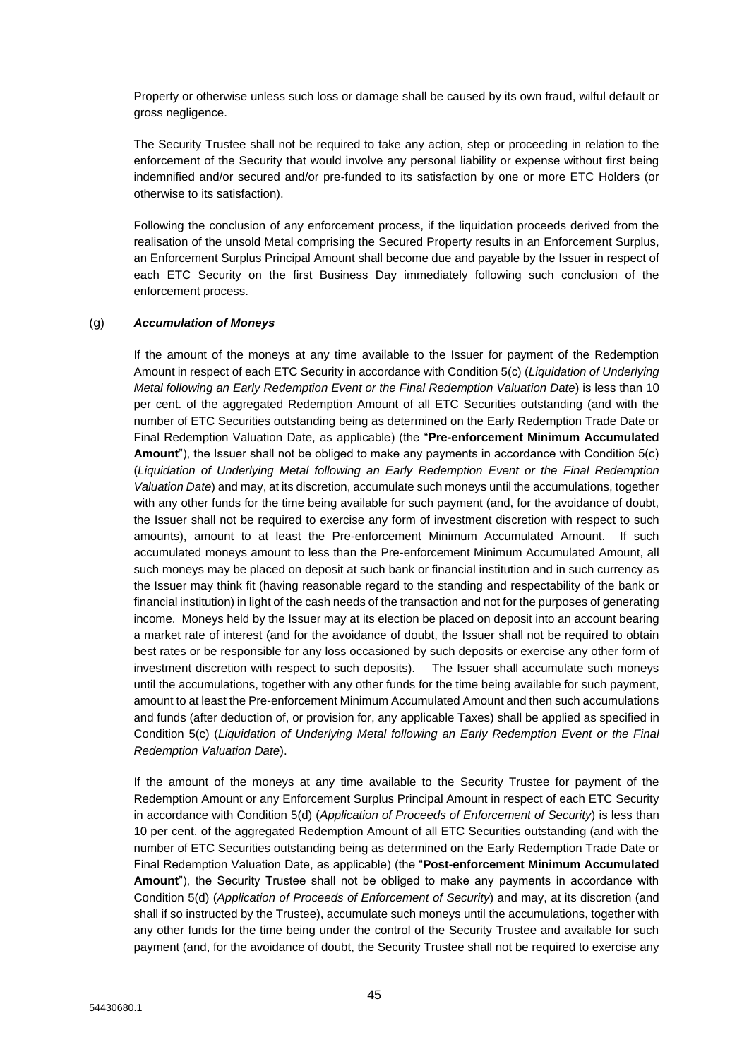Property or otherwise unless such loss or damage shall be caused by its own fraud, wilful default or gross negligence.

The Security Trustee shall not be required to take any action, step or proceeding in relation to the enforcement of the Security that would involve any personal liability or expense without first being indemnified and/or secured and/or pre-funded to its satisfaction by one or more ETC Holders (or otherwise to its satisfaction).

Following the conclusion of any enforcement process, if the liquidation proceeds derived from the realisation of the unsold Metal comprising the Secured Property results in an Enforcement Surplus, an Enforcement Surplus Principal Amount shall become due and payable by the Issuer in respect of each ETC Security on the first Business Day immediately following such conclusion of the enforcement process.

(g) ***Accumulation of Moneys***

If the amount of the moneys at any time available to the Issuer for payment of the Redemption Amount in respect of each ETC Security in accordance with Condition 5(c) (*Liquidation of Underlying Metal following an Early Redemption Event or the Final Redemption Valuation Date*) is less than 10 per cent. of the aggregated Redemption Amount of all ETC Securities outstanding (and with the number of ETC Securities outstanding being as determined on the Early Redemption Trade Date or Final Redemption Valuation Date, as applicable) (the "**Pre-enforcement Minimum Accumulated Amount**"), the Issuer shall not be obliged to make any payments in accordance with Condition 5(c) (*Liquidation of Underlying Metal following an Early Redemption Event or the Final Redemption Valuation Date*) and may, at its discretion, accumulate such moneys until the accumulations, together with any other funds for the time being available for such payment (and, for the avoidance of doubt, the Issuer shall not be required to exercise any form of investment discretion with respect to such amounts), amount to at least the Pre-enforcement Minimum Accumulated Amount. If such accumulated moneys amount to less than the Pre-enforcement Minimum Accumulated Amount, all such moneys may be placed on deposit at such bank or financial institution and in such currency as the Issuer may think fit (having reasonable regard to the standing and respectability of the bank or financial institution) in light of the cash needs of the transaction and not for the purposes of generating income. Moneys held by the Issuer may at its election be placed on deposit into an account bearing a market rate of interest (and for the avoidance of doubt, the Issuer shall not be required to obtain best rates or be responsible for any loss occasioned by such deposits or exercise any other form of investment discretion with respect to such deposits). The Issuer shall accumulate such moneys until the accumulations, together with any other funds for the time being available for such payment, amount to at least the Pre-enforcement Minimum Accumulated Amount and then such accumulations and funds (after deduction of, or provision for, any applicable Taxes) shall be applied as specified in Condition 5(c) (*Liquidation of Underlying Metal following an Early Redemption Event or the Final Redemption Valuation Date*).

If the amount of the moneys at any time available to the Security Trustee for payment of the Redemption Amount or any Enforcement Surplus Principal Amount in respect of each ETC Security in accordance with Condition 5(d) (*Application of Proceeds of Enforcement of Security*) is less than 10 per cent. of the aggregated Redemption Amount of all ETC Securities outstanding (and with the number of ETC Securities outstanding being as determined on the Early Redemption Trade Date or Final Redemption Valuation Date, as applicable) (the "**Post-enforcement Minimum Accumulated Amount**"), the Security Trustee shall not be obliged to make any payments in accordance with Condition 5(d) (*Application of Proceeds of Enforcement of Security*) and may, at its discretion (and shall if so instructed by the Trustee), accumulate such moneys until the accumulations, together with any other funds for the time being under the control of the Security Trustee and available for such payment (and, for the avoidance of doubt, the Security Trustee shall not be required to exercise any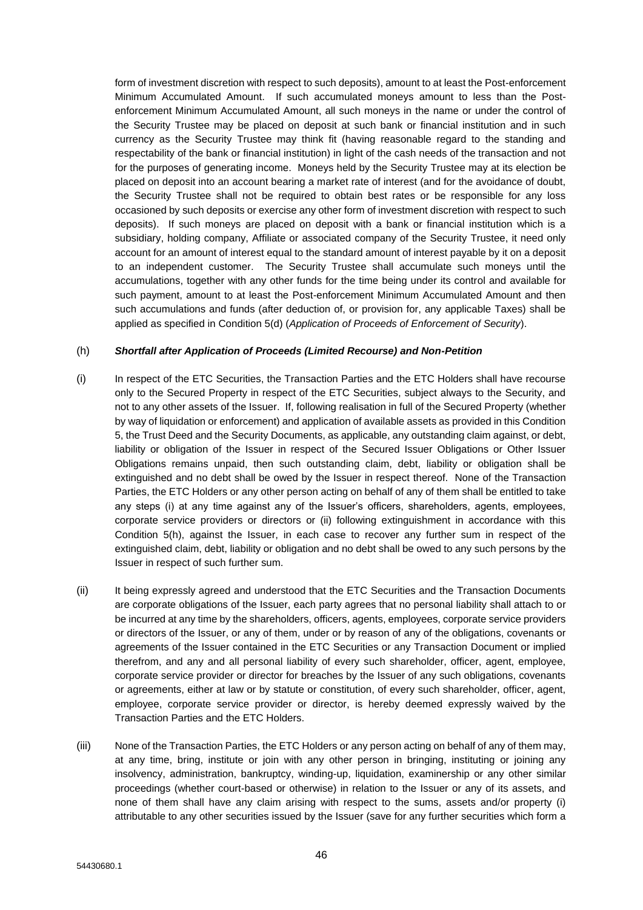form of investment discretion with respect to such deposits), amount to at least the Post-enforcement Minimum Accumulated Amount. If such accumulated moneys amount to less than the Post-enforcement Minimum Accumulated Amount, all such moneys in the name or under the control of the Security Trustee may be placed on deposit at such bank or financial institution and in such currency as the Security Trustee may think fit (having reasonable regard to the standing and respectability of the bank or financial institution) in light of the cash needs of the transaction and not for the purposes of generating income. Moneys held by the Security Trustee may at its election be placed on deposit into an account bearing a market rate of interest (and for the avoidance of doubt, the Security Trustee shall not be required to obtain best rates or be responsible for any loss occasioned by such deposits or exercise any other form of investment discretion with respect to such deposits). If such moneys are placed on deposit with a bank or financial institution which is a subsidiary, holding company, Affiliate or associated company of the Security Trustee, it need only account for an amount of interest equal to the standard amount of interest payable by it on a deposit to an independent customer. The Security Trustee shall accumulate such moneys until the accumulations, together with any other funds for the time being under its control and available for such payment, amount to at least the Post-enforcement Minimum Accumulated Amount and then such accumulations and funds (after deduction of, or provision for, any applicable Taxes) shall be applied as specified in Condition 5(d) (*Application of Proceeds of Enforcement of Security*).

(h) ***Shortfall after Application of Proceeds (Limited Recourse) and Non-Petition***

(i) In respect of the ETC Securities, the Transaction Parties and the ETC Holders shall have recourse only to the Secured Property in respect of the ETC Securities, subject always to the Security, and not to any other assets of the Issuer. If, following realisation in full of the Secured Property (whether by way of liquidation or enforcement) and application of available assets as provided in this Condition 5, the Trust Deed and the Security Documents, as applicable, any outstanding claim against, or debt, liability or obligation of the Issuer in respect of the Secured Issuer Obligations or Other Issuer Obligations remains unpaid, then such outstanding claim, debt, liability or obligation shall be extinguished and no debt shall be owed by the Issuer in respect thereof. None of the Transaction Parties, the ETC Holders or any other person acting on behalf of any of them shall be entitled to take any steps (i) at any time against any of the Issuer's officers, shareholders, agents, employees, corporate service providers or directors or (ii) following extinguishment in accordance with this Condition 5(h), against the Issuer, in each case to recover any further sum in respect of the extinguished claim, debt, liability or obligation and no debt shall be owed to any such persons by the Issuer in respect of such further sum.

(ii) It being expressly agreed and understood that the ETC Securities and the Transaction Documents are corporate obligations of the Issuer, each party agrees that no personal liability shall attach to or be incurred at any time by the shareholders, officers, agents, employees, corporate service providers or directors of the Issuer, or any of them, under or by reason of any of the obligations, covenants or agreements of the Issuer contained in the ETC Securities or any Transaction Document or implied therefrom, and any and all personal liability of every such shareholder, officer, agent, employee, corporate service provider or director for breaches by the Issuer of any such obligations, covenants or agreements, either at law or by statute or constitution, of every such shareholder, officer, agent, employee, corporate service provider or director, is hereby deemed expressly waived by the Transaction Parties and the ETC Holders.

(iii) None of the Transaction Parties, the ETC Holders or any person acting on behalf of any of them may, at any time, bring, institute or join with any other person in bringing, instituting or joining any insolvency, administration, bankruptcy, winding-up, liquidation, examinership or any other similar proceedings (whether court-based or otherwise) in relation to the Issuer or any of its assets, and none of them shall have any claim arising with respect to the sums, assets and/or property (i) attributable to any other securities issued by the Issuer (save for any further securities which form a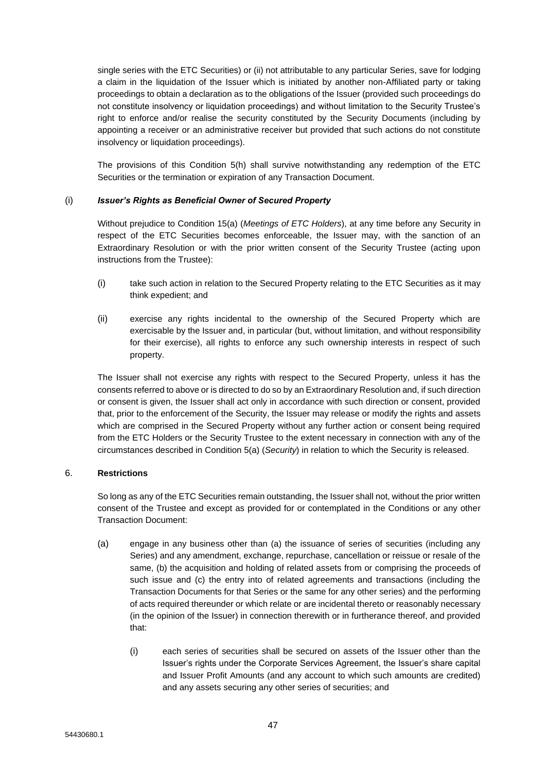single series with the ETC Securities) or (ii) not attributable to any particular Series, save for lodging a claim in the liquidation of the Issuer which is initiated by another non-Affiliated party or taking proceedings to obtain a declaration as to the obligations of the Issuer (provided such proceedings do not constitute insolvency or liquidation proceedings) and without limitation to the Security Trustee's right to enforce and/or realise the security constituted by the Security Documents (including by appointing a receiver or an administrative receiver but provided that such actions do not constitute insolvency or liquidation proceedings).

The provisions of this Condition 5(h) shall survive notwithstanding any redemption of the ETC Securities or the termination or expiration of any Transaction Document.

(i) ***Issuer's Rights as Beneficial Owner of Secured Property***

Without prejudice to Condition 15(a) (*Meetings of ETC Holders*), at any time before any Security in respect of the ETC Securities becomes enforceable, the Issuer may, with the sanction of an Extraordinary Resolution or with the prior written consent of the Security Trustee (acting upon instructions from the Trustee):

(i) take such action in relation to the Secured Property relating to the ETC Securities as it may think expedient; and

(ii) exercise any rights incidental to the ownership of the Secured Property which are exercisable by the Issuer and, in particular (but, without limitation, and without responsibility for their exercise), all rights to enforce any such ownership interests in respect of such property.

The Issuer shall not exercise any rights with respect to the Secured Property, unless it has the consents referred to above or is directed to do so by an Extraordinary Resolution and, if such direction or consent is given, the Issuer shall act only in accordance with such direction or consent, provided that, prior to the enforcement of the Security, the Issuer may release or modify the rights and assets which are comprised in the Secured Property without any further action or consent being required from the ETC Holders or the Security Trustee to the extent necessary in connection with any of the circumstances described in Condition 5(a) (*Security*) in relation to which the Security is released.

6. **Restrictions**

So long as any of the ETC Securities remain outstanding, the Issuer shall not, without the prior written consent of the Trustee and except as provided for or contemplated in the Conditions or any other Transaction Document:

(a) engage in any business other than (a) the issuance of series of securities (including any Series) and any amendment, exchange, repurchase, cancellation or reissue or resale of the same, (b) the acquisition and holding of related assets from or comprising the proceeds of such issue and (c) the entry into of related agreements and transactions (including the Transaction Documents for that Series or the same for any other series) and the performing of acts required thereunder or which relate or are incidental thereto or reasonably necessary (in the opinion of the Issuer) in connection therewith or in furtherance thereof, and provided that:

(i) each series of securities shall be secured on assets of the Issuer other than the Issuer's rights under the Corporate Services Agreement, the Issuer's share capital and Issuer Profit Amounts (and any account to which such amounts are credited) and any assets securing any other series of securities; and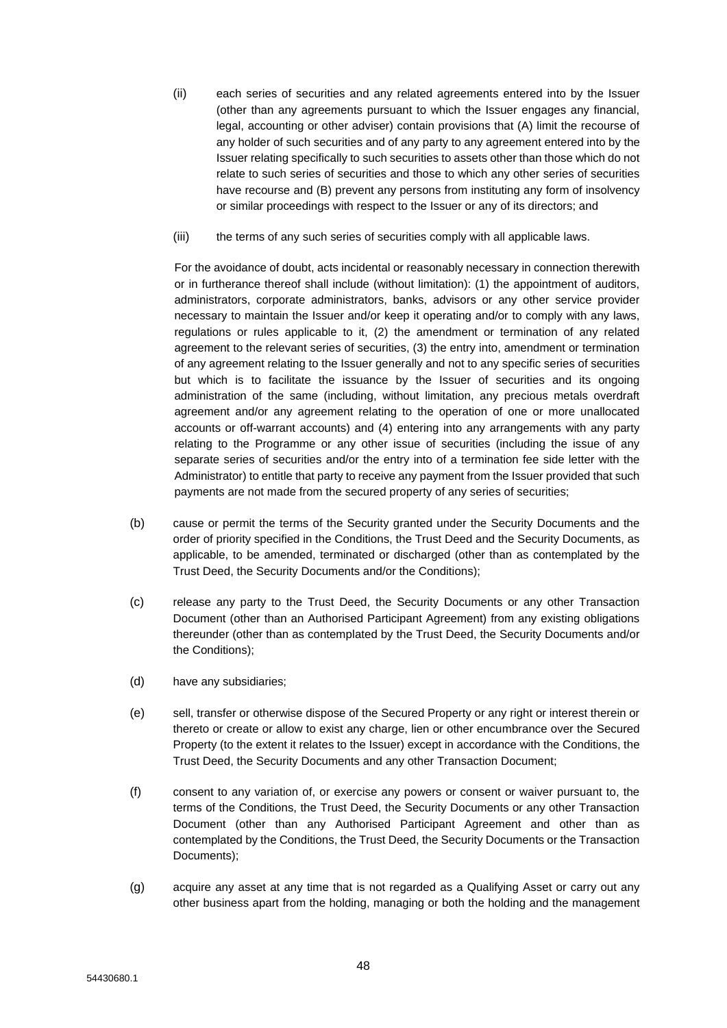(ii) each series of securities and any related agreements entered into by the Issuer (other than any agreements pursuant to which the Issuer engages any financial, legal, accounting or other adviser) contain provisions that (A) limit the recourse of any holder of such securities and of any party to any agreement entered into by the Issuer relating specifically to such securities to assets other than those which do not relate to such series of securities and those to which any other series of securities have recourse and (B) prevent any persons from instituting any form of insolvency or similar proceedings with respect to the Issuer or any of its directors; and

(iii) the terms of any such series of securities comply with all applicable laws.

For the avoidance of doubt, acts incidental or reasonably necessary in connection therewith or in furtherance thereof shall include (without limitation): (1) the appointment of auditors, administrators, corporate administrators, banks, advisors or any other service provider necessary to maintain the Issuer and/or keep it operating and/or to comply with any laws, regulations or rules applicable to it, (2) the amendment or termination of any related agreement to the relevant series of securities, (3) the entry into, amendment or termination of any agreement relating to the Issuer generally and not to any specific series of securities but which is to facilitate the issuance by the Issuer of securities and its ongoing administration of the same (including, without limitation, any precious metals overdraft agreement and/or any agreement relating to the operation of one or more unallocated accounts or off-warrant accounts) and (4) entering into any arrangements with any party relating to the Programme or any other issue of securities (including the issue of any separate series of securities and/or the entry into of a termination fee side letter with the Administrator) to entitle that party to receive any payment from the Issuer provided that such payments are not made from the secured property of any series of securities;

(b) cause or permit the terms of the Security granted under the Security Documents and the order of priority specified in the Conditions, the Trust Deed and the Security Documents, as applicable, to be amended, terminated or discharged (other than as contemplated by the Trust Deed, the Security Documents and/or the Conditions);

(c) release any party to the Trust Deed, the Security Documents or any other Transaction Document (other than an Authorised Participant Agreement) from any existing obligations thereunder (other than as contemplated by the Trust Deed, the Security Documents and/or the Conditions);

(d) have any subsidiaries;

(e) sell, transfer or otherwise dispose of the Secured Property or any right or interest therein or thereto or create or allow to exist any charge, lien or other encumbrance over the Secured Property (to the extent it relates to the Issuer) except in accordance with the Conditions, the Trust Deed, the Security Documents and any other Transaction Document;

(f) consent to any variation of, or exercise any powers or consent or waiver pursuant to, the terms of the Conditions, the Trust Deed, the Security Documents or any other Transaction Document (other than any Authorised Participant Agreement and other than as contemplated by the Conditions, the Trust Deed, the Security Documents or the Transaction Documents);

(g) acquire any asset at any time that is not regarded as a Qualifying Asset or carry out any other business apart from the holding, managing or both the holding and the management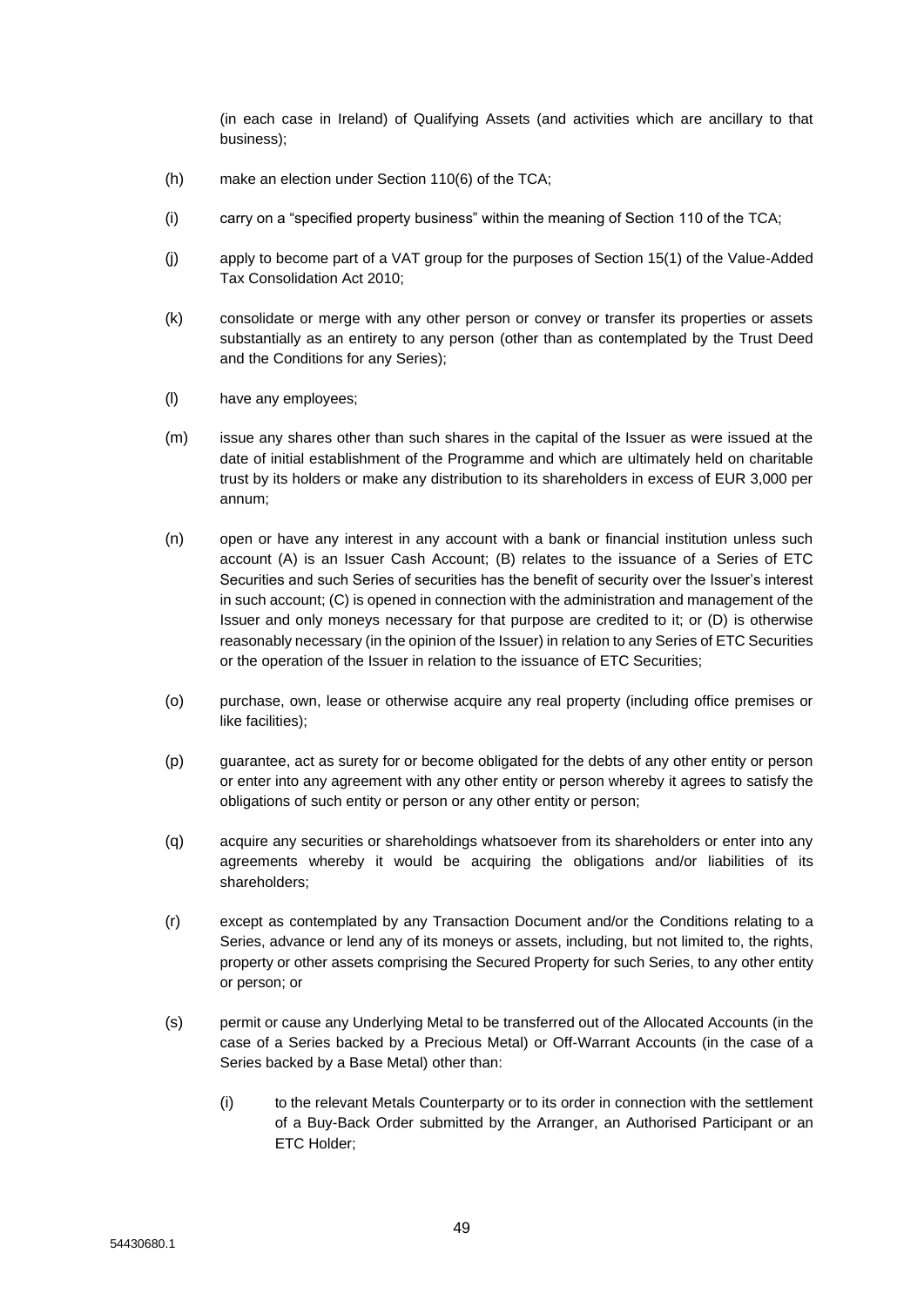(in each case in Ireland) of Qualifying Assets (and activities which are ancillary to that business);

(h) make an election under Section 110(6) of the TCA;

(i) carry on a "specified property business" within the meaning of Section 110 of the TCA;

(j) apply to become part of a VAT group for the purposes of Section 15(1) of the Value-Added Tax Consolidation Act 2010;

(k) consolidate or merge with any other person or convey or transfer its properties or assets substantially as an entirety to any person (other than as contemplated by the Trust Deed and the Conditions for any Series);

(l) have any employees;

(m) issue any shares other than such shares in the capital of the Issuer as were issued at the date of initial establishment of the Programme and which are ultimately held on charitable trust by its holders or make any distribution to its shareholders in excess of EUR 3,000 per annum;

(n) open or have any interest in any account with a bank or financial institution unless such account (A) is an Issuer Cash Account; (B) relates to the issuance of a Series of ETC Securities and such Series of securities has the benefit of security over the Issuer's interest in such account; (C) is opened in connection with the administration and management of the Issuer and only moneys necessary for that purpose are credited to it; or (D) is otherwise reasonably necessary (in the opinion of the Issuer) in relation to any Series of ETC Securities or the operation of the Issuer in relation to the issuance of ETC Securities;

(o) purchase, own, lease or otherwise acquire any real property (including office premises or like facilities);

(p) guarantee, act as surety for or become obligated for the debts of any other entity or person or enter into any agreement with any other entity or person whereby it agrees to satisfy the obligations of such entity or person or any other entity or person;

(q) acquire any securities or shareholdings whatsoever from its shareholders or enter into any agreements whereby it would be acquiring the obligations and/or liabilities of its shareholders;

(r) except as contemplated by any Transaction Document and/or the Conditions relating to a Series, advance or lend any of its moneys or assets, including, but not limited to, the rights, property or other assets comprising the Secured Property for such Series, to any other entity or person; or

(s) permit or cause any Underlying Metal to be transferred out of the Allocated Accounts (in the case of a Series backed by a Precious Metal) or Off-Warrant Accounts (in the case of a Series backed by a Base Metal) other than:

 (i) to the relevant Metals Counterparty or to its order in connection with the settlement of a Buy-Back Order submitted by the Arranger, an Authorised Participant or an ETC Holder;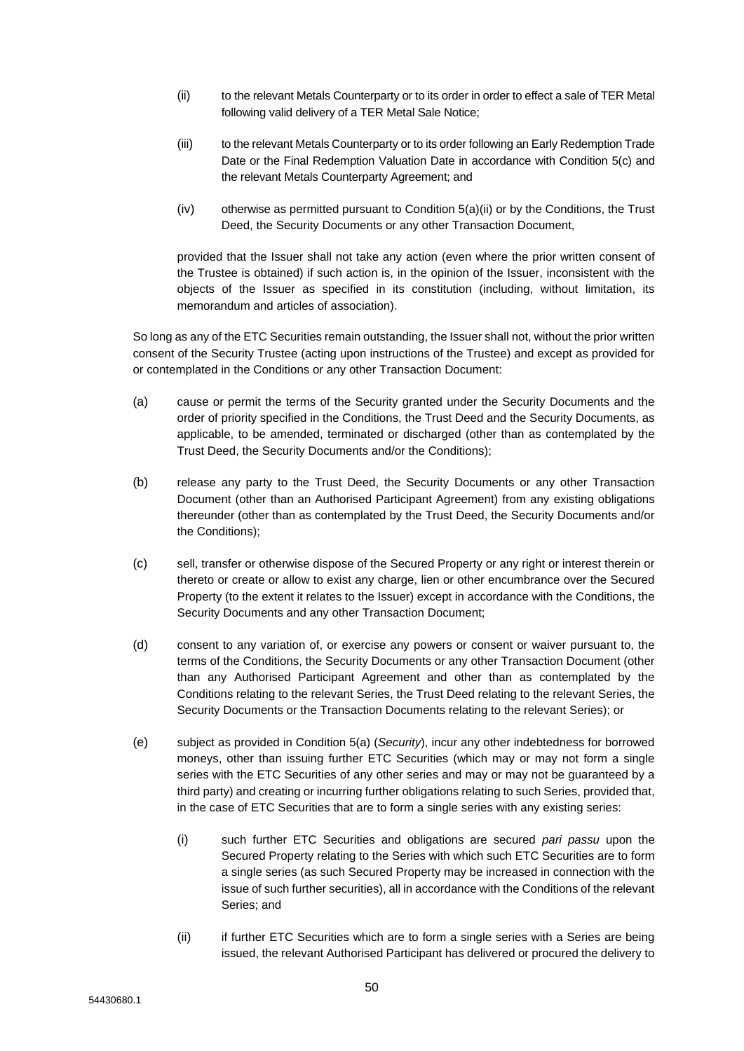(ii) to the relevant Metals Counterparty or to its order in order to effect a sale of TER Metal following valid delivery of a TER Metal Sale Notice;

(iii) to the relevant Metals Counterparty or to its order following an Early Redemption Trade Date or the Final Redemption Valuation Date in accordance with Condition 5(c) and the relevant Metals Counterparty Agreement; and

(iv) otherwise as permitted pursuant to Condition 5(a)(ii) or by the Conditions, the Trust Deed, the Security Documents or any other Transaction Document,

provided that the Issuer shall not take any action (even where the prior written consent of the Trustee is obtained) if such action is, in the opinion of the Issuer, inconsistent with the objects of the Issuer as specified in its constitution (including, without limitation, its memorandum and articles of association).

So long as any of the ETC Securities remain outstanding, the Issuer shall not, without the prior written consent of the Security Trustee (acting upon instructions of the Trustee) and except as provided for or contemplated in the Conditions or any other Transaction Document:

(a) cause or permit the terms of the Security granted under the Security Documents and the order of priority specified in the Conditions, the Trust Deed and the Security Documents, as applicable, to be amended, terminated or discharged (other than as contemplated by the Trust Deed, the Security Documents and/or the Conditions);

(b) release any party to the Trust Deed, the Security Documents or any other Transaction Document (other than an Authorised Participant Agreement) from any existing obligations thereunder (other than as contemplated by the Trust Deed, the Security Documents and/or the Conditions);

(c) sell, transfer or otherwise dispose of the Secured Property or any right or interest therein or thereto or create or allow to exist any charge, lien or other encumbrance over the Secured Property (to the extent it relates to the Issuer) except in accordance with the Conditions, the Security Documents and any other Transaction Document;

(d) consent to any variation of, or exercise any powers or consent or waiver pursuant to, the terms of the Conditions, the Security Documents or any other Transaction Document (other than any Authorised Participant Agreement and other than as contemplated by the Conditions relating to the relevant Series, the Trust Deed relating to the relevant Series, the Security Documents or the Transaction Documents relating to the relevant Series); or

(e) subject as provided in Condition 5(a) (*Security*), incur any other indebtedness for borrowed moneys, other than issuing further ETC Securities (which may or may not form a single series with the ETC Securities of any other series and may or may not be guaranteed by a third party) and creating or incurring further obligations relating to such Series, provided that, in the case of ETC Securities that are to form a single series with any existing series:

  (i) such further ETC Securities and obligations are secured *pari passu* upon the Secured Property relating to the Series with which such ETC Securities are to form a single series (as such Secured Property may be increased in connection with the issue of such further securities), all in accordance with the Conditions of the relevant Series; and

  (ii) if further ETC Securities which are to form a single series with a Series are being issued, the relevant Authorised Participant has delivered or procured the delivery to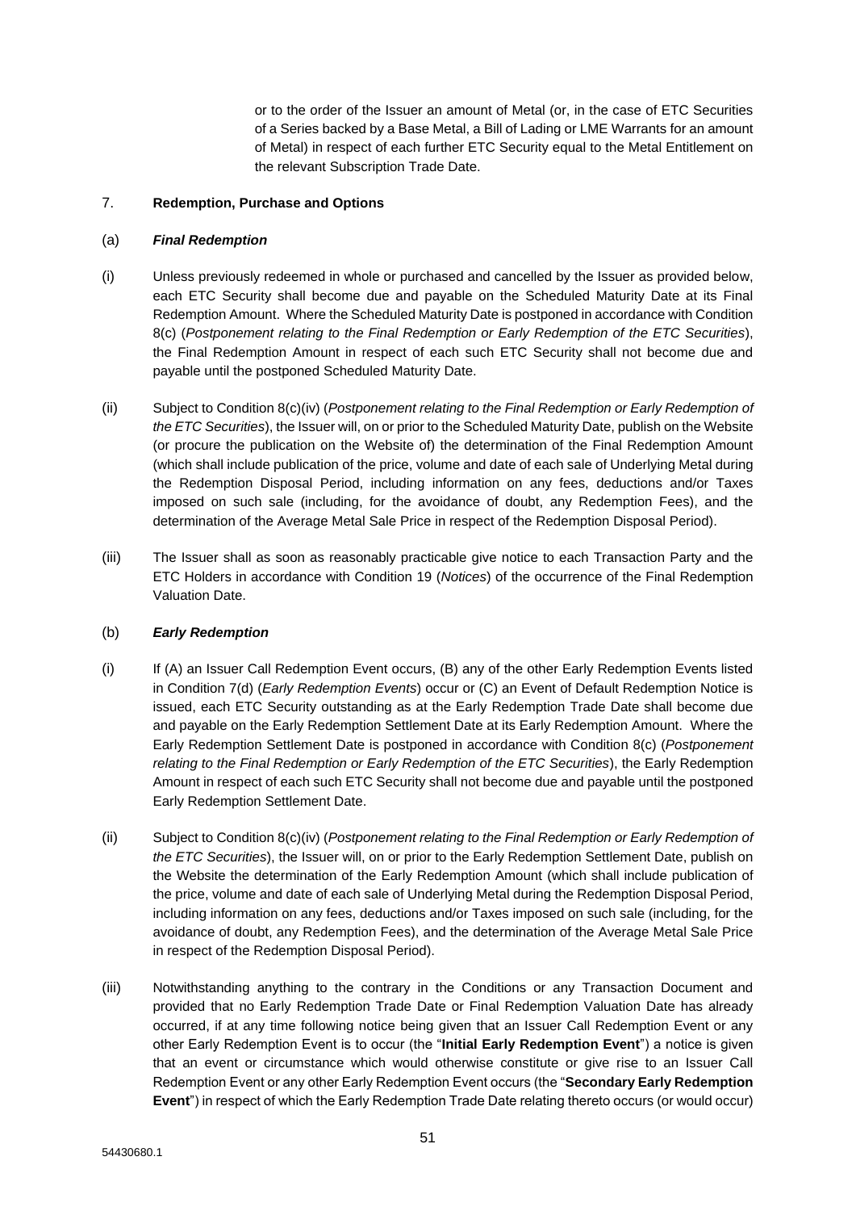or to the order of the Issuer an amount of Metal (or, in the case of ETC Securities of a Series backed by a Base Metal, a Bill of Lading or LME Warrants for an amount of Metal) in respect of each further ETC Security equal to the Metal Entitlement on the relevant Subscription Trade Date.

## 7. Redemption, Purchase and Options

### (a) *Final Redemption*

(i) Unless previously redeemed in whole or purchased and cancelled by the Issuer as provided below, each ETC Security shall become due and payable on the Scheduled Maturity Date at its Final Redemption Amount. Where the Scheduled Maturity Date is postponed in accordance with Condition 8(c) (*Postponement relating to the Final Redemption or Early Redemption of the ETC Securities*), the Final Redemption Amount in respect of each such ETC Security shall not become due and payable until the postponed Scheduled Maturity Date.

(ii) Subject to Condition 8(c)(iv) (*Postponement relating to the Final Redemption or Early Redemption of the ETC Securities*), the Issuer will, on or prior to the Scheduled Maturity Date, publish on the Website (or procure the publication on the Website of) the determination of the Final Redemption Amount (which shall include publication of the price, volume and date of each sale of Underlying Metal during the Redemption Disposal Period, including information on any fees, deductions and/or Taxes imposed on such sale (including, for the avoidance of doubt, any Redemption Fees), and the determination of the Average Metal Sale Price in respect of the Redemption Disposal Period).

(iii) The Issuer shall as soon as reasonably practicable give notice to each Transaction Party and the ETC Holders in accordance with Condition 19 (*Notices*) of the occurrence of the Final Redemption Valuation Date.

### (b) *Early Redemption*

(i) If (A) an Issuer Call Redemption Event occurs, (B) any of the other Early Redemption Events listed in Condition 7(d) (*Early Redemption Events*) occur or (C) an Event of Default Redemption Notice is issued, each ETC Security outstanding as at the Early Redemption Trade Date shall become due and payable on the Early Redemption Settlement Date at its Early Redemption Amount. Where the Early Redemption Settlement Date is postponed in accordance with Condition 8(c) (*Postponement relating to the Final Redemption or Early Redemption of the ETC Securities*), the Early Redemption Amount in respect of each such ETC Security shall not become due and payable until the postponed Early Redemption Settlement Date.

(ii) Subject to Condition 8(c)(iv) (*Postponement relating to the Final Redemption or Early Redemption of the ETC Securities*), the Issuer will, on or prior to the Early Redemption Settlement Date, publish on the Website the determination of the Early Redemption Amount (which shall include publication of the price, volume and date of each sale of Underlying Metal during the Redemption Disposal Period, including information on any fees, deductions and/or Taxes imposed on such sale (including, for the avoidance of doubt, any Redemption Fees), and the determination of the Average Metal Sale Price in respect of the Redemption Disposal Period).

(iii) Notwithstanding anything to the contrary in the Conditions or any Transaction Document and provided that no Early Redemption Trade Date or Final Redemption Valuation Date has already occurred, if at any time following notice being given that an Issuer Call Redemption Event or any other Early Redemption Event is to occur (the "**Initial Early Redemption Event**") a notice is given that an event or circumstance which would otherwise constitute or give rise to an Issuer Call Redemption Event or any other Early Redemption Event occurs (the "**Secondary Early Redemption Event**") in respect of which the Early Redemption Trade Date relating thereto occurs (or would occur)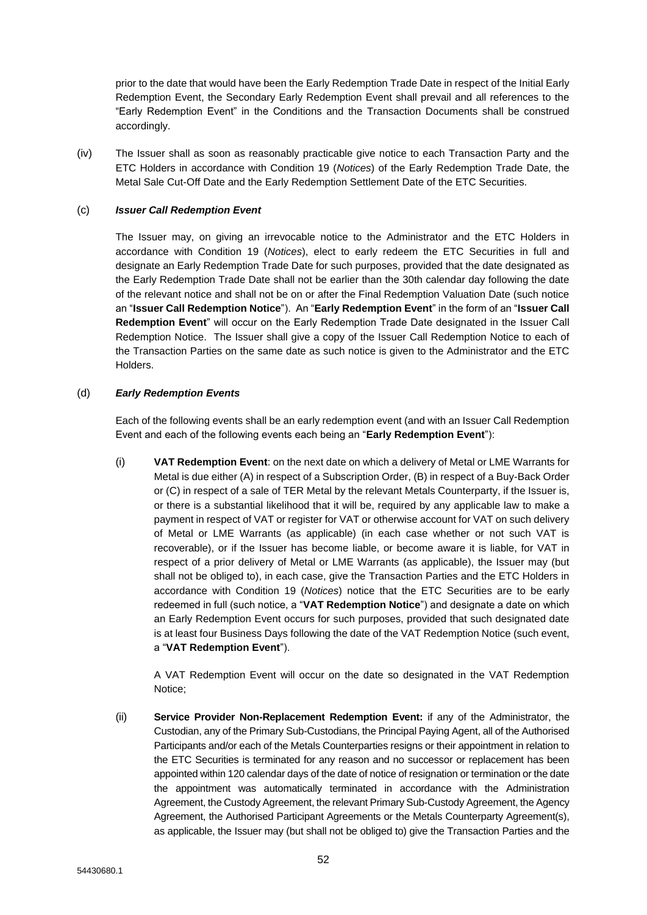prior to the date that would have been the Early Redemption Trade Date in respect of the Initial Early Redemption Event, the Secondary Early Redemption Event shall prevail and all references to the "Early Redemption Event" in the Conditions and the Transaction Documents shall be construed accordingly.

(iv) The Issuer shall as soon as reasonably practicable give notice to each Transaction Party and the ETC Holders in accordance with Condition 19 (*Notices*) of the Early Redemption Trade Date, the Metal Sale Cut-Off Date and the Early Redemption Settlement Date of the ETC Securities.

(c) ***Issuer Call Redemption Event***

The Issuer may, on giving an irrevocable notice to the Administrator and the ETC Holders in accordance with Condition 19 (*Notices*), elect to early redeem the ETC Securities in full and designate an Early Redemption Trade Date for such purposes, provided that the date designated as the Early Redemption Trade Date shall not be earlier than the 30th calendar day following the date of the relevant notice and shall not be on or after the Final Redemption Valuation Date (such notice an "**Issuer Call Redemption Notice**"). An "**Early Redemption Event**" in the form of an "**Issuer Call Redemption Event**" will occur on the Early Redemption Trade Date designated in the Issuer Call Redemption Notice. The Issuer shall give a copy of the Issuer Call Redemption Notice to each of the Transaction Parties on the same date as such notice is given to the Administrator and the ETC Holders.

(d) ***Early Redemption Events***

Each of the following events shall be an early redemption event (and with an Issuer Call Redemption Event and each of the following events each being an "**Early Redemption Event**"):

(i) **VAT Redemption Event**: on the next date on which a delivery of Metal or LME Warrants for Metal is due either (A) in respect of a Subscription Order, (B) in respect of a Buy-Back Order or (C) in respect of a sale of TER Metal by the relevant Metals Counterparty, if the Issuer is, or there is a substantial likelihood that it will be, required by any applicable law to make a payment in respect of VAT or register for VAT or otherwise account for VAT on such delivery of Metal or LME Warrants (as applicable) (in each case whether or not such VAT is recoverable), or if the Issuer has become liable, or become aware it is liable, for VAT in respect of a prior delivery of Metal or LME Warrants (as applicable), the Issuer may (but shall not be obliged to), in each case, give the Transaction Parties and the ETC Holders in accordance with Condition 19 (*Notices*) notice that the ETC Securities are to be early redeemed in full (such notice, a "**VAT Redemption Notice**") and designate a date on which an Early Redemption Event occurs for such purposes, provided that such designated date is at least four Business Days following the date of the VAT Redemption Notice (such event, a "**VAT Redemption Event**").

A VAT Redemption Event will occur on the date so designated in the VAT Redemption Notice;

(ii) **Service Provider Non-Replacement Redemption Event:** if any of the Administrator, the Custodian, any of the Primary Sub-Custodians, the Principal Paying Agent, all of the Authorised Participants and/or each of the Metals Counterparties resigns or their appointment in relation to the ETC Securities is terminated for any reason and no successor or replacement has been appointed within 120 calendar days of the date of notice of resignation or termination or the date the appointment was automatically terminated in accordance with the Administration Agreement, the Custody Agreement, the relevant Primary Sub-Custody Agreement, the Agency Agreement, the Authorised Participant Agreements or the Metals Counterparty Agreement(s), as applicable, the Issuer may (but shall not be obliged to) give the Transaction Parties and the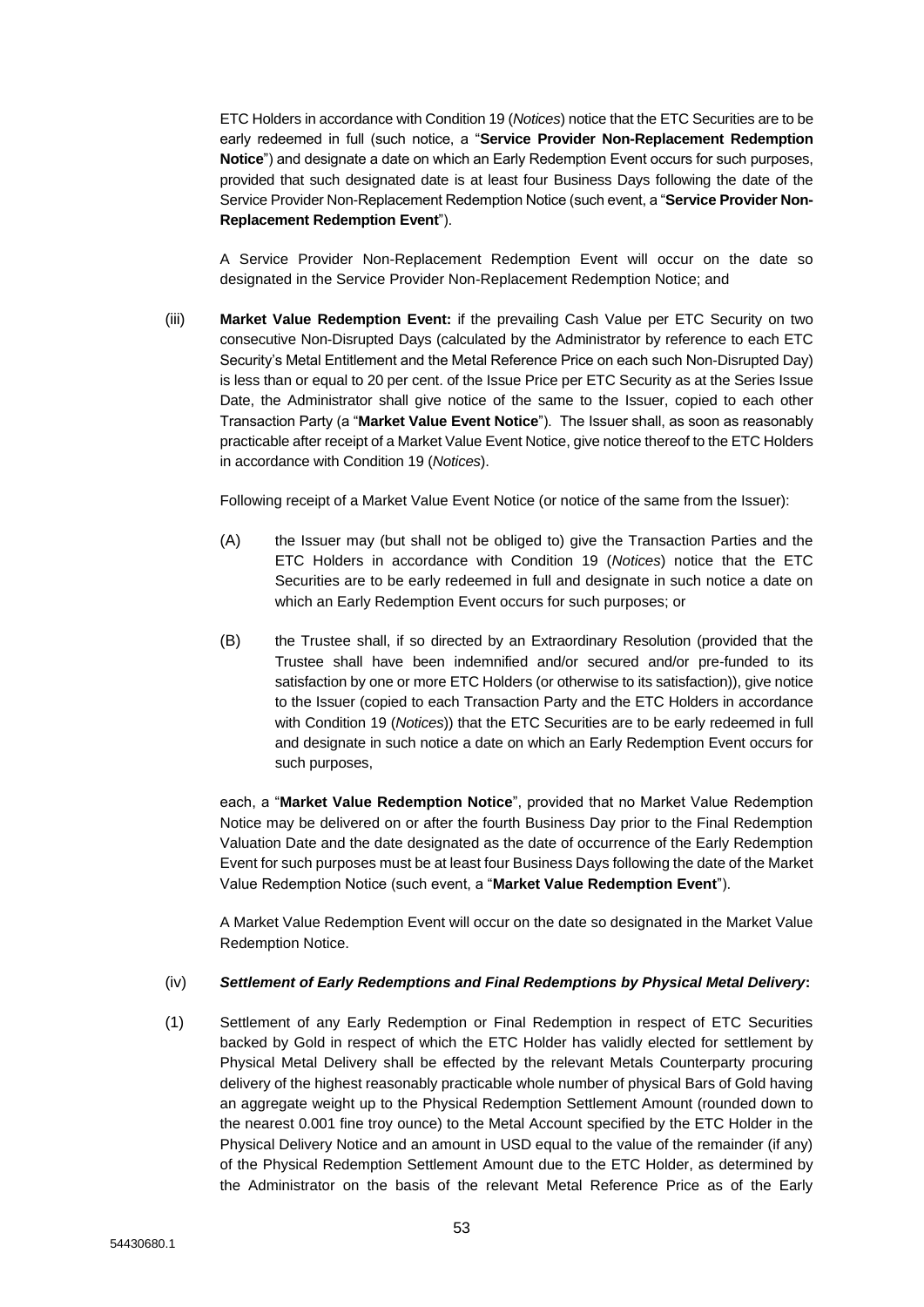ETC Holders in accordance with Condition 19 (*Notices*) notice that the ETC Securities are to be early redeemed in full (such notice, a "**Service Provider Non-Replacement Redemption Notice**") and designate a date on which an Early Redemption Event occurs for such purposes, provided that such designated date is at least four Business Days following the date of the Service Provider Non-Replacement Redemption Notice (such event, a "**Service Provider Non-Replacement Redemption Event**").

A Service Provider Non-Replacement Redemption Event will occur on the date so designated in the Service Provider Non-Replacement Redemption Notice; and

(iii) **Market Value Redemption Event:** if the prevailing Cash Value per ETC Security on two consecutive Non-Disrupted Days (calculated by the Administrator by reference to each ETC Security's Metal Entitlement and the Metal Reference Price on each such Non-Disrupted Day) is less than or equal to 20 per cent. of the Issue Price per ETC Security as at the Series Issue Date, the Administrator shall give notice of the same to the Issuer, copied to each other Transaction Party (a "**Market Value Event Notice**"). The Issuer shall, as soon as reasonably practicable after receipt of a Market Value Event Notice, give notice thereof to the ETC Holders in accordance with Condition 19 (*Notices*).

Following receipt of a Market Value Event Notice (or notice of the same from the Issuer):

(A) the Issuer may (but shall not be obliged to) give the Transaction Parties and the ETC Holders in accordance with Condition 19 (*Notices*) notice that the ETC Securities are to be early redeemed in full and designate in such notice a date on which an Early Redemption Event occurs for such purposes; or

(B) the Trustee shall, if so directed by an Extraordinary Resolution (provided that the Trustee shall have been indemnified and/or secured and/or pre-funded to its satisfaction by one or more ETC Holders (or otherwise to its satisfaction)), give notice to the Issuer (copied to each Transaction Party and the ETC Holders in accordance with Condition 19 (*Notices*)) that the ETC Securities are to be early redeemed in full and designate in such notice a date on which an Early Redemption Event occurs for such purposes,

each, a "**Market Value Redemption Notice**", provided that no Market Value Redemption Notice may be delivered on or after the fourth Business Day prior to the Final Redemption Valuation Date and the date designated as the date of occurrence of the Early Redemption Event for such purposes must be at least four Business Days following the date of the Market Value Redemption Notice (such event, a "**Market Value Redemption Event**").

A Market Value Redemption Event will occur on the date so designated in the Market Value Redemption Notice.

(iv) ***Settlement of Early Redemptions and Final Redemptions by Physical Metal Delivery*****:**

(1) Settlement of any Early Redemption or Final Redemption in respect of ETC Securities backed by Gold in respect of which the ETC Holder has validly elected for settlement by Physical Metal Delivery shall be effected by the relevant Metals Counterparty procuring delivery of the highest reasonably practicable whole number of physical Bars of Gold having an aggregate weight up to the Physical Redemption Settlement Amount (rounded down to the nearest 0.001 fine troy ounce) to the Metal Account specified by the ETC Holder in the Physical Delivery Notice and an amount in USD equal to the value of the remainder (if any) of the Physical Redemption Settlement Amount due to the ETC Holder, as determined by the Administrator on the basis of the relevant Metal Reference Price as of the Early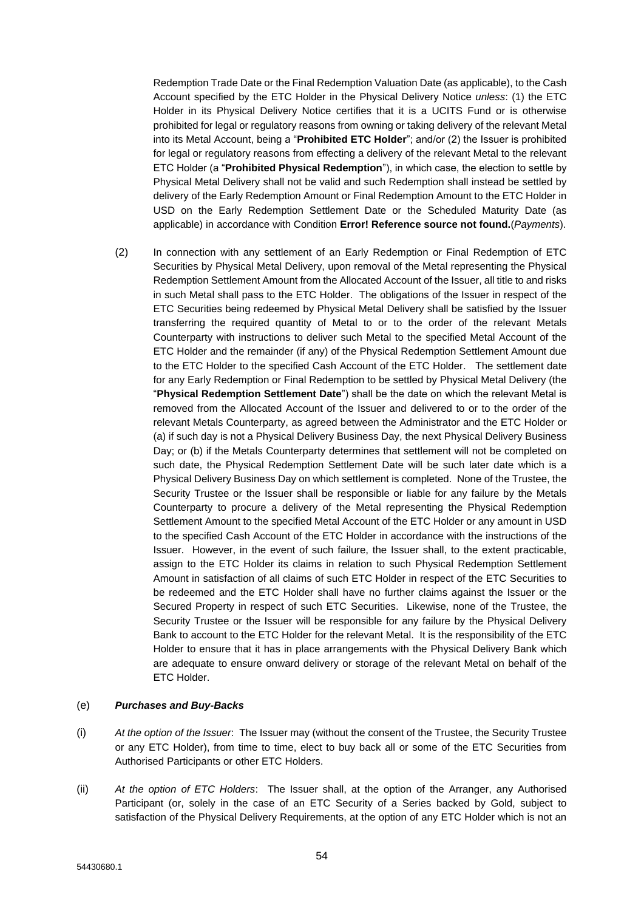Redemption Trade Date or the Final Redemption Valuation Date (as applicable), to the Cash Account specified by the ETC Holder in the Physical Delivery Notice *unless*: (1) the ETC Holder in its Physical Delivery Notice certifies that it is a UCITS Fund or is otherwise prohibited for legal or regulatory reasons from owning or taking delivery of the relevant Metal into its Metal Account, being a "**Prohibited ETC Holder**"; and/or (2) the Issuer is prohibited for legal or regulatory reasons from effecting a delivery of the relevant Metal to the relevant ETC Holder (a "**Prohibited Physical Redemption**"), in which case, the election to settle by Physical Metal Delivery shall not be valid and such Redemption shall instead be settled by delivery of the Early Redemption Amount or Final Redemption Amount to the ETC Holder in USD on the Early Redemption Settlement Date or the Scheduled Maturity Date (as applicable) in accordance with Condition **Error! Reference source not found.**(*Payments*).

(2) In connection with any settlement of an Early Redemption or Final Redemption of ETC Securities by Physical Metal Delivery, upon removal of the Metal representing the Physical Redemption Settlement Amount from the Allocated Account of the Issuer, all title to and risks in such Metal shall pass to the ETC Holder. The obligations of the Issuer in respect of the ETC Securities being redeemed by Physical Metal Delivery shall be satisfied by the Issuer transferring the required quantity of Metal to or to the order of the relevant Metals Counterparty with instructions to deliver such Metal to the specified Metal Account of the ETC Holder and the remainder (if any) of the Physical Redemption Settlement Amount due to the ETC Holder to the specified Cash Account of the ETC Holder. The settlement date for any Early Redemption or Final Redemption to be settled by Physical Metal Delivery (the "**Physical Redemption Settlement Date**") shall be the date on which the relevant Metal is removed from the Allocated Account of the Issuer and delivered to or to the order of the relevant Metals Counterparty, as agreed between the Administrator and the ETC Holder or (a) if such day is not a Physical Delivery Business Day, the next Physical Delivery Business Day; or (b) if the Metals Counterparty determines that settlement will not be completed on such date, the Physical Redemption Settlement Date will be such later date which is a Physical Delivery Business Day on which settlement is completed. None of the Trustee, the Security Trustee or the Issuer shall be responsible or liable for any failure by the Metals Counterparty to procure a delivery of the Metal representing the Physical Redemption Settlement Amount to the specified Metal Account of the ETC Holder or any amount in USD to the specified Cash Account of the ETC Holder in accordance with the instructions of the Issuer. However, in the event of such failure, the Issuer shall, to the extent practicable, assign to the ETC Holder its claims in relation to such Physical Redemption Settlement Amount in satisfaction of all claims of such ETC Holder in respect of the ETC Securities to be redeemed and the ETC Holder shall have no further claims against the Issuer or the Secured Property in respect of such ETC Securities. Likewise, none of the Trustee, the Security Trustee or the Issuer will be responsible for any failure by the Physical Delivery Bank to account to the ETC Holder for the relevant Metal. It is the responsibility of the ETC Holder to ensure that it has in place arrangements with the Physical Delivery Bank which are adequate to ensure onward delivery or storage of the relevant Metal on behalf of the ETC Holder.

(e) ***Purchases and Buy-Backs***

(i) *At the option of the Issuer*: The Issuer may (without the consent of the Trustee, the Security Trustee or any ETC Holder), from time to time, elect to buy back all or some of the ETC Securities from Authorised Participants or other ETC Holders.

(ii) *At the option of ETC Holders*: The Issuer shall, at the option of the Arranger, any Authorised Participant (or, solely in the case of an ETC Security of a Series backed by Gold, subject to satisfaction of the Physical Delivery Requirements, at the option of any ETC Holder which is not an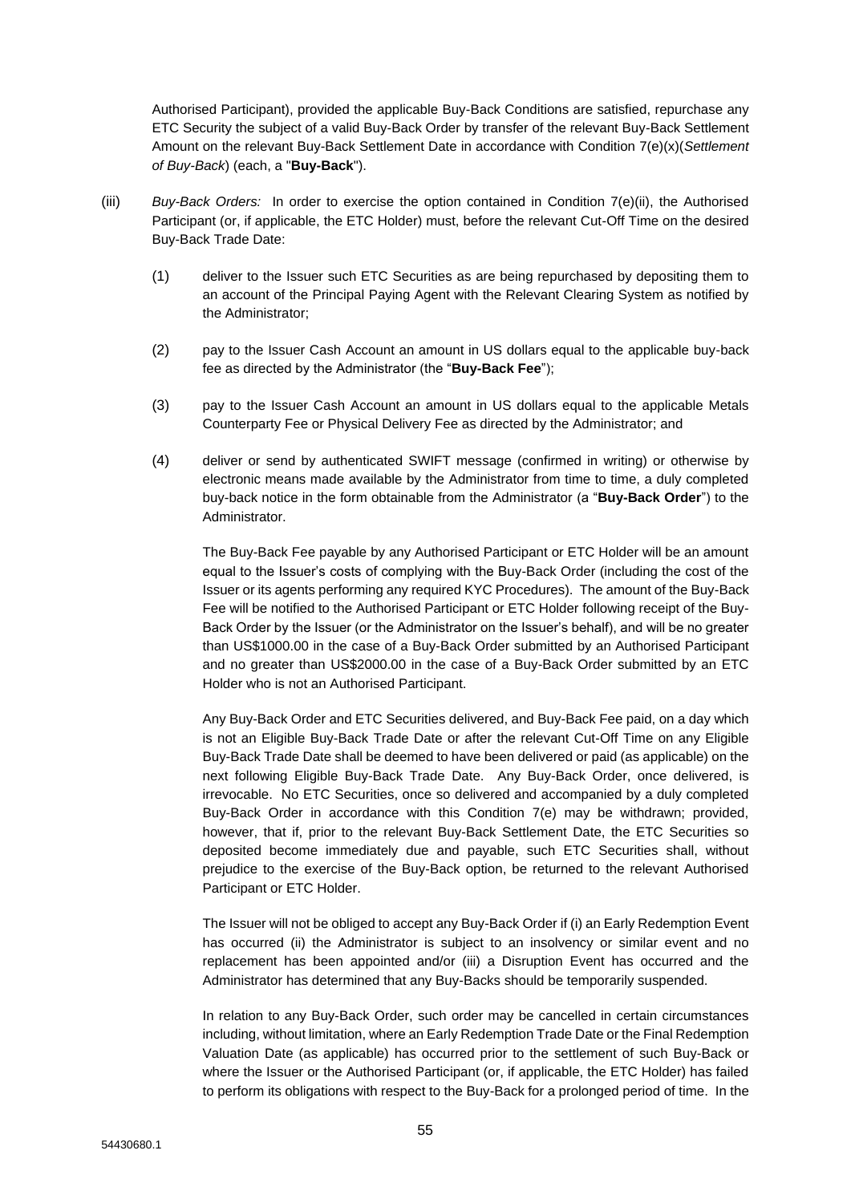Authorised Participant), provided the applicable Buy-Back Conditions are satisfied, repurchase any ETC Security the subject of a valid Buy-Back Order by transfer of the relevant Buy-Back Settlement Amount on the relevant Buy-Back Settlement Date in accordance with Condition 7(e)(x)(*Settlement of Buy-Back*) (each, a "**Buy-Back**").

(iii) *Buy-Back Orders:* In order to exercise the option contained in Condition 7(e)(ii), the Authorised Participant (or, if applicable, the ETC Holder) must, before the relevant Cut-Off Time on the desired Buy-Back Trade Date:

(1) deliver to the Issuer such ETC Securities as are being repurchased by depositing them to an account of the Principal Paying Agent with the Relevant Clearing System as notified by the Administrator;

(2) pay to the Issuer Cash Account an amount in US dollars equal to the applicable buy-back fee as directed by the Administrator (the "**Buy-Back Fee**");

(3) pay to the Issuer Cash Account an amount in US dollars equal to the applicable Metals Counterparty Fee or Physical Delivery Fee as directed by the Administrator; and

(4) deliver or send by authenticated SWIFT message (confirmed in writing) or otherwise by electronic means made available by the Administrator from time to time, a duly completed buy-back notice in the form obtainable from the Administrator (a "**Buy-Back Order**") to the Administrator.

The Buy-Back Fee payable by any Authorised Participant or ETC Holder will be an amount equal to the Issuer's costs of complying with the Buy-Back Order (including the cost of the Issuer or its agents performing any required KYC Procedures). The amount of the Buy-Back Fee will be notified to the Authorised Participant or ETC Holder following receipt of the Buy-Back Order by the Issuer (or the Administrator on the Issuer's behalf), and will be no greater than US$1000.00 in the case of a Buy-Back Order submitted by an Authorised Participant and no greater than US$2000.00 in the case of a Buy-Back Order submitted by an ETC Holder who is not an Authorised Participant.

Any Buy-Back Order and ETC Securities delivered, and Buy-Back Fee paid, on a day which is not an Eligible Buy-Back Trade Date or after the relevant Cut-Off Time on any Eligible Buy-Back Trade Date shall be deemed to have been delivered or paid (as applicable) on the next following Eligible Buy-Back Trade Date. Any Buy-Back Order, once delivered, is irrevocable. No ETC Securities, once so delivered and accompanied by a duly completed Buy-Back Order in accordance with this Condition 7(e) may be withdrawn; provided, however, that if, prior to the relevant Buy-Back Settlement Date, the ETC Securities so deposited become immediately due and payable, such ETC Securities shall, without prejudice to the exercise of the Buy-Back option, be returned to the relevant Authorised Participant or ETC Holder.

The Issuer will not be obliged to accept any Buy-Back Order if (i) an Early Redemption Event has occurred (ii) the Administrator is subject to an insolvency or similar event and no replacement has been appointed and/or (iii) a Disruption Event has occurred and the Administrator has determined that any Buy-Backs should be temporarily suspended.

In relation to any Buy-Back Order, such order may be cancelled in certain circumstances including, without limitation, where an Early Redemption Trade Date or the Final Redemption Valuation Date (as applicable) has occurred prior to the settlement of such Buy-Back or where the Issuer or the Authorised Participant (or, if applicable, the ETC Holder) has failed to perform its obligations with respect to the Buy-Back for a prolonged period of time. In the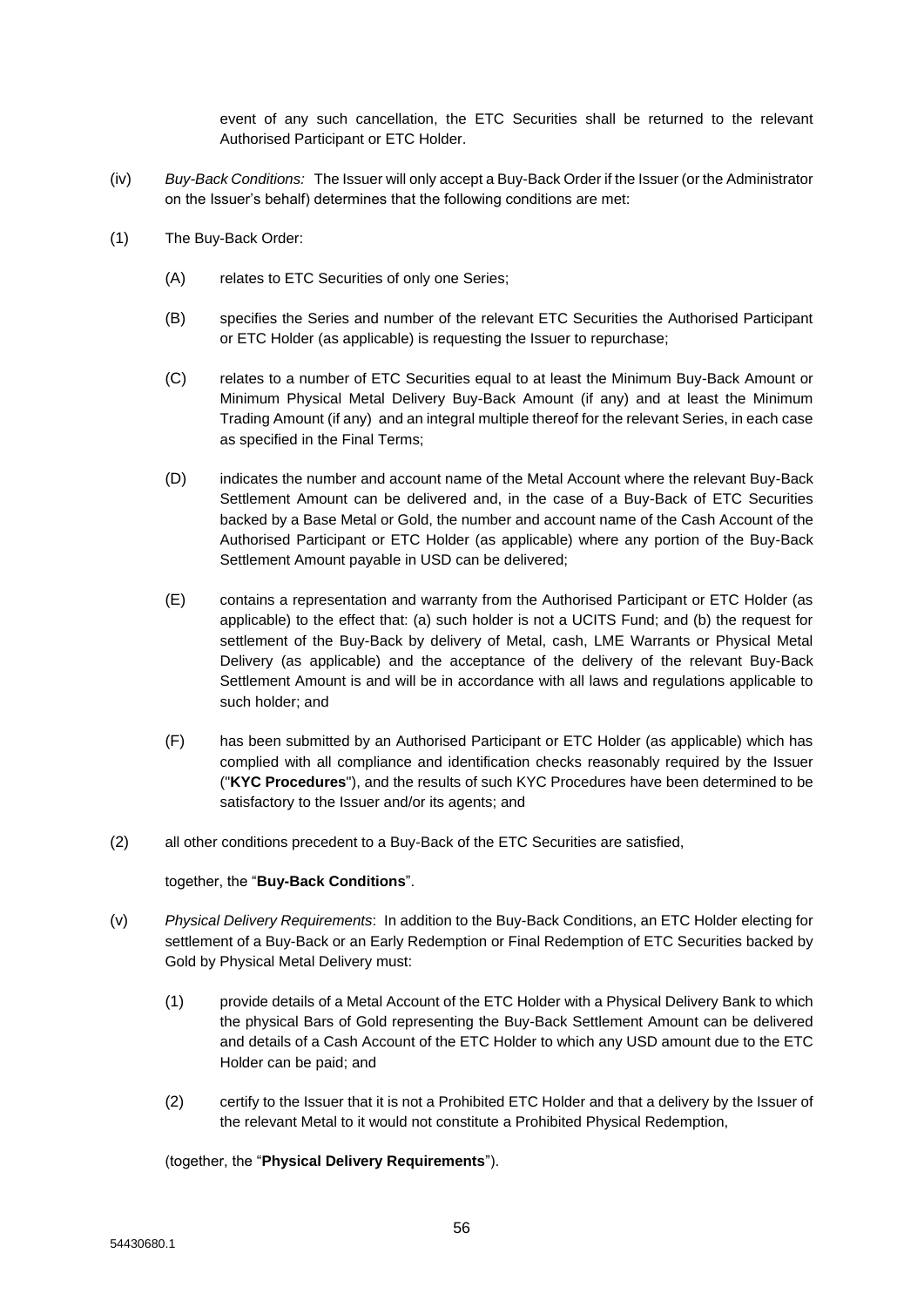event of any such cancellation, the ETC Securities shall be returned to the relevant Authorised Participant or ETC Holder.

(iv) *Buy-Back Conditions:* The Issuer will only accept a Buy-Back Order if the Issuer (or the Administrator on the Issuer's behalf) determines that the following conditions are met:

(1) The Buy-Back Order:

(A) relates to ETC Securities of only one Series;

(B) specifies the Series and number of the relevant ETC Securities the Authorised Participant or ETC Holder (as applicable) is requesting the Issuer to repurchase;

(C) relates to a number of ETC Securities equal to at least the Minimum Buy-Back Amount or Minimum Physical Metal Delivery Buy-Back Amount (if any) and at least the Minimum Trading Amount (if any) and an integral multiple thereof for the relevant Series, in each case as specified in the Final Terms;

(D) indicates the number and account name of the Metal Account where the relevant Buy-Back Settlement Amount can be delivered and, in the case of a Buy-Back of ETC Securities backed by a Base Metal or Gold, the number and account name of the Cash Account of the Authorised Participant or ETC Holder (as applicable) where any portion of the Buy-Back Settlement Amount payable in USD can be delivered;

(E) contains a representation and warranty from the Authorised Participant or ETC Holder (as applicable) to the effect that: (a) such holder is not a UCITS Fund; and (b) the request for settlement of the Buy-Back by delivery of Metal, cash, LME Warrants or Physical Metal Delivery (as applicable) and the acceptance of the delivery of the relevant Buy-Back Settlement Amount is and will be in accordance with all laws and regulations applicable to such holder; and

(F) has been submitted by an Authorised Participant or ETC Holder (as applicable) which has complied with all compliance and identification checks reasonably required by the Issuer ("**KYC Procedures**"), and the results of such KYC Procedures have been determined to be satisfactory to the Issuer and/or its agents; and

(2) all other conditions precedent to a Buy-Back of the ETC Securities are satisfied,

together, the "**Buy-Back Conditions**".

(v) *Physical Delivery Requirements*: In addition to the Buy-Back Conditions, an ETC Holder electing for settlement of a Buy-Back or an Early Redemption or Final Redemption of ETC Securities backed by Gold by Physical Metal Delivery must:

(1) provide details of a Metal Account of the ETC Holder with a Physical Delivery Bank to which the physical Bars of Gold representing the Buy-Back Settlement Amount can be delivered and details of a Cash Account of the ETC Holder to which any USD amount due to the ETC Holder can be paid; and

(2) certify to the Issuer that it is not a Prohibited ETC Holder and that a delivery by the Issuer of the relevant Metal to it would not constitute a Prohibited Physical Redemption,

(together, the "**Physical Delivery Requirements**").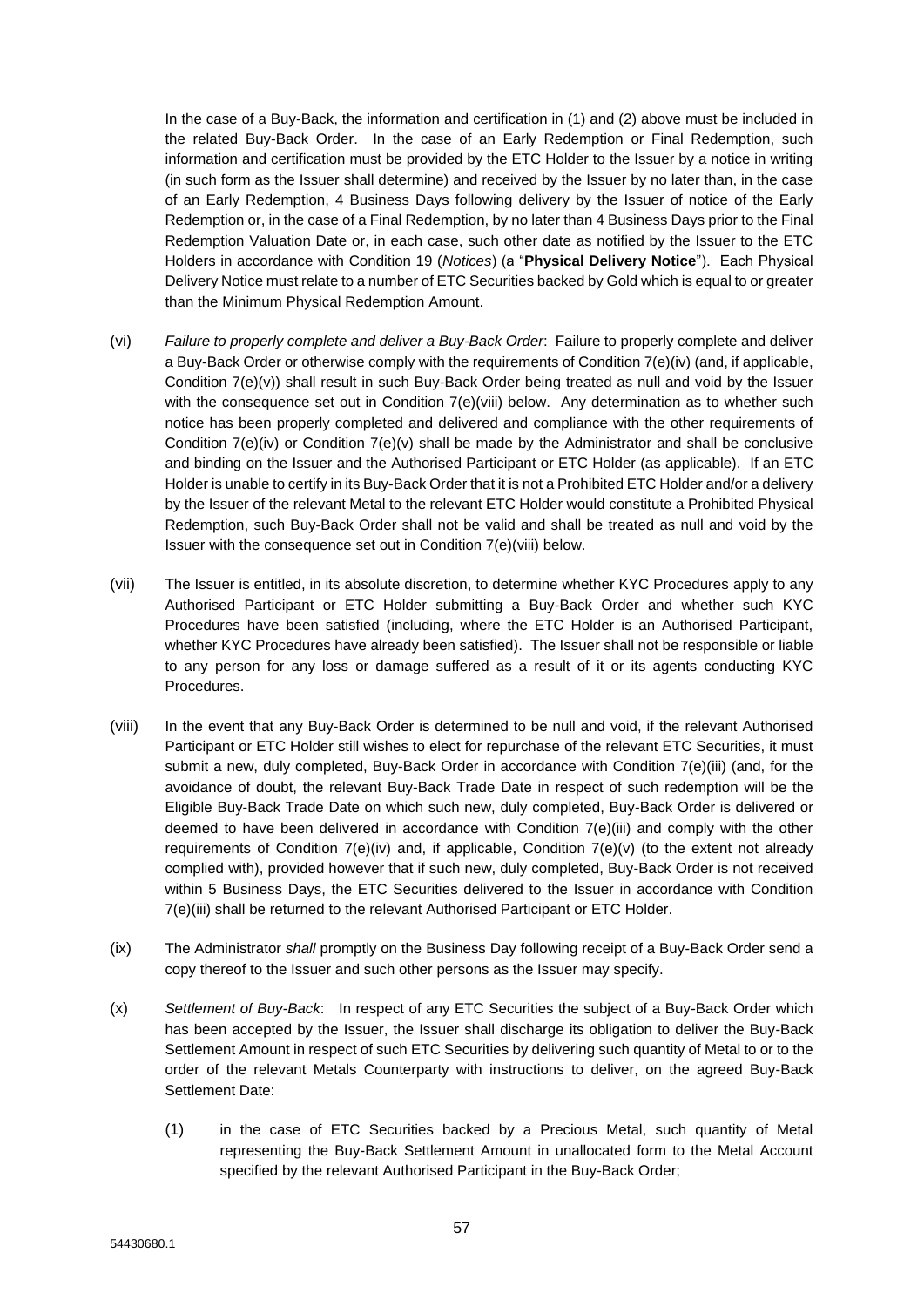In the case of a Buy-Back, the information and certification in (1) and (2) above must be included in the related Buy-Back Order. In the case of an Early Redemption or Final Redemption, such information and certification must be provided by the ETC Holder to the Issuer by a notice in writing (in such form as the Issuer shall determine) and received by the Issuer by no later than, in the case of an Early Redemption, 4 Business Days following delivery by the Issuer of notice of the Early Redemption or, in the case of a Final Redemption, by no later than 4 Business Days prior to the Final Redemption Valuation Date or, in each case, such other date as notified by the Issuer to the ETC Holders in accordance with Condition 19 (*Notices*) (a "**Physical Delivery Notice**"). Each Physical Delivery Notice must relate to a number of ETC Securities backed by Gold which is equal to or greater than the Minimum Physical Redemption Amount.

(vi) *Failure to properly complete and deliver a Buy-Back Order*: Failure to properly complete and deliver a Buy-Back Order or otherwise comply with the requirements of Condition 7(e)(iv) (and, if applicable, Condition 7(e)(v)) shall result in such Buy-Back Order being treated as null and void by the Issuer with the consequence set out in Condition 7(e)(viii) below. Any determination as to whether such notice has been properly completed and delivered and compliance with the other requirements of Condition 7(e)(iv) or Condition 7(e)(v) shall be made by the Administrator and shall be conclusive and binding on the Issuer and the Authorised Participant or ETC Holder (as applicable). If an ETC Holder is unable to certify in its Buy-Back Order that it is not a Prohibited ETC Holder and/or a delivery by the Issuer of the relevant Metal to the relevant ETC Holder would constitute a Prohibited Physical Redemption, such Buy-Back Order shall not be valid and shall be treated as null and void by the Issuer with the consequence set out in Condition 7(e)(viii) below.

(vii) The Issuer is entitled, in its absolute discretion, to determine whether KYC Procedures apply to any Authorised Participant or ETC Holder submitting a Buy-Back Order and whether such KYC Procedures have been satisfied (including, where the ETC Holder is an Authorised Participant, whether KYC Procedures have already been satisfied). The Issuer shall not be responsible or liable to any person for any loss or damage suffered as a result of it or its agents conducting KYC Procedures.

(viii) In the event that any Buy-Back Order is determined to be null and void, if the relevant Authorised Participant or ETC Holder still wishes to elect for repurchase of the relevant ETC Securities, it must submit a new, duly completed, Buy-Back Order in accordance with Condition 7(e)(iii) (and, for the avoidance of doubt, the relevant Buy-Back Trade Date in respect of such redemption will be the Eligible Buy-Back Trade Date on which such new, duly completed, Buy-Back Order is delivered or deemed to have been delivered in accordance with Condition 7(e)(iii) and comply with the other requirements of Condition 7(e)(iv) and, if applicable, Condition 7(e)(v) (to the extent not already complied with), provided however that if such new, duly completed, Buy-Back Order is not received within 5 Business Days, the ETC Securities delivered to the Issuer in accordance with Condition 7(e)(iii) shall be returned to the relevant Authorised Participant or ETC Holder.

(ix) The Administrator *shall* promptly on the Business Day following receipt of a Buy-Back Order send a copy thereof to the Issuer and such other persons as the Issuer may specify.

(x) *Settlement of Buy-Back*: In respect of any ETC Securities the subject of a Buy-Back Order which has been accepted by the Issuer, the Issuer shall discharge its obligation to deliver the Buy-Back Settlement Amount in respect of such ETC Securities by delivering such quantity of Metal to or to the order of the relevant Metals Counterparty with instructions to deliver, on the agreed Buy-Back Settlement Date:

(1) in the case of ETC Securities backed by a Precious Metal, such quantity of Metal representing the Buy-Back Settlement Amount in unallocated form to the Metal Account specified by the relevant Authorised Participant in the Buy-Back Order;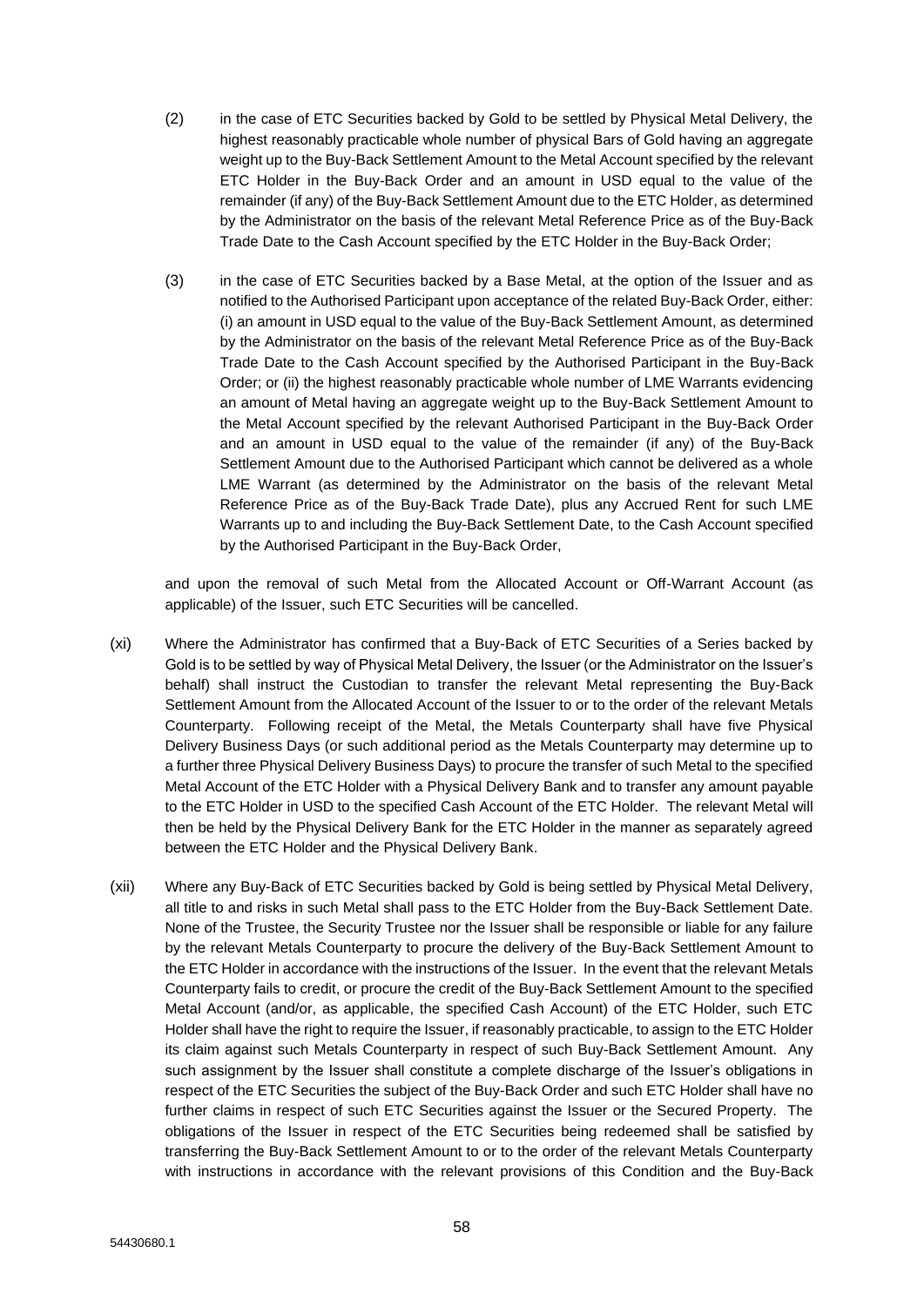(2) in the case of ETC Securities backed by Gold to be settled by Physical Metal Delivery, the highest reasonably practicable whole number of physical Bars of Gold having an aggregate weight up to the Buy-Back Settlement Amount to the Metal Account specified by the relevant ETC Holder in the Buy-Back Order and an amount in USD equal to the value of the remainder (if any) of the Buy-Back Settlement Amount due to the ETC Holder, as determined by the Administrator on the basis of the relevant Metal Reference Price as of the Buy-Back Trade Date to the Cash Account specified by the ETC Holder in the Buy-Back Order;

(3) in the case of ETC Securities backed by a Base Metal, at the option of the Issuer and as notified to the Authorised Participant upon acceptance of the related Buy-Back Order, either: (i) an amount in USD equal to the value of the Buy-Back Settlement Amount, as determined by the Administrator on the basis of the relevant Metal Reference Price as of the Buy-Back Trade Date to the Cash Account specified by the Authorised Participant in the Buy-Back Order; or (ii) the highest reasonably practicable whole number of LME Warrants evidencing an amount of Metal having an aggregate weight up to the Buy-Back Settlement Amount to the Metal Account specified by the relevant Authorised Participant in the Buy-Back Order and an amount in USD equal to the value of the remainder (if any) of the Buy-Back Settlement Amount due to the Authorised Participant which cannot be delivered as a whole LME Warrant (as determined by the Administrator on the basis of the relevant Metal Reference Price as of the Buy-Back Trade Date), plus any Accrued Rent for such LME Warrants up to and including the Buy-Back Settlement Date, to the Cash Account specified by the Authorised Participant in the Buy-Back Order,

and upon the removal of such Metal from the Allocated Account or Off-Warrant Account (as applicable) of the Issuer, such ETC Securities will be cancelled.

(xi) Where the Administrator has confirmed that a Buy-Back of ETC Securities of a Series backed by Gold is to be settled by way of Physical Metal Delivery, the Issuer (or the Administrator on the Issuer's behalf) shall instruct the Custodian to transfer the relevant Metal representing the Buy-Back Settlement Amount from the Allocated Account of the Issuer to or to the order of the relevant Metals Counterparty. Following receipt of the Metal, the Metals Counterparty shall have five Physical Delivery Business Days (or such additional period as the Metals Counterparty may determine up to a further three Physical Delivery Business Days) to procure the transfer of such Metal to the specified Metal Account of the ETC Holder with a Physical Delivery Bank and to transfer any amount payable to the ETC Holder in USD to the specified Cash Account of the ETC Holder. The relevant Metal will then be held by the Physical Delivery Bank for the ETC Holder in the manner as separately agreed between the ETC Holder and the Physical Delivery Bank.

(xii) Where any Buy-Back of ETC Securities backed by Gold is being settled by Physical Metal Delivery, all title to and risks in such Metal shall pass to the ETC Holder from the Buy-Back Settlement Date. None of the Trustee, the Security Trustee nor the Issuer shall be responsible or liable for any failure by the relevant Metals Counterparty to procure the delivery of the Buy-Back Settlement Amount to the ETC Holder in accordance with the instructions of the Issuer. In the event that the relevant Metals Counterparty fails to credit, or procure the credit of the Buy-Back Settlement Amount to the specified Metal Account (and/or, as applicable, the specified Cash Account) of the ETC Holder, such ETC Holder shall have the right to require the Issuer, if reasonably practicable, to assign to the ETC Holder its claim against such Metals Counterparty in respect of such Buy-Back Settlement Amount. Any such assignment by the Issuer shall constitute a complete discharge of the Issuer's obligations in respect of the ETC Securities the subject of the Buy-Back Order and such ETC Holder shall have no further claims in respect of such ETC Securities against the Issuer or the Secured Property. The obligations of the Issuer in respect of the ETC Securities being redeemed shall be satisfied by transferring the Buy-Back Settlement Amount to or to the order of the relevant Metals Counterparty with instructions in accordance with the relevant provisions of this Condition and the Buy-Back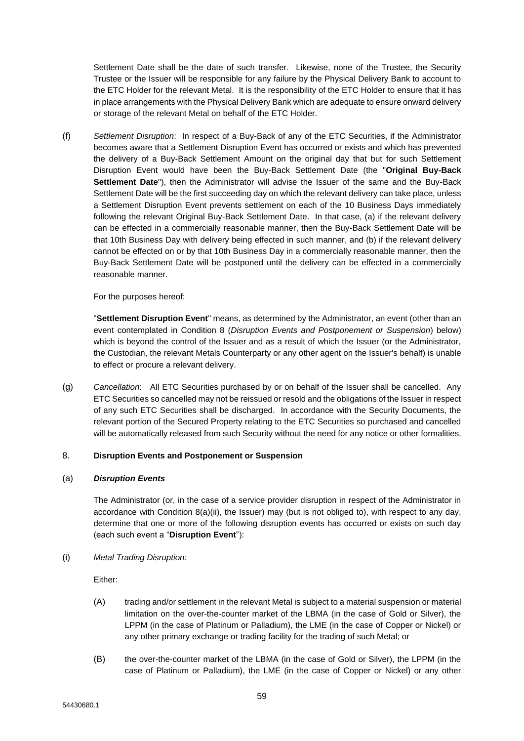Settlement Date shall be the date of such transfer. Likewise, none of the Trustee, the Security Trustee or the Issuer will be responsible for any failure by the Physical Delivery Bank to account to the ETC Holder for the relevant Metal. It is the responsibility of the ETC Holder to ensure that it has in place arrangements with the Physical Delivery Bank which are adequate to ensure onward delivery or storage of the relevant Metal on behalf of the ETC Holder.

(f) *Settlement Disruption*: In respect of a Buy-Back of any of the ETC Securities, if the Administrator becomes aware that a Settlement Disruption Event has occurred or exists and which has prevented the delivery of a Buy-Back Settlement Amount on the original day that but for such Settlement Disruption Event would have been the Buy-Back Settlement Date (the "**Original Buy-Back Settlement Date**"), then the Administrator will advise the Issuer of the same and the Buy-Back Settlement Date will be the first succeeding day on which the relevant delivery can take place, unless a Settlement Disruption Event prevents settlement on each of the 10 Business Days immediately following the relevant Original Buy-Back Settlement Date. In that case, (a) if the relevant delivery can be effected in a commercially reasonable manner, then the Buy-Back Settlement Date will be that 10th Business Day with delivery being effected in such manner, and (b) if the relevant delivery cannot be effected on or by that 10th Business Day in a commercially reasonable manner, then the Buy-Back Settlement Date will be postponed until the delivery can be effected in a commercially reasonable manner.

For the purposes hereof:

"**Settlement Disruption Event**" means, as determined by the Administrator, an event (other than an event contemplated in Condition 8 (*Disruption Events and Postponement or Suspension*) below) which is beyond the control of the Issuer and as a result of which the Issuer (or the Administrator, the Custodian, the relevant Metals Counterparty or any other agent on the Issuer's behalf) is unable to effect or procure a relevant delivery.

(g) *Cancellation*: All ETC Securities purchased by or on behalf of the Issuer shall be cancelled. Any ETC Securities so cancelled may not be reissued or resold and the obligations of the Issuer in respect of any such ETC Securities shall be discharged. In accordance with the Security Documents, the relevant portion of the Secured Property relating to the ETC Securities so purchased and cancelled will be automatically released from such Security without the need for any notice or other formalities.

## 8. Disruption Events and Postponement or Suspension

### (a) *Disruption Events*

The Administrator (or, in the case of a service provider disruption in respect of the Administrator in accordance with Condition 8(a)(ii), the Issuer) may (but is not obliged to), with respect to any day, determine that one or more of the following disruption events has occurred or exists on such day (each such event a "**Disruption Event**"):

(i) *Metal Trading Disruption:*

Either:

(A) trading and/or settlement in the relevant Metal is subject to a material suspension or material limitation on the over-the-counter market of the LBMA (in the case of Gold or Silver), the LPPM (in the case of Platinum or Palladium), the LME (in the case of Copper or Nickel) or any other primary exchange or trading facility for the trading of such Metal; or

(B) the over-the-counter market of the LBMA (in the case of Gold or Silver), the LPPM (in the case of Platinum or Palladium), the LME (in the case of Copper or Nickel) or any other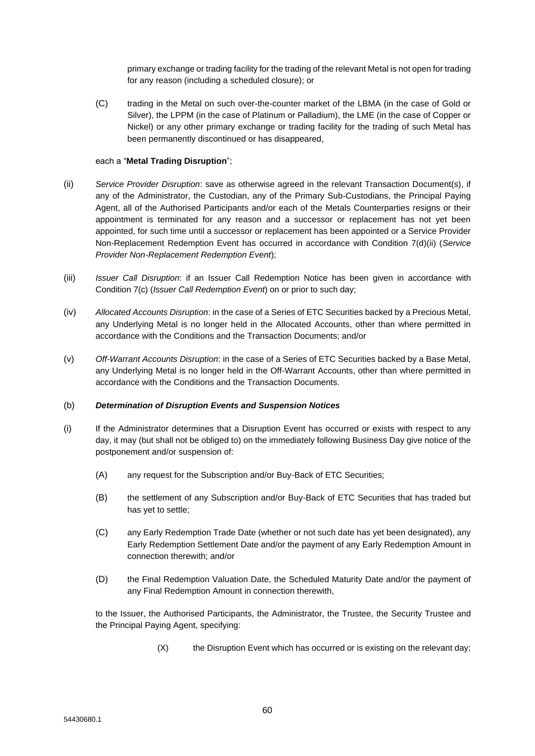primary exchange or trading facility for the trading of the relevant Metal is not open for trading for any reason (including a scheduled closure); or

(C) trading in the Metal on such over-the-counter market of the LBMA (in the case of Gold or Silver), the LPPM (in the case of Platinum or Palladium), the LME (in the case of Copper or Nickel) or any other primary exchange or trading facility for the trading of such Metal has been permanently discontinued or has disappeared,

each a "**Metal Trading Disruption**";

(ii) *Service Provider Disruption*: save as otherwise agreed in the relevant Transaction Document(s), if any of the Administrator, the Custodian, any of the Primary Sub-Custodians, the Principal Paying Agent, all of the Authorised Participants and/or each of the Metals Counterparties resigns or their appointment is terminated for any reason and a successor or replacement has not yet been appointed, for such time until a successor or replacement has been appointed or a Service Provider Non-Replacement Redemption Event has occurred in accordance with Condition 7(d)(ii) (*Service Provider Non-Replacement Redemption Event*);

(iii) *Issuer Call Disruption*: if an Issuer Call Redemption Notice has been given in accordance with Condition 7(c) (*Issuer Call Redemption Event*) on or prior to such day;

(iv) *Allocated Accounts Disruption*: in the case of a Series of ETC Securities backed by a Precious Metal, any Underlying Metal is no longer held in the Allocated Accounts, other than where permitted in accordance with the Conditions and the Transaction Documents; and/or

(v) *Off-Warrant Accounts Disruption*: in the case of a Series of ETC Securities backed by a Base Metal, any Underlying Metal is no longer held in the Off-Warrant Accounts, other than where permitted in accordance with the Conditions and the Transaction Documents.

(b) ***Determination of Disruption Events and Suspension Notices***

(i) If the Administrator determines that a Disruption Event has occurred or exists with respect to any day, it may (but shall not be obliged to) on the immediately following Business Day give notice of the postponement and/or suspension of:

(A) any request for the Subscription and/or Buy-Back of ETC Securities;

(B) the settlement of any Subscription and/or Buy-Back of ETC Securities that has traded but has yet to settle;

(C) any Early Redemption Trade Date (whether or not such date has yet been designated), any Early Redemption Settlement Date and/or the payment of any Early Redemption Amount in connection therewith; and/or

(D) the Final Redemption Valuation Date, the Scheduled Maturity Date and/or the payment of any Final Redemption Amount in connection therewith,

to the Issuer, the Authorised Participants, the Administrator, the Trustee, the Security Trustee and the Principal Paying Agent, specifying:

(X) the Disruption Event which has occurred or is existing on the relevant day;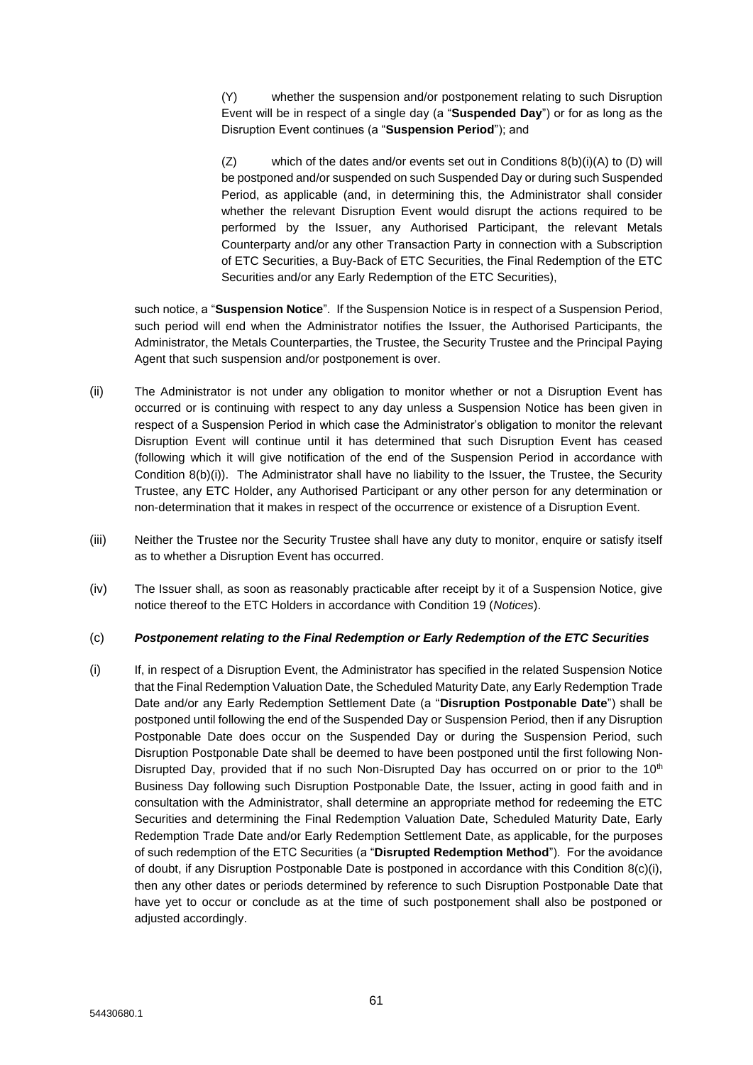(Y) whether the suspension and/or postponement relating to such Disruption Event will be in respect of a single day (a "**Suspended Day**") or for as long as the Disruption Event continues (a "**Suspension Period**"); and

(Z) which of the dates and/or events set out in Conditions 8(b)(i)(A) to (D) will be postponed and/or suspended on such Suspended Day or during such Suspended Period, as applicable (and, in determining this, the Administrator shall consider whether the relevant Disruption Event would disrupt the actions required to be performed by the Issuer, any Authorised Participant, the relevant Metals Counterparty and/or any other Transaction Party in connection with a Subscription of ETC Securities, a Buy-Back of ETC Securities, the Final Redemption of the ETC Securities and/or any Early Redemption of the ETC Securities),

such notice, a "**Suspension Notice**". If the Suspension Notice is in respect of a Suspension Period, such period will end when the Administrator notifies the Issuer, the Authorised Participants, the Administrator, the Metals Counterparties, the Trustee, the Security Trustee and the Principal Paying Agent that such suspension and/or postponement is over.

(ii) The Administrator is not under any obligation to monitor whether or not a Disruption Event has occurred or is continuing with respect to any day unless a Suspension Notice has been given in respect of a Suspension Period in which case the Administrator's obligation to monitor the relevant Disruption Event will continue until it has determined that such Disruption Event has ceased (following which it will give notification of the end of the Suspension Period in accordance with Condition 8(b)(i)). The Administrator shall have no liability to the Issuer, the Trustee, the Security Trustee, any ETC Holder, any Authorised Participant or any other person for any determination or non-determination that it makes in respect of the occurrence or existence of a Disruption Event.

(iii) Neither the Trustee nor the Security Trustee shall have any duty to monitor, enquire or satisfy itself as to whether a Disruption Event has occurred.

(iv) The Issuer shall, as soon as reasonably practicable after receipt by it of a Suspension Notice, give notice thereof to the ETC Holders in accordance with Condition 19 (*Notices*).

(c) ***Postponement relating to the Final Redemption or Early Redemption of the ETC Securities***

(i) If, in respect of a Disruption Event, the Administrator has specified in the related Suspension Notice that the Final Redemption Valuation Date, the Scheduled Maturity Date, any Early Redemption Trade Date and/or any Early Redemption Settlement Date (a "**Disruption Postponable Date**") shall be postponed until following the end of the Suspended Day or Suspension Period, then if any Disruption Postponable Date does occur on the Suspended Day or during the Suspension Period, such Disruption Postponable Date shall be deemed to have been postponed until the first following Non-Disrupted Day, provided that if no such Non-Disrupted Day has occurred on or prior to the 10th Business Day following such Disruption Postponable Date, the Issuer, acting in good faith and in consultation with the Administrator, shall determine an appropriate method for redeeming the ETC Securities and determining the Final Redemption Valuation Date, Scheduled Maturity Date, Early Redemption Trade Date and/or Early Redemption Settlement Date, as applicable, for the purposes of such redemption of the ETC Securities (a "**Disrupted Redemption Method**"). For the avoidance of doubt, if any Disruption Postponable Date is postponed in accordance with this Condition 8(c)(i), then any other dates or periods determined by reference to such Disruption Postponable Date that have yet to occur or conclude as at the time of such postponement shall also be postponed or adjusted accordingly.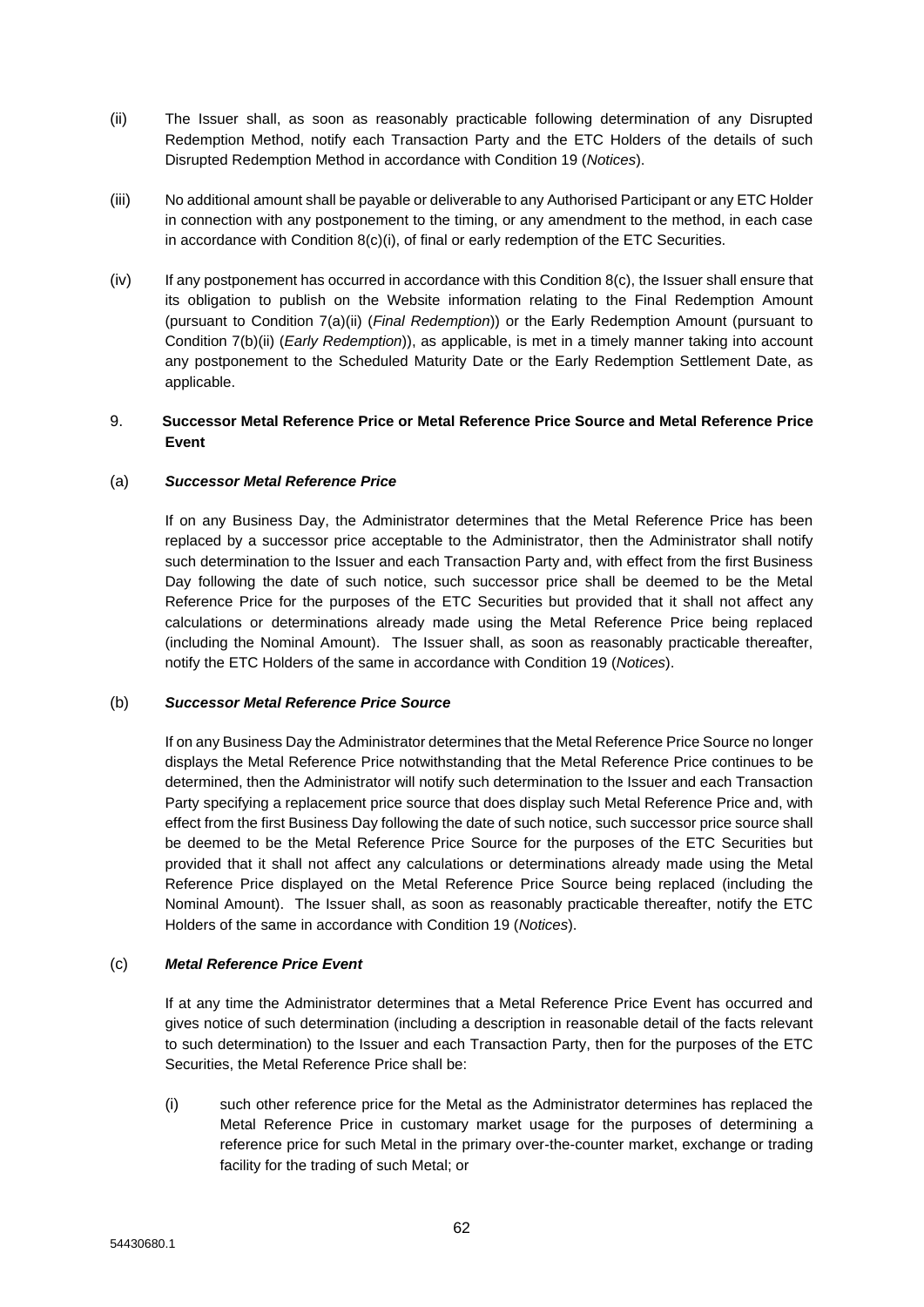(ii) The Issuer shall, as soon as reasonably practicable following determination of any Disrupted Redemption Method, notify each Transaction Party and the ETC Holders of the details of such Disrupted Redemption Method in accordance with Condition 19 (*Notices*).

(iii) No additional amount shall be payable or deliverable to any Authorised Participant or any ETC Holder in connection with any postponement to the timing, or any amendment to the method, in each case in accordance with Condition 8(c)(i), of final or early redemption of the ETC Securities.

(iv) If any postponement has occurred in accordance with this Condition 8(c), the Issuer shall ensure that its obligation to publish on the Website information relating to the Final Redemption Amount (pursuant to Condition 7(a)(ii) (*Final Redemption*)) or the Early Redemption Amount (pursuant to Condition 7(b)(ii) (*Early Redemption*)), as applicable, is met in a timely manner taking into account any postponement to the Scheduled Maturity Date or the Early Redemption Settlement Date, as applicable.

## 9. Successor Metal Reference Price or Metal Reference Price Source and Metal Reference Price Event

### (a) *Successor Metal Reference Price*

If on any Business Day, the Administrator determines that the Metal Reference Price has been replaced by a successor price acceptable to the Administrator, then the Administrator shall notify such determination to the Issuer and each Transaction Party and, with effect from the first Business Day following the date of such notice, such successor price shall be deemed to be the Metal Reference Price for the purposes of the ETC Securities but provided that it shall not affect any calculations or determinations already made using the Metal Reference Price being replaced (including the Nominal Amount). The Issuer shall, as soon as reasonably practicable thereafter, notify the ETC Holders of the same in accordance with Condition 19 (*Notices*).

### (b) *Successor Metal Reference Price Source*

If on any Business Day the Administrator determines that the Metal Reference Price Source no longer displays the Metal Reference Price notwithstanding that the Metal Reference Price continues to be determined, then the Administrator will notify such determination to the Issuer and each Transaction Party specifying a replacement price source that does display such Metal Reference Price and, with effect from the first Business Day following the date of such notice, such successor price source shall be deemed to be the Metal Reference Price Source for the purposes of the ETC Securities but provided that it shall not affect any calculations or determinations already made using the Metal Reference Price displayed on the Metal Reference Price Source being replaced (including the Nominal Amount). The Issuer shall, as soon as reasonably practicable thereafter, notify the ETC Holders of the same in accordance with Condition 19 (*Notices*).

### (c) *Metal Reference Price Event*

If at any time the Administrator determines that a Metal Reference Price Event has occurred and gives notice of such determination (including a description in reasonable detail of the facts relevant to such determination) to the Issuer and each Transaction Party, then for the purposes of the ETC Securities, the Metal Reference Price shall be:

(i) such other reference price for the Metal as the Administrator determines has replaced the Metal Reference Price in customary market usage for the purposes of determining a reference price for such Metal in the primary over-the-counter market, exchange or trading facility for the trading of such Metal; or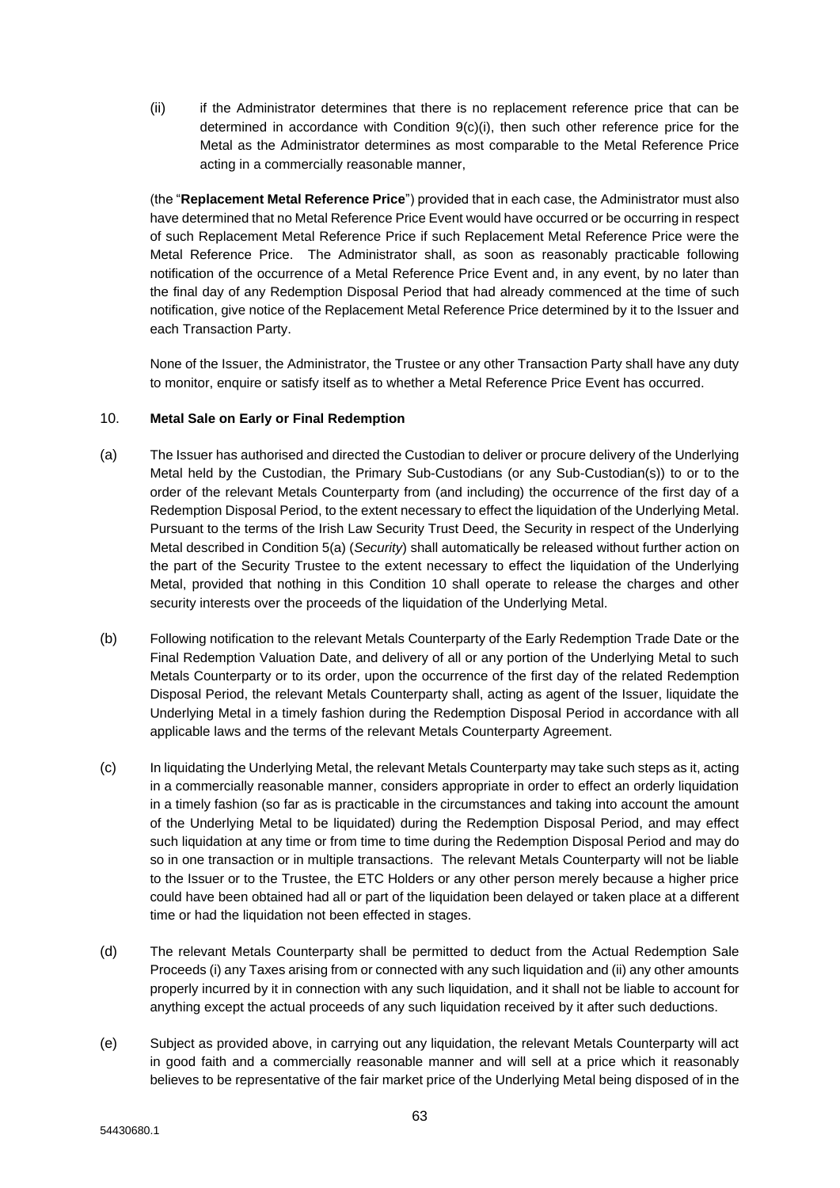(ii) if the Administrator determines that there is no replacement reference price that can be determined in accordance with Condition 9(c)(i), then such other reference price for the Metal as the Administrator determines as most comparable to the Metal Reference Price acting in a commercially reasonable manner,

(the "**Replacement Metal Reference Price**") provided that in each case, the Administrator must also have determined that no Metal Reference Price Event would have occurred or be occurring in respect of such Replacement Metal Reference Price if such Replacement Metal Reference Price were the Metal Reference Price. The Administrator shall, as soon as reasonably practicable following notification of the occurrence of a Metal Reference Price Event and, in any event, by no later than the final day of any Redemption Disposal Period that had already commenced at the time of such notification, give notice of the Replacement Metal Reference Price determined by it to the Issuer and each Transaction Party.

None of the Issuer, the Administrator, the Trustee or any other Transaction Party shall have any duty to monitor, enquire or satisfy itself as to whether a Metal Reference Price Event has occurred.

## 10. Metal Sale on Early or Final Redemption

(a) The Issuer has authorised and directed the Custodian to deliver or procure delivery of the Underlying Metal held by the Custodian, the Primary Sub-Custodians (or any Sub-Custodian(s)) to or to the order of the relevant Metals Counterparty from (and including) the occurrence of the first day of a Redemption Disposal Period, to the extent necessary to effect the liquidation of the Underlying Metal. Pursuant to the terms of the Irish Law Security Trust Deed, the Security in respect of the Underlying Metal described in Condition 5(a) (*Security*) shall automatically be released without further action on the part of the Security Trustee to the extent necessary to effect the liquidation of the Underlying Metal, provided that nothing in this Condition 10 shall operate to release the charges and other security interests over the proceeds of the liquidation of the Underlying Metal.

(b) Following notification to the relevant Metals Counterparty of the Early Redemption Trade Date or the Final Redemption Valuation Date, and delivery of all or any portion of the Underlying Metal to such Metals Counterparty or to its order, upon the occurrence of the first day of the related Redemption Disposal Period, the relevant Metals Counterparty shall, acting as agent of the Issuer, liquidate the Underlying Metal in a timely fashion during the Redemption Disposal Period in accordance with all applicable laws and the terms of the relevant Metals Counterparty Agreement.

(c) In liquidating the Underlying Metal, the relevant Metals Counterparty may take such steps as it, acting in a commercially reasonable manner, considers appropriate in order to effect an orderly liquidation in a timely fashion (so far as is practicable in the circumstances and taking into account the amount of the Underlying Metal to be liquidated) during the Redemption Disposal Period, and may effect such liquidation at any time or from time to time during the Redemption Disposal Period and may do so in one transaction or in multiple transactions. The relevant Metals Counterparty will not be liable to the Issuer or to the Trustee, the ETC Holders or any other person merely because a higher price could have been obtained had all or part of the liquidation been delayed or taken place at a different time or had the liquidation not been effected in stages.

(d) The relevant Metals Counterparty shall be permitted to deduct from the Actual Redemption Sale Proceeds (i) any Taxes arising from or connected with any such liquidation and (ii) any other amounts properly incurred by it in connection with any such liquidation, and it shall not be liable to account for anything except the actual proceeds of any such liquidation received by it after such deductions.

(e) Subject as provided above, in carrying out any liquidation, the relevant Metals Counterparty will act in good faith and a commercially reasonable manner and will sell at a price which it reasonably believes to be representative of the fair market price of the Underlying Metal being disposed of in the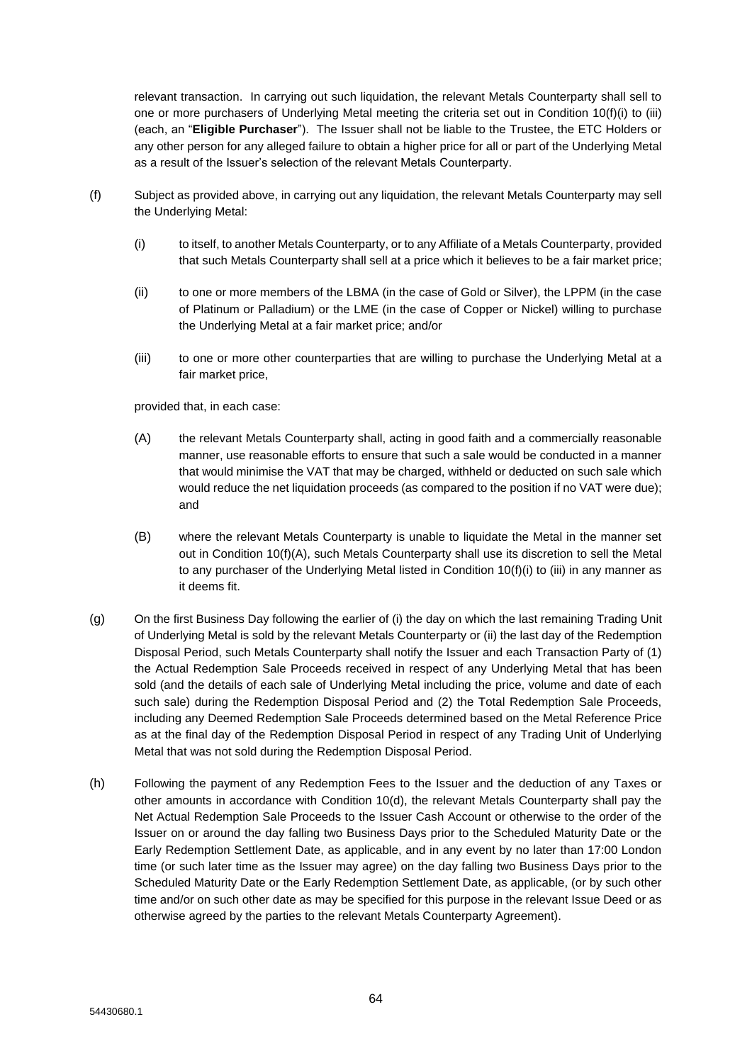relevant transaction. In carrying out such liquidation, the relevant Metals Counterparty shall sell to one or more purchasers of Underlying Metal meeting the criteria set out in Condition 10(f)(i) to (iii) (each, an "**Eligible Purchaser**"). The Issuer shall not be liable to the Trustee, the ETC Holders or any other person for any alleged failure to obtain a higher price for all or part of the Underlying Metal as a result of the Issuer's selection of the relevant Metals Counterparty.

(f) Subject as provided above, in carrying out any liquidation, the relevant Metals Counterparty may sell the Underlying Metal:

(i) to itself, to another Metals Counterparty, or to any Affiliate of a Metals Counterparty, provided that such Metals Counterparty shall sell at a price which it believes to be a fair market price;

(ii) to one or more members of the LBMA (in the case of Gold or Silver), the LPPM (in the case of Platinum or Palladium) or the LME (in the case of Copper or Nickel) willing to purchase the Underlying Metal at a fair market price; and/or

(iii) to one or more other counterparties that are willing to purchase the Underlying Metal at a fair market price,

provided that, in each case:

(A) the relevant Metals Counterparty shall, acting in good faith and a commercially reasonable manner, use reasonable efforts to ensure that such a sale would be conducted in a manner that would minimise the VAT that may be charged, withheld or deducted on such sale which would reduce the net liquidation proceeds (as compared to the position if no VAT were due); and

(B) where the relevant Metals Counterparty is unable to liquidate the Metal in the manner set out in Condition 10(f)(A), such Metals Counterparty shall use its discretion to sell the Metal to any purchaser of the Underlying Metal listed in Condition 10(f)(i) to (iii) in any manner as it deems fit.

(g) On the first Business Day following the earlier of (i) the day on which the last remaining Trading Unit of Underlying Metal is sold by the relevant Metals Counterparty or (ii) the last day of the Redemption Disposal Period, such Metals Counterparty shall notify the Issuer and each Transaction Party of (1) the Actual Redemption Sale Proceeds received in respect of any Underlying Metal that has been sold (and the details of each sale of Underlying Metal including the price, volume and date of each such sale) during the Redemption Disposal Period and (2) the Total Redemption Sale Proceeds, including any Deemed Redemption Sale Proceeds determined based on the Metal Reference Price as at the final day of the Redemption Disposal Period in respect of any Trading Unit of Underlying Metal that was not sold during the Redemption Disposal Period.

(h) Following the payment of any Redemption Fees to the Issuer and the deduction of any Taxes or other amounts in accordance with Condition 10(d), the relevant Metals Counterparty shall pay the Net Actual Redemption Sale Proceeds to the Issuer Cash Account or otherwise to the order of the Issuer on or around the day falling two Business Days prior to the Scheduled Maturity Date or the Early Redemption Settlement Date, as applicable, and in any event by no later than 17:00 London time (or such later time as the Issuer may agree) on the day falling two Business Days prior to the Scheduled Maturity Date or the Early Redemption Settlement Date, as applicable, (or by such other time and/or on such other date as may be specified for this purpose in the relevant Issue Deed or as otherwise agreed by the parties to the relevant Metals Counterparty Agreement).

54430680.1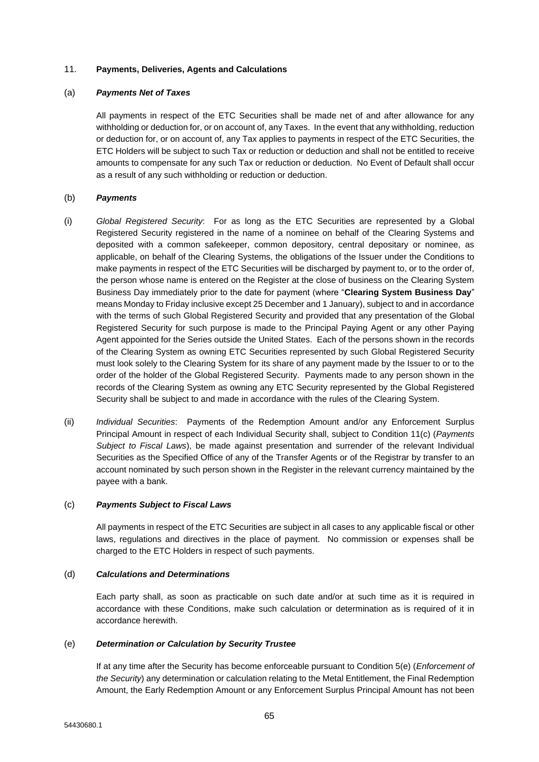## 11. **Payments, Deliveries, Agents and Calculations**

### (a) ***Payments Net of Taxes***

All payments in respect of the ETC Securities shall be made net of and after allowance for any withholding or deduction for, or on account of, any Taxes. In the event that any withholding, reduction or deduction for, or on account of, any Tax applies to payments in respect of the ETC Securities, the ETC Holders will be subject to such Tax or reduction or deduction and shall not be entitled to receive amounts to compensate for any such Tax or reduction or deduction. No Event of Default shall occur as a result of any such withholding or reduction or deduction.

### (b) ***Payments***

(i) *Global Registered Security*: For as long as the ETC Securities are represented by a Global Registered Security registered in the name of a nominee on behalf of the Clearing Systems and deposited with a common safekeeper, common depository, central depositary or nominee, as applicable, on behalf of the Clearing Systems, the obligations of the Issuer under the Conditions to make payments in respect of the ETC Securities will be discharged by payment to, or to the order of, the person whose name is entered on the Register at the close of business on the Clearing System Business Day immediately prior to the date for payment (where "**Clearing System Business Day**" means Monday to Friday inclusive except 25 December and 1 January), subject to and in accordance with the terms of such Global Registered Security and provided that any presentation of the Global Registered Security for such purpose is made to the Principal Paying Agent or any other Paying Agent appointed for the Series outside the United States. Each of the persons shown in the records of the Clearing System as owning ETC Securities represented by such Global Registered Security must look solely to the Clearing System for its share of any payment made by the Issuer to or to the order of the holder of the Global Registered Security. Payments made to any person shown in the records of the Clearing System as owning any ETC Security represented by the Global Registered Security shall be subject to and made in accordance with the rules of the Clearing System.

(ii) *Individual Securities*: Payments of the Redemption Amount and/or any Enforcement Surplus Principal Amount in respect of each Individual Security shall, subject to Condition 11(c) (*Payments Subject to Fiscal Laws*), be made against presentation and surrender of the relevant Individual Securities as the Specified Office of any of the Transfer Agents or of the Registrar by transfer to an account nominated by such person shown in the Register in the relevant currency maintained by the payee with a bank.

### (c) ***Payments Subject to Fiscal Laws***

All payments in respect of the ETC Securities are subject in all cases to any applicable fiscal or other laws, regulations and directives in the place of payment. No commission or expenses shall be charged to the ETC Holders in respect of such payments.

### (d) ***Calculations and Determinations***

Each party shall, as soon as practicable on such date and/or at such time as it is required in accordance with these Conditions, make such calculation or determination as is required of it in accordance herewith.

### (e) ***Determination or Calculation by Security Trustee***

If at any time after the Security has become enforceable pursuant to Condition 5(e) (*Enforcement of the Security*) any determination or calculation relating to the Metal Entitlement, the Final Redemption Amount, the Early Redemption Amount or any Enforcement Surplus Principal Amount has not been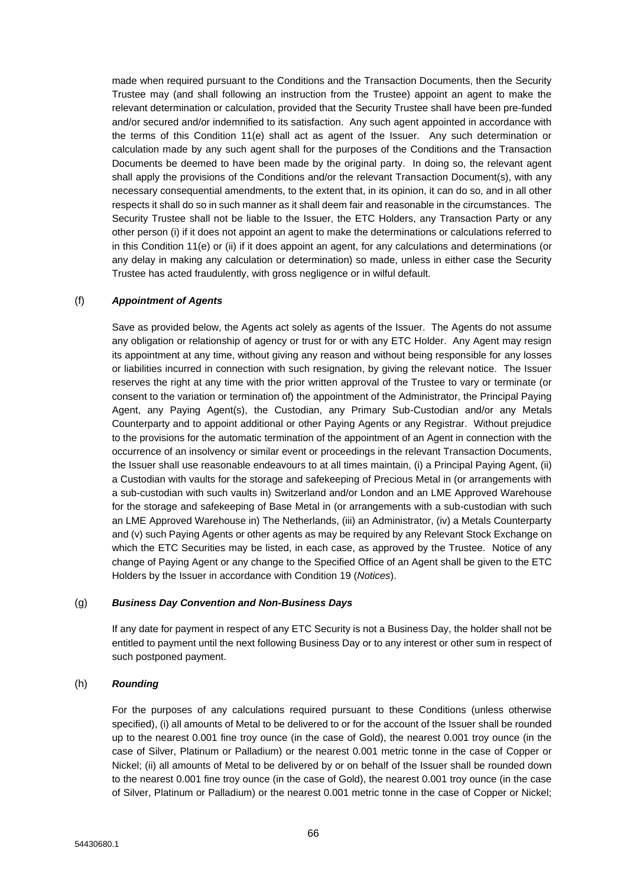made when required pursuant to the Conditions and the Transaction Documents, then the Security Trustee may (and shall following an instruction from the Trustee) appoint an agent to make the relevant determination or calculation, provided that the Security Trustee shall have been pre-funded and/or secured and/or indemnified to its satisfaction. Any such agent appointed in accordance with the terms of this Condition 11(e) shall act as agent of the Issuer. Any such determination or calculation made by any such agent shall for the purposes of the Conditions and the Transaction Documents be deemed to have been made by the original party. In doing so, the relevant agent shall apply the provisions of the Conditions and/or the relevant Transaction Document(s), with any necessary consequential amendments, to the extent that, in its opinion, it can do so, and in all other respects it shall do so in such manner as it shall deem fair and reasonable in the circumstances. The Security Trustee shall not be liable to the Issuer, the ETC Holders, any Transaction Party or any other person (i) if it does not appoint an agent to make the determinations or calculations referred to in this Condition 11(e) or (ii) if it does appoint an agent, for any calculations and determinations (or any delay in making any calculation or determination) so made, unless in either case the Security Trustee has acted fraudulently, with gross negligence or in wilful default.

(f) ***Appointment of Agents***

Save as provided below, the Agents act solely as agents of the Issuer. The Agents do not assume any obligation or relationship of agency or trust for or with any ETC Holder. Any Agent may resign its appointment at any time, without giving any reason and without being responsible for any losses or liabilities incurred in connection with such resignation, by giving the relevant notice. The Issuer reserves the right at any time with the prior written approval of the Trustee to vary or terminate (or consent to the variation or termination of) the appointment of the Administrator, the Principal Paying Agent, any Paying Agent(s), the Custodian, any Primary Sub-Custodian and/or any Metals Counterparty and to appoint additional or other Paying Agents or any Registrar. Without prejudice to the provisions for the automatic termination of the appointment of an Agent in connection with the occurrence of an insolvency or similar event or proceedings in the relevant Transaction Documents, the Issuer shall use reasonable endeavours to at all times maintain, (i) a Principal Paying Agent, (ii) a Custodian with vaults for the storage and safekeeping of Precious Metal in (or arrangements with a sub-custodian with such vaults in) Switzerland and/or London and an LME Approved Warehouse for the storage and safekeeping of Base Metal in (or arrangements with a sub-custodian with such an LME Approved Warehouse in) The Netherlands, (iii) an Administrator, (iv) a Metals Counterparty and (v) such Paying Agents or other agents as may be required by any Relevant Stock Exchange on which the ETC Securities may be listed, in each case, as approved by the Trustee. Notice of any change of Paying Agent or any change to the Specified Office of an Agent shall be given to the ETC Holders by the Issuer in accordance with Condition 19 (*Notices*).

(g) ***Business Day Convention and Non-Business Days***

If any date for payment in respect of any ETC Security is not a Business Day, the holder shall not be entitled to payment until the next following Business Day or to any interest or other sum in respect of such postponed payment.

(h) ***Rounding***

For the purposes of any calculations required pursuant to these Conditions (unless otherwise specified), (i) all amounts of Metal to be delivered to or for the account of the Issuer shall be rounded up to the nearest 0.001 fine troy ounce (in the case of Gold), the nearest 0.001 troy ounce (in the case of Silver, Platinum or Palladium) or the nearest 0.001 metric tonne in the case of Copper or Nickel; (ii) all amounts of Metal to be delivered by or on behalf of the Issuer shall be rounded down to the nearest 0.001 fine troy ounce (in the case of Gold), the nearest 0.001 troy ounce (in the case of Silver, Platinum or Palladium) or the nearest 0.001 metric tonne in the case of Copper or Nickel;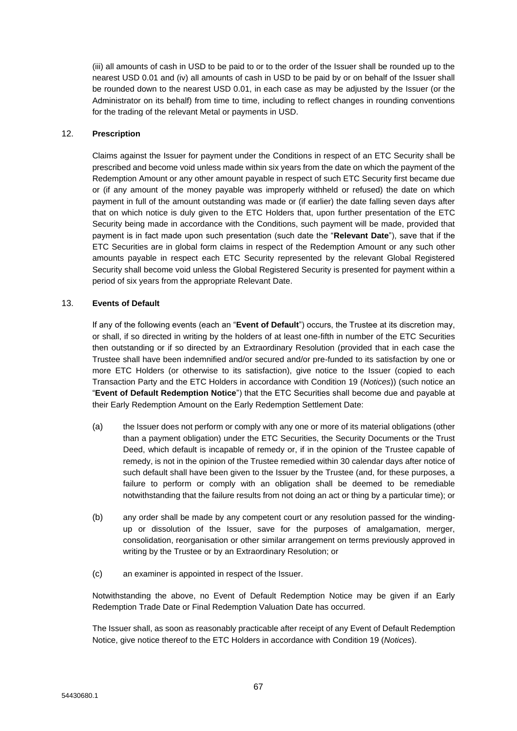(iii) all amounts of cash in USD to be paid to or to the order of the Issuer shall be rounded up to the nearest USD 0.01 and (iv) all amounts of cash in USD to be paid by or on behalf of the Issuer shall be rounded down to the nearest USD 0.01, in each case as may be adjusted by the Issuer (or the Administrator on its behalf) from time to time, including to reflect changes in rounding conventions for the trading of the relevant Metal or payments in USD.

## 12. **Prescription**

Claims against the Issuer for payment under the Conditions in respect of an ETC Security shall be prescribed and become void unless made within six years from the date on which the payment of the Redemption Amount or any other amount payable in respect of such ETC Security first became due or (if any amount of the money payable was improperly withheld or refused) the date on which payment in full of the amount outstanding was made or (if earlier) the date falling seven days after that on which notice is duly given to the ETC Holders that, upon further presentation of the ETC Security being made in accordance with the Conditions, such payment will be made, provided that payment is in fact made upon such presentation (such date the "**Relevant Date**"), save that if the ETC Securities are in global form claims in respect of the Redemption Amount or any such other amounts payable in respect each ETC Security represented by the relevant Global Registered Security shall become void unless the Global Registered Security is presented for payment within a period of six years from the appropriate Relevant Date.

## 13. **Events of Default**

If any of the following events (each an "**Event of Default**") occurs, the Trustee at its discretion may, or shall, if so directed in writing by the holders of at least one-fifth in number of the ETC Securities then outstanding or if so directed by an Extraordinary Resolution (provided that in each case the Trustee shall have been indemnified and/or secured and/or pre-funded to its satisfaction by one or more ETC Holders (or otherwise to its satisfaction), give notice to the Issuer (copied to each Transaction Party and the ETC Holders in accordance with Condition 19 (*Notices*)) (such notice an "**Event of Default Redemption Notice**") that the ETC Securities shall become due and payable at their Early Redemption Amount on the Early Redemption Settlement Date:

(a) the Issuer does not perform or comply with any one or more of its material obligations (other than a payment obligation) under the ETC Securities, the Security Documents or the Trust Deed, which default is incapable of remedy or, if in the opinion of the Trustee capable of remedy, is not in the opinion of the Trustee remedied within 30 calendar days after notice of such default shall have been given to the Issuer by the Trustee (and, for these purposes, a failure to perform or comply with an obligation shall be deemed to be remediable notwithstanding that the failure results from not doing an act or thing by a particular time); or

(b) any order shall be made by any competent court or any resolution passed for the winding-up or dissolution of the Issuer, save for the purposes of amalgamation, merger, consolidation, reorganisation or other similar arrangement on terms previously approved in writing by the Trustee or by an Extraordinary Resolution; or

(c) an examiner is appointed in respect of the Issuer.

Notwithstanding the above, no Event of Default Redemption Notice may be given if an Early Redemption Trade Date or Final Redemption Valuation Date has occurred.

The Issuer shall, as soon as reasonably practicable after receipt of any Event of Default Redemption Notice, give notice thereof to the ETC Holders in accordance with Condition 19 (*Notices*).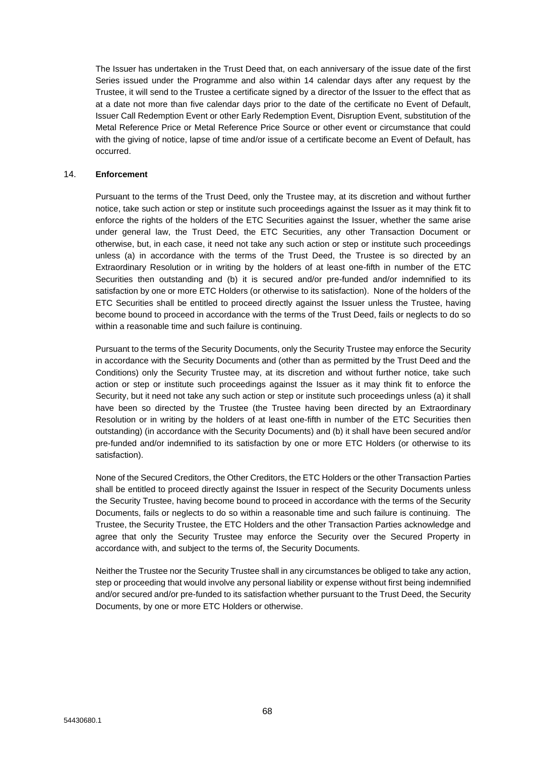The Issuer has undertaken in the Trust Deed that, on each anniversary of the issue date of the first Series issued under the Programme and also within 14 calendar days after any request by the Trustee, it will send to the Trustee a certificate signed by a director of the Issuer to the effect that as at a date not more than five calendar days prior to the date of the certificate no Event of Default, Issuer Call Redemption Event or other Early Redemption Event, Disruption Event, substitution of the Metal Reference Price or Metal Reference Price Source or other event or circumstance that could with the giving of notice, lapse of time and/or issue of a certificate become an Event of Default, has occurred.

## 14. **Enforcement**

Pursuant to the terms of the Trust Deed, only the Trustee may, at its discretion and without further notice, take such action or step or institute such proceedings against the Issuer as it may think fit to enforce the rights of the holders of the ETC Securities against the Issuer, whether the same arise under general law, the Trust Deed, the ETC Securities, any other Transaction Document or otherwise, but, in each case, it need not take any such action or step or institute such proceedings unless (a) in accordance with the terms of the Trust Deed, the Trustee is so directed by an Extraordinary Resolution or in writing by the holders of at least one-fifth in number of the ETC Securities then outstanding and (b) it is secured and/or pre-funded and/or indemnified to its satisfaction by one or more ETC Holders (or otherwise to its satisfaction). None of the holders of the ETC Securities shall be entitled to proceed directly against the Issuer unless the Trustee, having become bound to proceed in accordance with the terms of the Trust Deed, fails or neglects to do so within a reasonable time and such failure is continuing.

Pursuant to the terms of the Security Documents, only the Security Trustee may enforce the Security in accordance with the Security Documents and (other than as permitted by the Trust Deed and the Conditions) only the Security Trustee may, at its discretion and without further notice, take such action or step or institute such proceedings against the Issuer as it may think fit to enforce the Security, but it need not take any such action or step or institute such proceedings unless (a) it shall have been so directed by the Trustee (the Trustee having been directed by an Extraordinary Resolution or in writing by the holders of at least one-fifth in number of the ETC Securities then outstanding) (in accordance with the Security Documents) and (b) it shall have been secured and/or pre-funded and/or indemnified to its satisfaction by one or more ETC Holders (or otherwise to its satisfaction).

None of the Secured Creditors, the Other Creditors, the ETC Holders or the other Transaction Parties shall be entitled to proceed directly against the Issuer in respect of the Security Documents unless the Security Trustee, having become bound to proceed in accordance with the terms of the Security Documents, fails or neglects to do so within a reasonable time and such failure is continuing. The Trustee, the Security Trustee, the ETC Holders and the other Transaction Parties acknowledge and agree that only the Security Trustee may enforce the Security over the Secured Property in accordance with, and subject to the terms of, the Security Documents.

Neither the Trustee nor the Security Trustee shall in any circumstances be obliged to take any action, step or proceeding that would involve any personal liability or expense without first being indemnified and/or secured and/or pre-funded to its satisfaction whether pursuant to the Trust Deed, the Security Documents, by one or more ETC Holders or otherwise.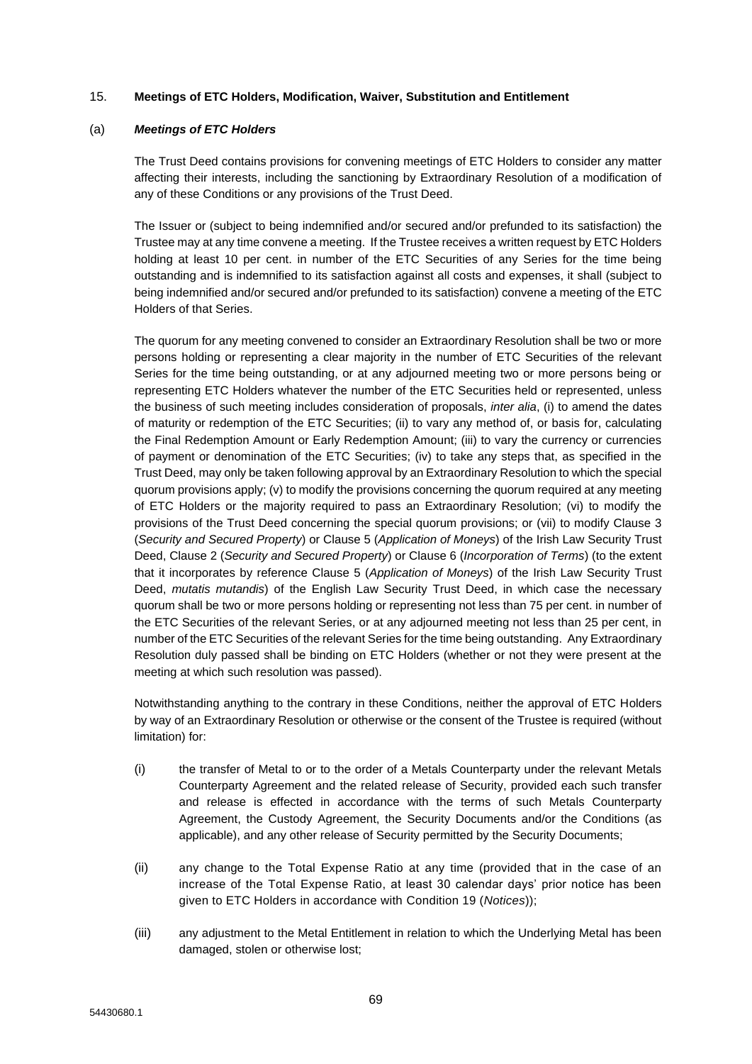## 15. Meetings of ETC Holders, Modification, Waiver, Substitution and Entitlement

### (a) *Meetings of ETC Holders*

The Trust Deed contains provisions for convening meetings of ETC Holders to consider any matter affecting their interests, including the sanctioning by Extraordinary Resolution of a modification of any of these Conditions or any provisions of the Trust Deed.

The Issuer or (subject to being indemnified and/or secured and/or prefunded to its satisfaction) the Trustee may at any time convene a meeting. If the Trustee receives a written request by ETC Holders holding at least 10 per cent. in number of the ETC Securities of any Series for the time being outstanding and is indemnified to its satisfaction against all costs and expenses, it shall (subject to being indemnified and/or secured and/or prefunded to its satisfaction) convene a meeting of the ETC Holders of that Series.

The quorum for any meeting convened to consider an Extraordinary Resolution shall be two or more persons holding or representing a clear majority in the number of ETC Securities of the relevant Series for the time being outstanding, or at any adjourned meeting two or more persons being or representing ETC Holders whatever the number of the ETC Securities held or represented, unless the business of such meeting includes consideration of proposals, *inter alia*, (i) to amend the dates of maturity or redemption of the ETC Securities; (ii) to vary any method of, or basis for, calculating the Final Redemption Amount or Early Redemption Amount; (iii) to vary the currency or currencies of payment or denomination of the ETC Securities; (iv) to take any steps that, as specified in the Trust Deed, may only be taken following approval by an Extraordinary Resolution to which the special quorum provisions apply; (v) to modify the provisions concerning the quorum required at any meeting of ETC Holders or the majority required to pass an Extraordinary Resolution; (vi) to modify the provisions of the Trust Deed concerning the special quorum provisions; or (vii) to modify Clause 3 (*Security and Secured Property*) or Clause 5 (*Application of Moneys*) of the Irish Law Security Trust Deed, Clause 2 (*Security and Secured Property*) or Clause 6 (*Incorporation of Terms*) (to the extent that it incorporates by reference Clause 5 (*Application of Moneys*) of the Irish Law Security Trust Deed, *mutatis mutandis*) of the English Law Security Trust Deed, in which case the necessary quorum shall be two or more persons holding or representing not less than 75 per cent. in number of the ETC Securities of the relevant Series, or at any adjourned meeting not less than 25 per cent, in number of the ETC Securities of the relevant Series for the time being outstanding. Any Extraordinary Resolution duly passed shall be binding on ETC Holders (whether or not they were present at the meeting at which such resolution was passed).

Notwithstanding anything to the contrary in these Conditions, neither the approval of ETC Holders by way of an Extraordinary Resolution or otherwise or the consent of the Trustee is required (without limitation) for:

(i) the transfer of Metal to or to the order of a Metals Counterparty under the relevant Metals Counterparty Agreement and the related release of Security, provided each such transfer and release is effected in accordance with the terms of such Metals Counterparty Agreement, the Custody Agreement, the Security Documents and/or the Conditions (as applicable), and any other release of Security permitted by the Security Documents;

(ii) any change to the Total Expense Ratio at any time (provided that in the case of an increase of the Total Expense Ratio, at least 30 calendar days' prior notice has been given to ETC Holders in accordance with Condition 19 (*Notices*));

(iii) any adjustment to the Metal Entitlement in relation to which the Underlying Metal has been damaged, stolen or otherwise lost;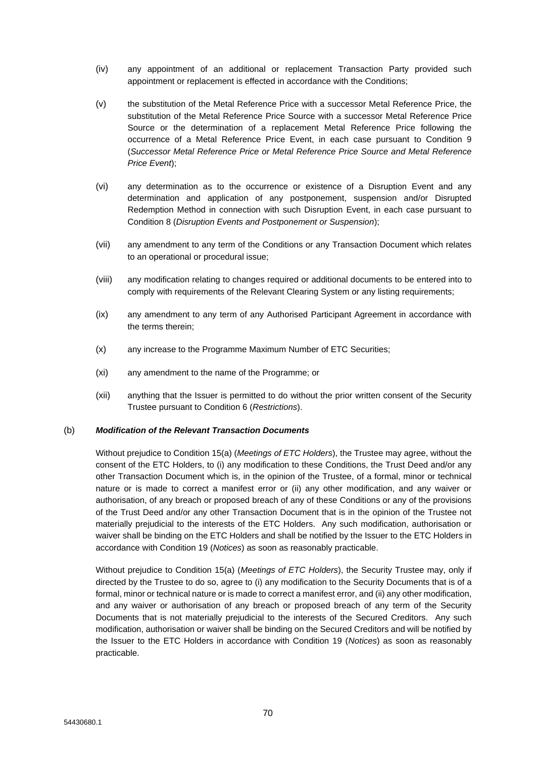(iv) any appointment of an additional or replacement Transaction Party provided such appointment or replacement is effected in accordance with the Conditions;

(v) the substitution of the Metal Reference Price with a successor Metal Reference Price, the substitution of the Metal Reference Price Source with a successor Metal Reference Price Source or the determination of a replacement Metal Reference Price following the occurrence of a Metal Reference Price Event, in each case pursuant to Condition 9 (*Successor Metal Reference Price or Metal Reference Price Source and Metal Reference Price Event*);

(vi) any determination as to the occurrence or existence of a Disruption Event and any determination and application of any postponement, suspension and/or Disrupted Redemption Method in connection with such Disruption Event, in each case pursuant to Condition 8 (*Disruption Events and Postponement or Suspension*);

(vii) any amendment to any term of the Conditions or any Transaction Document which relates to an operational or procedural issue;

(viii) any modification relating to changes required or additional documents to be entered into to comply with requirements of the Relevant Clearing System or any listing requirements;

(ix) any amendment to any term of any Authorised Participant Agreement in accordance with the terms therein;

(x) any increase to the Programme Maximum Number of ETC Securities;

(xi) any amendment to the name of the Programme; or

(xii) anything that the Issuer is permitted to do without the prior written consent of the Security Trustee pursuant to Condition 6 (*Restrictions*).

(b) ***Modification of the Relevant Transaction Documents***

Without prejudice to Condition 15(a) (*Meetings of ETC Holders*), the Trustee may agree, without the consent of the ETC Holders, to (i) any modification to these Conditions, the Trust Deed and/or any other Transaction Document which is, in the opinion of the Trustee, of a formal, minor or technical nature or is made to correct a manifest error or (ii) any other modification, and any waiver or authorisation, of any breach or proposed breach of any of these Conditions or any of the provisions of the Trust Deed and/or any other Transaction Document that is in the opinion of the Trustee not materially prejudicial to the interests of the ETC Holders. Any such modification, authorisation or waiver shall be binding on the ETC Holders and shall be notified by the Issuer to the ETC Holders in accordance with Condition 19 (*Notices*) as soon as reasonably practicable.

Without prejudice to Condition 15(a) (*Meetings of ETC Holders*), the Security Trustee may, only if directed by the Trustee to do so, agree to (i) any modification to the Security Documents that is of a formal, minor or technical nature or is made to correct a manifest error, and (ii) any other modification, and any waiver or authorisation of any breach or proposed breach of any term of the Security Documents that is not materially prejudicial to the interests of the Secured Creditors. Any such modification, authorisation or waiver shall be binding on the Secured Creditors and will be notified by the Issuer to the ETC Holders in accordance with Condition 19 (*Notices*) as soon as reasonably practicable.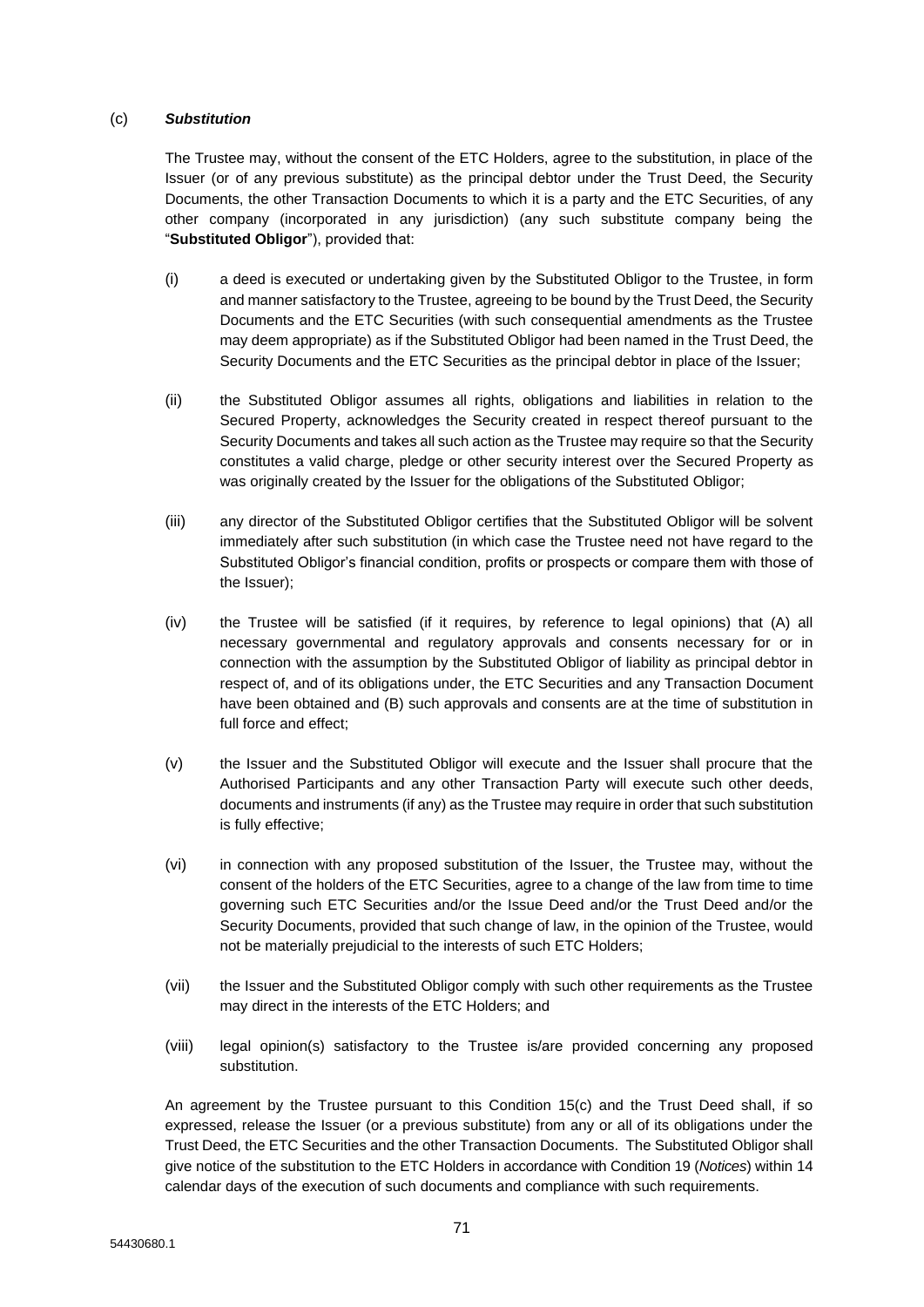(c) ***Substitution***

The Trustee may, without the consent of the ETC Holders, agree to the substitution, in place of the Issuer (or of any previous substitute) as the principal debtor under the Trust Deed, the Security Documents, the other Transaction Documents to which it is a party and the ETC Securities, of any other company (incorporated in any jurisdiction) (any such substitute company being the "**Substituted Obligor**"), provided that:

(i) a deed is executed or undertaking given by the Substituted Obligor to the Trustee, in form and manner satisfactory to the Trustee, agreeing to be bound by the Trust Deed, the Security Documents and the ETC Securities (with such consequential amendments as the Trustee may deem appropriate) as if the Substituted Obligor had been named in the Trust Deed, the Security Documents and the ETC Securities as the principal debtor in place of the Issuer;

(ii) the Substituted Obligor assumes all rights, obligations and liabilities in relation to the Secured Property, acknowledges the Security created in respect thereof pursuant to the Security Documents and takes all such action as the Trustee may require so that the Security constitutes a valid charge, pledge or other security interest over the Secured Property as was originally created by the Issuer for the obligations of the Substituted Obligor;

(iii) any director of the Substituted Obligor certifies that the Substituted Obligor will be solvent immediately after such substitution (in which case the Trustee need not have regard to the Substituted Obligor's financial condition, profits or prospects or compare them with those of the Issuer);

(iv) the Trustee will be satisfied (if it requires, by reference to legal opinions) that (A) all necessary governmental and regulatory approvals and consents necessary for or in connection with the assumption by the Substituted Obligor of liability as principal debtor in respect of, and of its obligations under, the ETC Securities and any Transaction Document have been obtained and (B) such approvals and consents are at the time of substitution in full force and effect;

(v) the Issuer and the Substituted Obligor will execute and the Issuer shall procure that the Authorised Participants and any other Transaction Party will execute such other deeds, documents and instruments (if any) as the Trustee may require in order that such substitution is fully effective;

(vi) in connection with any proposed substitution of the Issuer, the Trustee may, without the consent of the holders of the ETC Securities, agree to a change of the law from time to time governing such ETC Securities and/or the Issue Deed and/or the Trust Deed and/or the Security Documents, provided that such change of law, in the opinion of the Trustee, would not be materially prejudicial to the interests of such ETC Holders;

(vii) the Issuer and the Substituted Obligor comply with such other requirements as the Trustee may direct in the interests of the ETC Holders; and

(viii) legal opinion(s) satisfactory to the Trustee is/are provided concerning any proposed substitution.

An agreement by the Trustee pursuant to this Condition 15(c) and the Trust Deed shall, if so expressed, release the Issuer (or a previous substitute) from any or all of its obligations under the Trust Deed, the ETC Securities and the other Transaction Documents. The Substituted Obligor shall give notice of the substitution to the ETC Holders in accordance with Condition 19 (*Notices*) within 14 calendar days of the execution of such documents and compliance with such requirements.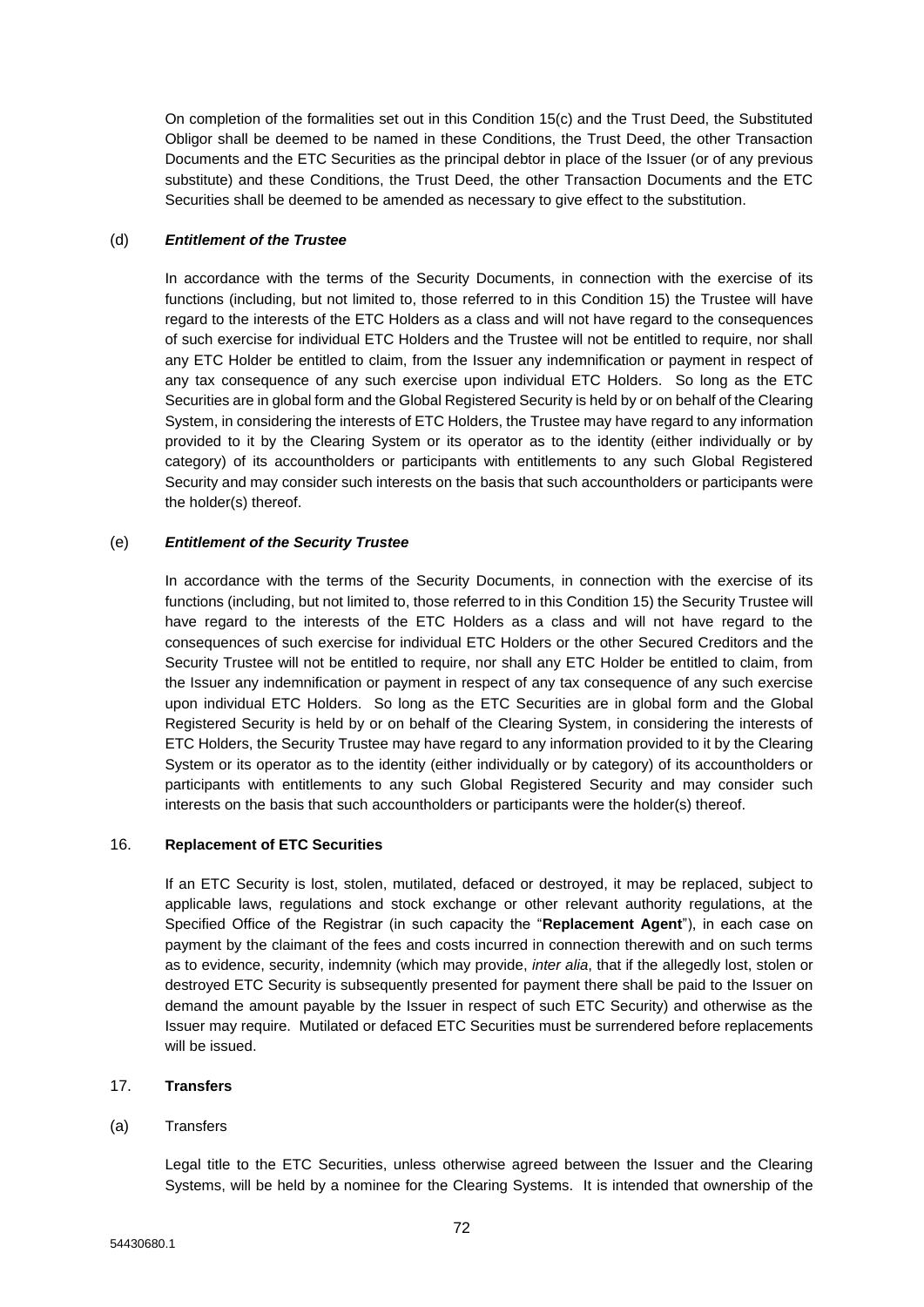On completion of the formalities set out in this Condition 15(c) and the Trust Deed, the Substituted Obligor shall be deemed to be named in these Conditions, the Trust Deed, the other Transaction Documents and the ETC Securities as the principal debtor in place of the Issuer (or of any previous substitute) and these Conditions, the Trust Deed, the other Transaction Documents and the ETC Securities shall be deemed to be amended as necessary to give effect to the substitution.

(d) ***Entitlement of the Trustee***

In accordance with the terms of the Security Documents, in connection with the exercise of its functions (including, but not limited to, those referred to in this Condition 15) the Trustee will have regard to the interests of the ETC Holders as a class and will not have regard to the consequences of such exercise for individual ETC Holders and the Trustee will not be entitled to require, nor shall any ETC Holder be entitled to claim, from the Issuer any indemnification or payment in respect of any tax consequence of any such exercise upon individual ETC Holders. So long as the ETC Securities are in global form and the Global Registered Security is held by or on behalf of the Clearing System, in considering the interests of ETC Holders, the Trustee may have regard to any information provided to it by the Clearing System or its operator as to the identity (either individually or by category) of its accountholders or participants with entitlements to any such Global Registered Security and may consider such interests on the basis that such accountholders or participants were the holder(s) thereof.

(e) ***Entitlement of the Security Trustee***

In accordance with the terms of the Security Documents, in connection with the exercise of its functions (including, but not limited to, those referred to in this Condition 15) the Security Trustee will have regard to the interests of the ETC Holders as a class and will not have regard to the consequences of such exercise for individual ETC Holders or the other Secured Creditors and the Security Trustee will not be entitled to require, nor shall any ETC Holder be entitled to claim, from the Issuer any indemnification or payment in respect of any tax consequence of any such exercise upon individual ETC Holders. So long as the ETC Securities are in global form and the Global Registered Security is held by or on behalf of the Clearing System, in considering the interests of ETC Holders, the Security Trustee may have regard to any information provided to it by the Clearing System or its operator as to the identity (either individually or by category) of its accountholders or participants with entitlements to any such Global Registered Security and may consider such interests on the basis that such accountholders or participants were the holder(s) thereof.

## 16. **Replacement of ETC Securities**

If an ETC Security is lost, stolen, mutilated, defaced or destroyed, it may be replaced, subject to applicable laws, regulations and stock exchange or other relevant authority regulations, at the Specified Office of the Registrar (in such capacity the "**Replacement Agent**"), in each case on payment by the claimant of the fees and costs incurred in connection therewith and on such terms as to evidence, security, indemnity (which may provide, *inter alia*, that if the allegedly lost, stolen or destroyed ETC Security is subsequently presented for payment there shall be paid to the Issuer on demand the amount payable by the Issuer in respect of such ETC Security) and otherwise as the Issuer may require. Mutilated or defaced ETC Securities must be surrendered before replacements will be issued.

## 17. **Transfers**

(a) Transfers

Legal title to the ETC Securities, unless otherwise agreed between the Issuer and the Clearing Systems, will be held by a nominee for the Clearing Systems. It is intended that ownership of the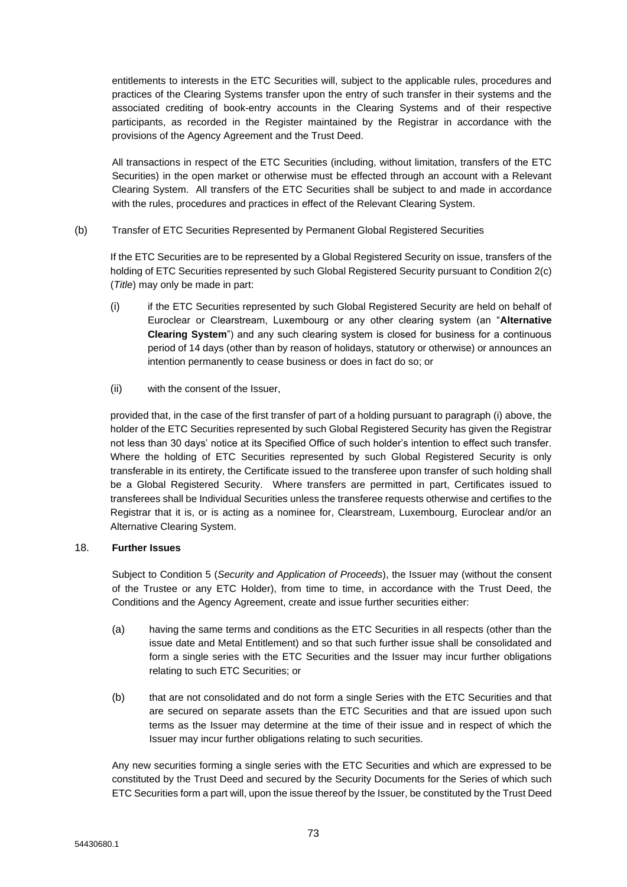entitlements to interests in the ETC Securities will, subject to the applicable rules, procedures and practices of the Clearing Systems transfer upon the entry of such transfer in their systems and the associated crediting of book-entry accounts in the Clearing Systems and of their respective participants, as recorded in the Register maintained by the Registrar in accordance with the provisions of the Agency Agreement and the Trust Deed.

All transactions in respect of the ETC Securities (including, without limitation, transfers of the ETC Securities) in the open market or otherwise must be effected through an account with a Relevant Clearing System. All transfers of the ETC Securities shall be subject to and made in accordance with the rules, procedures and practices in effect of the Relevant Clearing System.

(b) Transfer of ETC Securities Represented by Permanent Global Registered Securities

If the ETC Securities are to be represented by a Global Registered Security on issue, transfers of the holding of ETC Securities represented by such Global Registered Security pursuant to Condition 2(c) (*Title*) may only be made in part:

(i) if the ETC Securities represented by such Global Registered Security are held on behalf of Euroclear or Clearstream, Luxembourg or any other clearing system (an "**Alternative Clearing System**") and any such clearing system is closed for business for a continuous period of 14 days (other than by reason of holidays, statutory or otherwise) or announces an intention permanently to cease business or does in fact do so; or

(ii) with the consent of the Issuer,

provided that, in the case of the first transfer of part of a holding pursuant to paragraph (i) above, the holder of the ETC Securities represented by such Global Registered Security has given the Registrar not less than 30 days' notice at its Specified Office of such holder's intention to effect such transfer. Where the holding of ETC Securities represented by such Global Registered Security is only transferable in its entirety, the Certificate issued to the transferee upon transfer of such holding shall be a Global Registered Security. Where transfers are permitted in part, Certificates issued to transferees shall be Individual Securities unless the transferee requests otherwise and certifies to the Registrar that it is, or is acting as a nominee for, Clearstream, Luxembourg, Euroclear and/or an Alternative Clearing System.

## 18. Further Issues

Subject to Condition 5 (*Security and Application of Proceeds*), the Issuer may (without the consent of the Trustee or any ETC Holder), from time to time, in accordance with the Trust Deed, the Conditions and the Agency Agreement, create and issue further securities either:

(a) having the same terms and conditions as the ETC Securities in all respects (other than the issue date and Metal Entitlement) and so that such further issue shall be consolidated and form a single series with the ETC Securities and the Issuer may incur further obligations relating to such ETC Securities; or

(b) that are not consolidated and do not form a single Series with the ETC Securities and that are secured on separate assets than the ETC Securities and that are issued upon such terms as the Issuer may determine at the time of their issue and in respect of which the Issuer may incur further obligations relating to such securities.

Any new securities forming a single series with the ETC Securities and which are expressed to be constituted by the Trust Deed and secured by the Security Documents for the Series of which such ETC Securities form a part will, upon the issue thereof by the Issuer, be constituted by the Trust Deed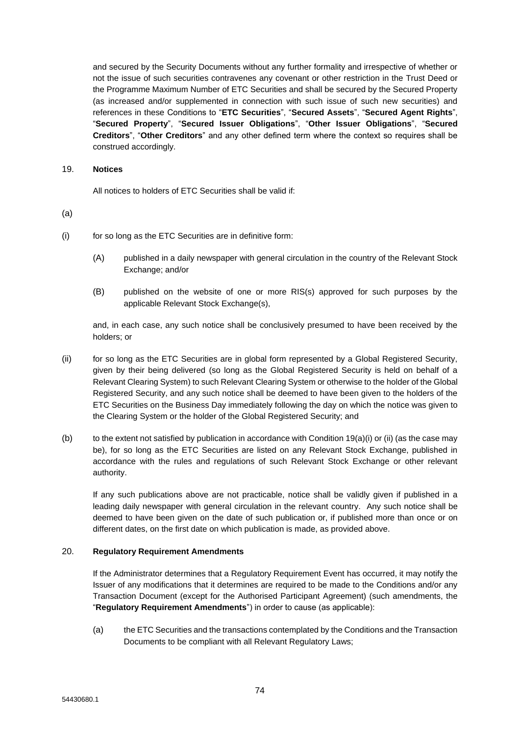and secured by the Security Documents without any further formality and irrespective of whether or not the issue of such securities contravenes any covenant or other restriction in the Trust Deed or the Programme Maximum Number of ETC Securities and shall be secured by the Secured Property (as increased and/or supplemented in connection with such issue of such new securities) and references in these Conditions to "**ETC Securities**", "**Secured Assets**", "**Secured Agent Rights**", "**Secured Property**", "**Secured Issuer Obligations**", "**Other Issuer Obligations**", "**Secured Creditors**", "**Other Creditors**" and any other defined term where the context so requires shall be construed accordingly.

## 19. Notices

All notices to holders of ETC Securities shall be valid if:

(a)

(i) for so long as the ETC Securities are in definitive form:

(A) published in a daily newspaper with general circulation in the country of the Relevant Stock Exchange; and/or

(B) published on the website of one or more RIS(s) approved for such purposes by the applicable Relevant Stock Exchange(s),

and, in each case, any such notice shall be conclusively presumed to have been received by the holders; or

(ii) for so long as the ETC Securities are in global form represented by a Global Registered Security, given by their being delivered (so long as the Global Registered Security is held on behalf of a Relevant Clearing System) to such Relevant Clearing System or otherwise to the holder of the Global Registered Security, and any such notice shall be deemed to have been given to the holders of the ETC Securities on the Business Day immediately following the day on which the notice was given to the Clearing System or the holder of the Global Registered Security; and

(b) to the extent not satisfied by publication in accordance with Condition 19(a)(i) or (ii) (as the case may be), for so long as the ETC Securities are listed on any Relevant Stock Exchange, published in accordance with the rules and regulations of such Relevant Stock Exchange or other relevant authority.

If any such publications above are not practicable, notice shall be validly given if published in a leading daily newspaper with general circulation in the relevant country. Any such notice shall be deemed to have been given on the date of such publication or, if published more than once or on different dates, on the first date on which publication is made, as provided above.

## 20. Regulatory Requirement Amendments

If the Administrator determines that a Regulatory Requirement Event has occurred, it may notify the Issuer of any modifications that it determines are required to be made to the Conditions and/or any Transaction Document (except for the Authorised Participant Agreement) (such amendments, the "**Regulatory Requirement Amendments**") in order to cause (as applicable):

(a) the ETC Securities and the transactions contemplated by the Conditions and the Transaction Documents to be compliant with all Relevant Regulatory Laws;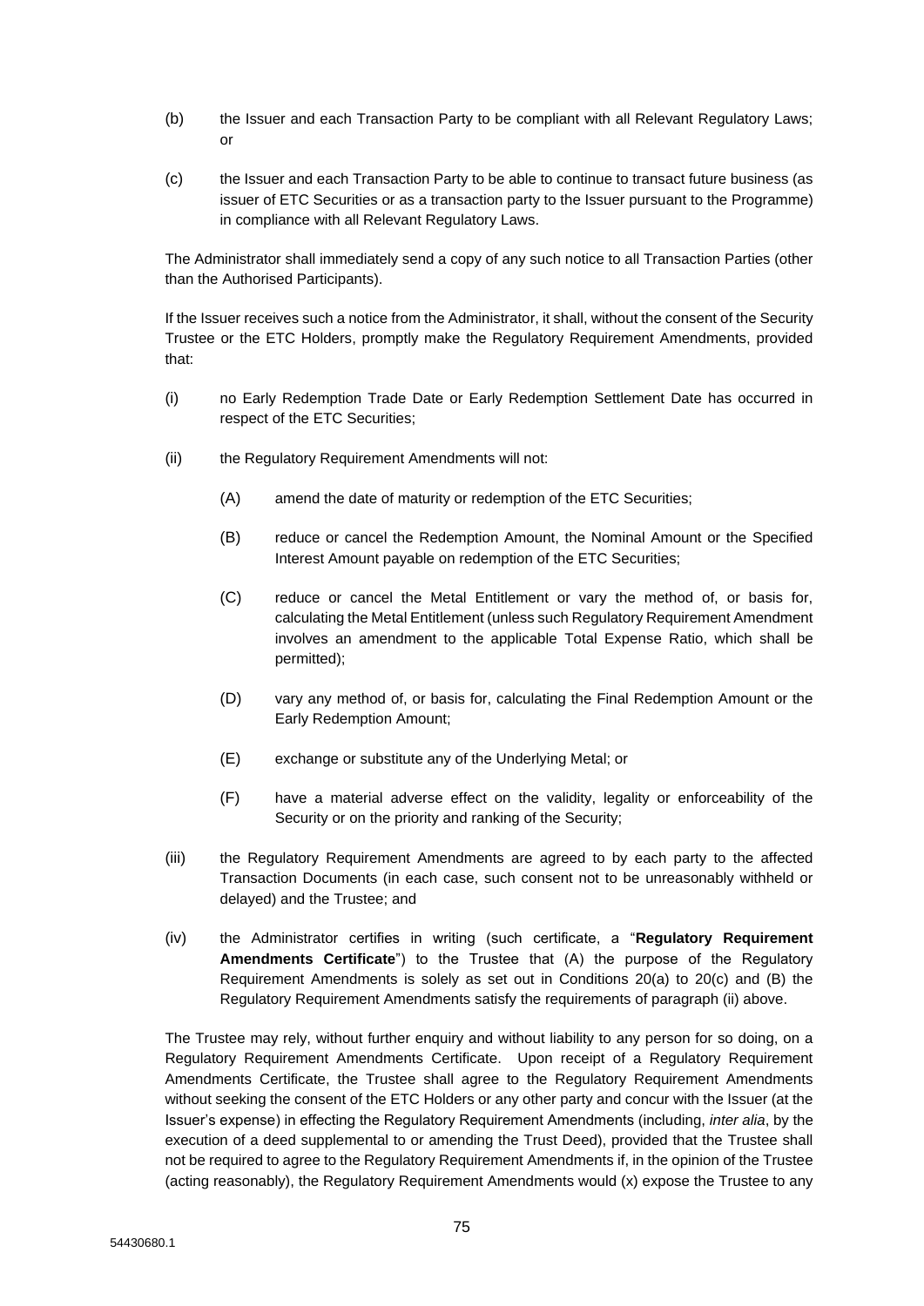(b) the Issuer and each Transaction Party to be compliant with all Relevant Regulatory Laws; or

(c) the Issuer and each Transaction Party to be able to continue to transact future business (as issuer of ETC Securities or as a transaction party to the Issuer pursuant to the Programme) in compliance with all Relevant Regulatory Laws.

The Administrator shall immediately send a copy of any such notice to all Transaction Parties (other than the Authorised Participants).

If the Issuer receives such a notice from the Administrator, it shall, without the consent of the Security Trustee or the ETC Holders, promptly make the Regulatory Requirement Amendments, provided that:

(i) no Early Redemption Trade Date or Early Redemption Settlement Date has occurred in respect of the ETC Securities;

(ii) the Regulatory Requirement Amendments will not:

   (A) amend the date of maturity or redemption of the ETC Securities;

   (B) reduce or cancel the Redemption Amount, the Nominal Amount or the Specified Interest Amount payable on redemption of the ETC Securities;

   (C) reduce or cancel the Metal Entitlement or vary the method of, or basis for, calculating the Metal Entitlement (unless such Regulatory Requirement Amendment involves an amendment to the applicable Total Expense Ratio, which shall be permitted);

   (D) vary any method of, or basis for, calculating the Final Redemption Amount or the Early Redemption Amount;

   (E) exchange or substitute any of the Underlying Metal; or

   (F) have a material adverse effect on the validity, legality or enforceability of the Security or on the priority and ranking of the Security;

(iii) the Regulatory Requirement Amendments are agreed to by each party to the affected Transaction Documents (in each case, such consent not to be unreasonably withheld or delayed) and the Trustee; and

(iv) the Administrator certifies in writing (such certificate, a "**Regulatory Requirement Amendments Certificate**") to the Trustee that (A) the purpose of the Regulatory Requirement Amendments is solely as set out in Conditions 20(a) to 20(c) and (B) the Regulatory Requirement Amendments satisfy the requirements of paragraph (ii) above.

The Trustee may rely, without further enquiry and without liability to any person for so doing, on a Regulatory Requirement Amendments Certificate. Upon receipt of a Regulatory Requirement Amendments Certificate, the Trustee shall agree to the Regulatory Requirement Amendments without seeking the consent of the ETC Holders or any other party and concur with the Issuer (at the Issuer's expense) in effecting the Regulatory Requirement Amendments (including, *inter alia*, by the execution of a deed supplemental to or amending the Trust Deed), provided that the Trustee shall not be required to agree to the Regulatory Requirement Amendments if, in the opinion of the Trustee (acting reasonably), the Regulatory Requirement Amendments would (x) expose the Trustee to any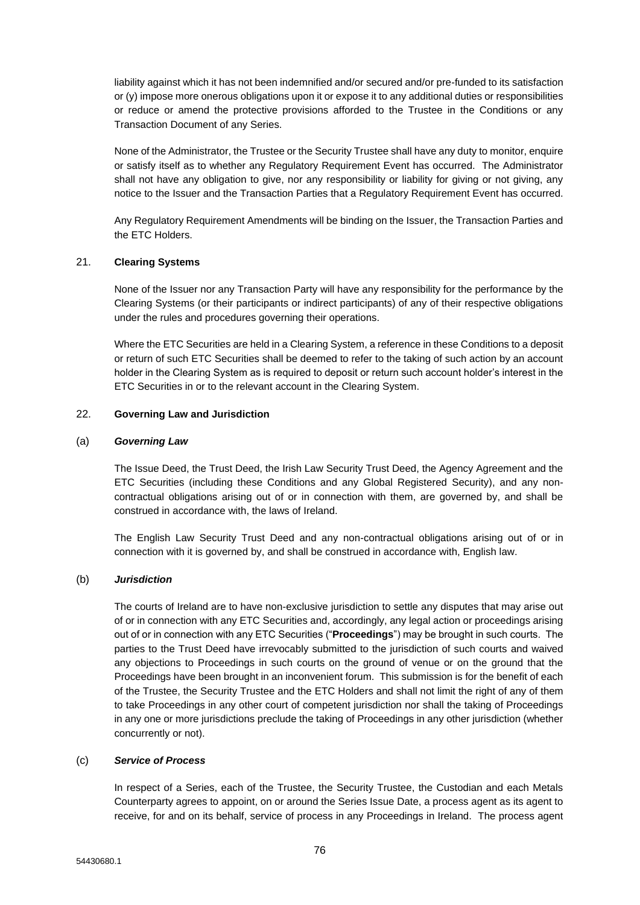liability against which it has not been indemnified and/or secured and/or pre-funded to its satisfaction or (y) impose more onerous obligations upon it or expose it to any additional duties or responsibilities or reduce or amend the protective provisions afforded to the Trustee in the Conditions or any Transaction Document of any Series.

None of the Administrator, the Trustee or the Security Trustee shall have any duty to monitor, enquire or satisfy itself as to whether any Regulatory Requirement Event has occurred. The Administrator shall not have any obligation to give, nor any responsibility or liability for giving or not giving, any notice to the Issuer and the Transaction Parties that a Regulatory Requirement Event has occurred.

Any Regulatory Requirement Amendments will be binding on the Issuer, the Transaction Parties and the ETC Holders.

## 21. **Clearing Systems**

None of the Issuer nor any Transaction Party will have any responsibility for the performance by the Clearing Systems (or their participants or indirect participants) of any of their respective obligations under the rules and procedures governing their operations.

Where the ETC Securities are held in a Clearing System, a reference in these Conditions to a deposit or return of such ETC Securities shall be deemed to refer to the taking of such action by an account holder in the Clearing System as is required to deposit or return such account holder's interest in the ETC Securities in or to the relevant account in the Clearing System.

## 22. **Governing Law and Jurisdiction**

### (a) ***Governing Law***

The Issue Deed, the Trust Deed, the Irish Law Security Trust Deed, the Agency Agreement and the ETC Securities (including these Conditions and any Global Registered Security), and any non-contractual obligations arising out of or in connection with them, are governed by, and shall be construed in accordance with, the laws of Ireland.

The English Law Security Trust Deed and any non-contractual obligations arising out of or in connection with it is governed by, and shall be construed in accordance with, English law.

### (b) ***Jurisdiction***

The courts of Ireland are to have non-exclusive jurisdiction to settle any disputes that may arise out of or in connection with any ETC Securities and, accordingly, any legal action or proceedings arising out of or in connection with any ETC Securities ("**Proceedings**") may be brought in such courts. The parties to the Trust Deed have irrevocably submitted to the jurisdiction of such courts and waived any objections to Proceedings in such courts on the ground of venue or on the ground that the Proceedings have been brought in an inconvenient forum. This submission is for the benefit of each of the Trustee, the Security Trustee and the ETC Holders and shall not limit the right of any of them to take Proceedings in any other court of competent jurisdiction nor shall the taking of Proceedings in any one or more jurisdictions preclude the taking of Proceedings in any other jurisdiction (whether concurrently or not).

### (c) ***Service of Process***

In respect of a Series, each of the Trustee, the Security Trustee, the Custodian and each Metals Counterparty agrees to appoint, on or around the Series Issue Date, a process agent as its agent to receive, for and on its behalf, service of process in any Proceedings in Ireland. The process agent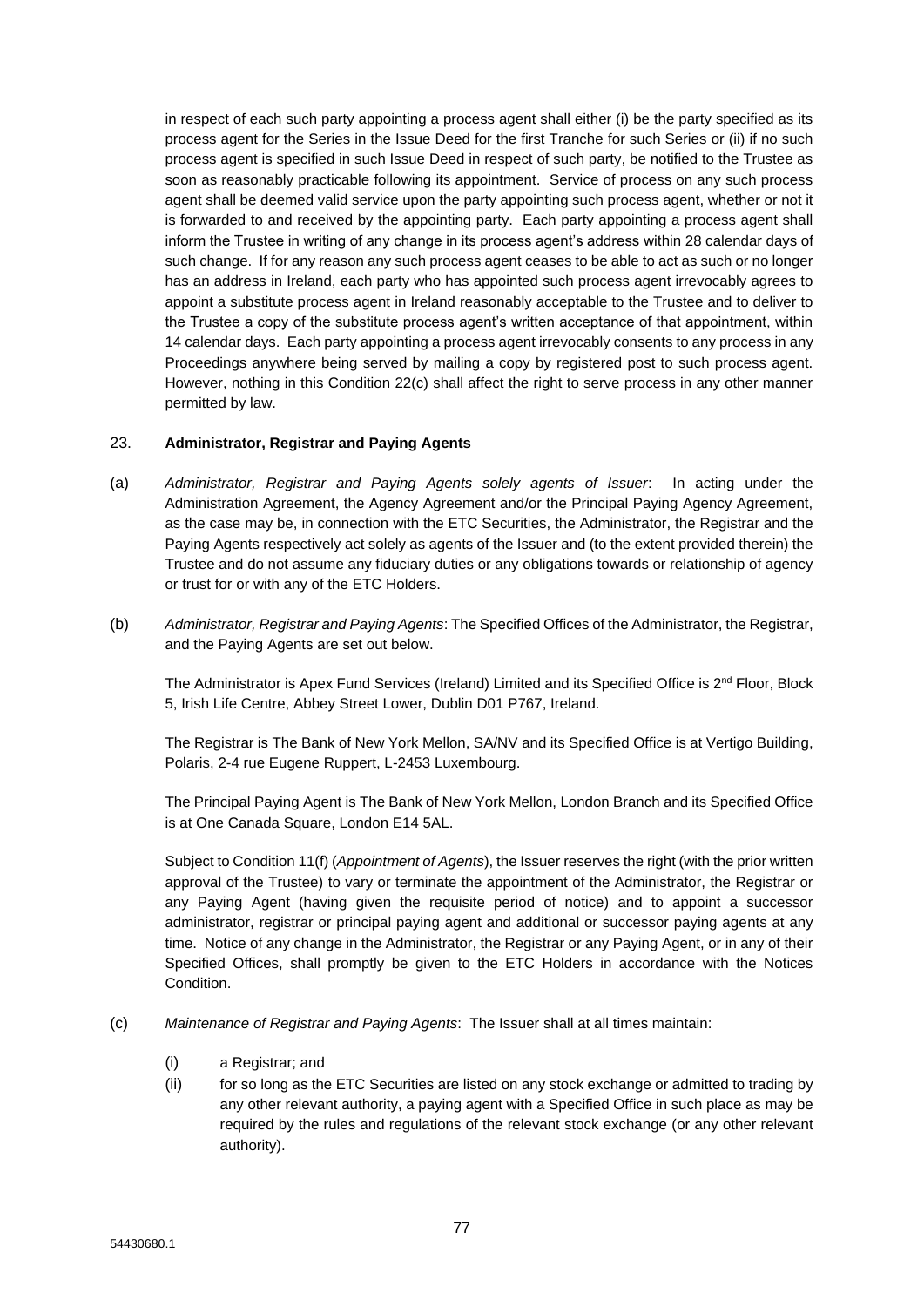in respect of each such party appointing a process agent shall either (i) be the party specified as its process agent for the Series in the Issue Deed for the first Tranche for such Series or (ii) if no such process agent is specified in such Issue Deed in respect of such party, be notified to the Trustee as soon as reasonably practicable following its appointment. Service of process on any such process agent shall be deemed valid service upon the party appointing such process agent, whether or not it is forwarded to and received by the appointing party. Each party appointing a process agent shall inform the Trustee in writing of any change in its process agent's address within 28 calendar days of such change. If for any reason any such process agent ceases to be able to act as such or no longer has an address in Ireland, each party who has appointed such process agent irrevocably agrees to appoint a substitute process agent in Ireland reasonably acceptable to the Trustee and to deliver to the Trustee a copy of the substitute process agent's written acceptance of that appointment, within 14 calendar days. Each party appointing a process agent irrevocably consents to any process in any Proceedings anywhere being served by mailing a copy by registered post to such process agent. However, nothing in this Condition 22(c) shall affect the right to serve process in any other manner permitted by law.

## 23. Administrator, Registrar and Paying Agents

(a) *Administrator, Registrar and Paying Agents solely agents of Issuer*: In acting under the Administration Agreement, the Agency Agreement and/or the Principal Paying Agency Agreement, as the case may be, in connection with the ETC Securities, the Administrator, the Registrar and the Paying Agents respectively act solely as agents of the Issuer and (to the extent provided therein) the Trustee and do not assume any fiduciary duties or any obligations towards or relationship of agency or trust for or with any of the ETC Holders.

(b) *Administrator, Registrar and Paying Agents*: The Specified Offices of the Administrator, the Registrar, and the Paying Agents are set out below.

The Administrator is Apex Fund Services (Ireland) Limited and its Specified Office is 2nd Floor, Block 5, Irish Life Centre, Abbey Street Lower, Dublin D01 P767, Ireland.

The Registrar is The Bank of New York Mellon, SA/NV and its Specified Office is at Vertigo Building, Polaris, 2-4 rue Eugene Ruppert, L-2453 Luxembourg.

The Principal Paying Agent is The Bank of New York Mellon, London Branch and its Specified Office is at One Canada Square, London E14 5AL.

Subject to Condition 11(f) (*Appointment of Agents*), the Issuer reserves the right (with the prior written approval of the Trustee) to vary or terminate the appointment of the Administrator, the Registrar or any Paying Agent (having given the requisite period of notice) and to appoint a successor administrator, registrar or principal paying agent and additional or successor paying agents at any time. Notice of any change in the Administrator, the Registrar or any Paying Agent, or in any of their Specified Offices, shall promptly be given to the ETC Holders in accordance with the Notices Condition.

(c) *Maintenance of Registrar and Paying Agents*: The Issuer shall at all times maintain:

  (i) a Registrar; and

  (ii) for so long as the ETC Securities are listed on any stock exchange or admitted to trading by any other relevant authority, a paying agent with a Specified Office in such place as may be required by the rules and regulations of the relevant stock exchange (or any other relevant authority).